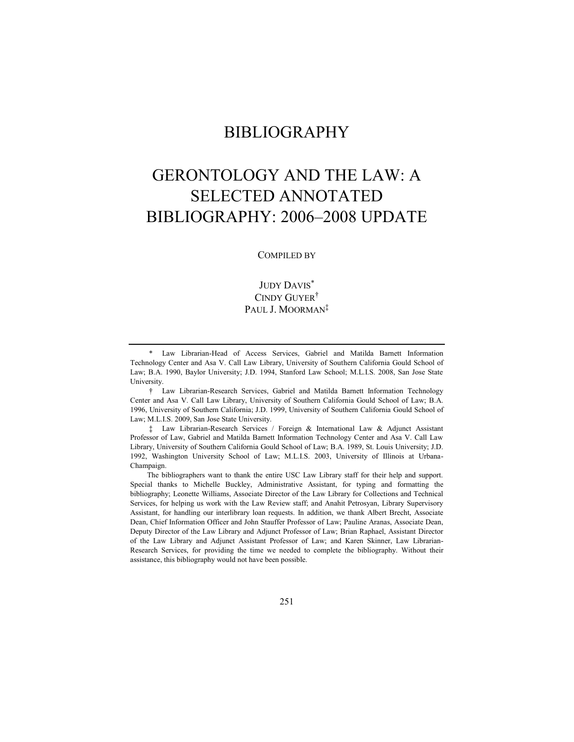# BIBLIOGRAPHY

# GERONTOLOGY AND THE LAW: A SELECTED ANNOTATED BIBLIOGRAPHY: 2006–2008 UPDATE

COMPILED BY

JUDY DAVIS*
CINDY GUYER†
PAUL J. MOORMAN‡

---

\* Law Librarian-Head of Access Services, Gabriel and Matilda Barnett Information Technology Center and Asa V. Call Law Library, University of Southern California Gould School of Law; B.A. 1990, Baylor University; J.D. 1994, Stanford Law School; M.L.I.S. 2008, San Jose State University.

† Law Librarian-Research Services, Gabriel and Matilda Barnett Information Technology Center and Asa V. Call Law Library, University of Southern California Gould School of Law; B.A. 1996, University of Southern California; J.D. 1999, University of Southern California Gould School of Law; M.L.I.S. 2009, San Jose State University.

‡ Law Librarian-Research Services / Foreign & International Law & Adjunct Assistant Professor of Law, Gabriel and Matilda Barnett Information Technology Center and Asa V. Call Law Library, University of Southern California Gould School of Law; B.A. 1989, St. Louis University; J.D. 1992, Washington University School of Law; M.L.I.S. 2003, University of Illinois at Urbana-Champaign.

The bibliographers want to thank the entire USC Law Library staff for their help and support. Special thanks to Michelle Buckley, Administrative Assistant, for typing and formatting the bibliography; Leonette Williams, Associate Director of the Law Library for Collections and Technical Services, for helping us work with the Law Review staff; and Anahit Petrosyan, Library Supervisory Assistant, for handling our interlibrary loan requests. In addition, we thank Albert Brecht, Associate Dean, Chief Information Officer and John Stauffer Professor of Law; Pauline Aranas, Associate Dean, Deputy Director of the Law Library and Adjunct Professor of Law; Brian Raphael, Assistant Director of the Law Library and Adjunct Assistant Professor of Law; and Karen Skinner, Law Librarian-Research Services, for providing the time we needed to complete the bibliography. Without their assistance, this bibliography would not have been possible.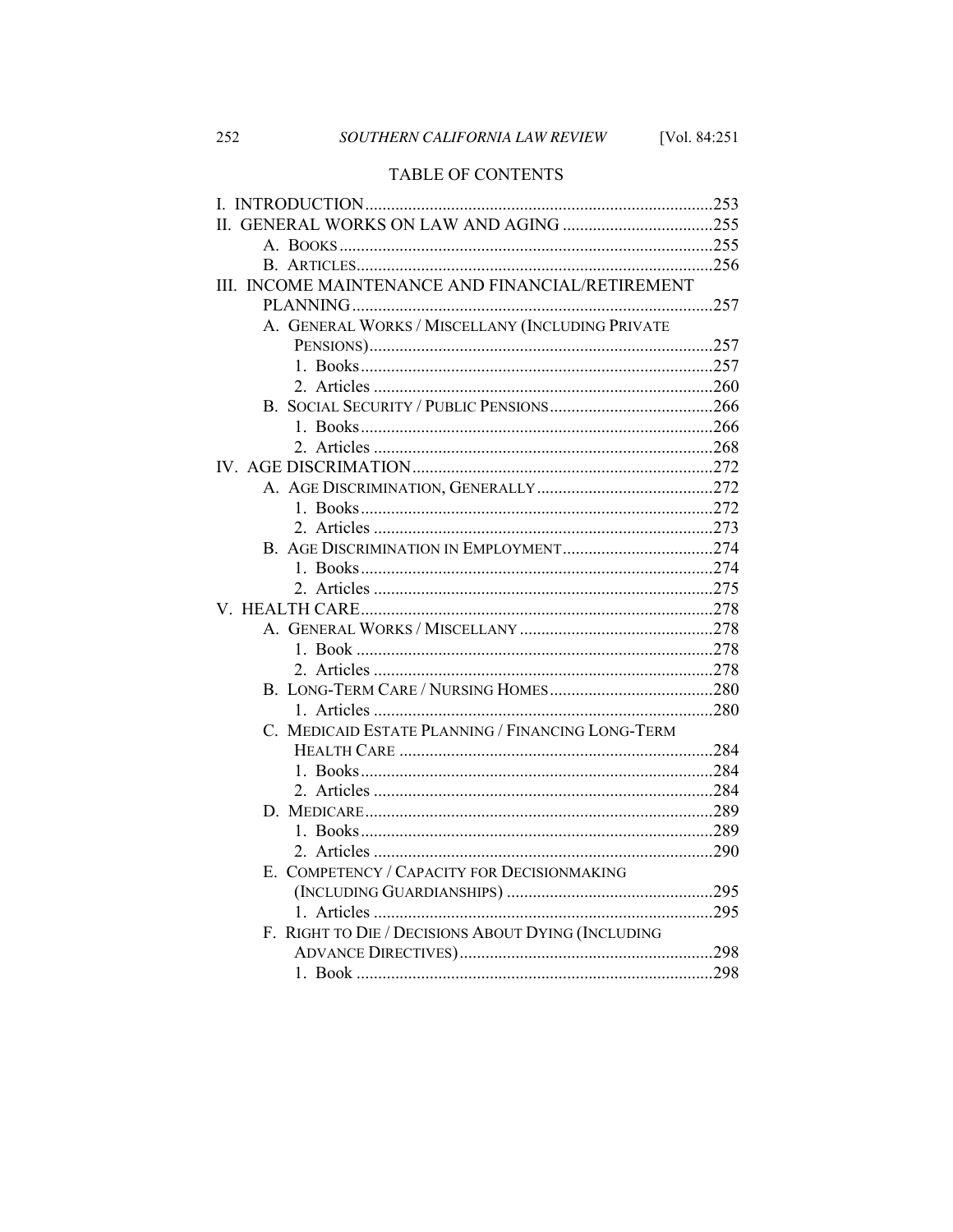## TABLE OF CONTENTS

I. INTRODUCTION ........................................................................ 253
II. GENERAL WORKS ON LAW AND AGING ........................................ 255
  A. BOOKS ............................................................................. 255
  B. ARTICLES .......................................................................... 256
III. INCOME MAINTENANCE AND FINANCIAL/RETIREMENT PLANNING ........................................................................... 257
  A. GENERAL WORKS / MISCELLANY (INCLUDING PRIVATE PENSIONS) ........................................................................ 257
    1. Books ........................................................................... 257
    2. Articles ......................................................................... 260
  B. SOCIAL SECURITY / PUBLIC PENSIONS ...................................... 266
    1. Books ........................................................................... 266
    2. Articles ......................................................................... 268
IV. AGE DISCRIMATION ................................................................ 272
  A. AGE DISCRIMINATION, GENERALLY ......................................... 272
    1. Books ........................................................................... 272
    2. Articles ......................................................................... 273
  B. AGE DISCRIMINATION IN EMPLOYMENT ..................................... 274
    1. Books ........................................................................... 274
    2. Articles ......................................................................... 275
V. HEALTH CARE ......................................................................... 278
  A. GENERAL WORKS / MISCELLANY ............................................. 278
    1. Book ............................................................................ 278
    2. Articles ......................................................................... 278
  B. LONG-TERM CARE / NURSING HOMES ........................................ 280
    1. Articles ......................................................................... 280
  C. MEDICAID ESTATE PLANNING / FINANCING LONG-TERM HEALTH CARE ................................................................... 284
    1. Books ........................................................................... 284
    2. Articles ......................................................................... 284
  D. MEDICARE .......................................................................... 289
    1. Books ........................................................................... 289
    2. Articles ......................................................................... 290
  E. COMPETENCY / CAPACITY FOR DECISIONMAKING (INCLUDING GUARDIANSHIPS) ................................................ 295
    1. Articles ......................................................................... 295
  F. RIGHT TO DIE / DECISIONS ABOUT DYING (INCLUDING ADVANCE DIRECTIVES) ........................................................... 298
    1. Book ............................................................................ 298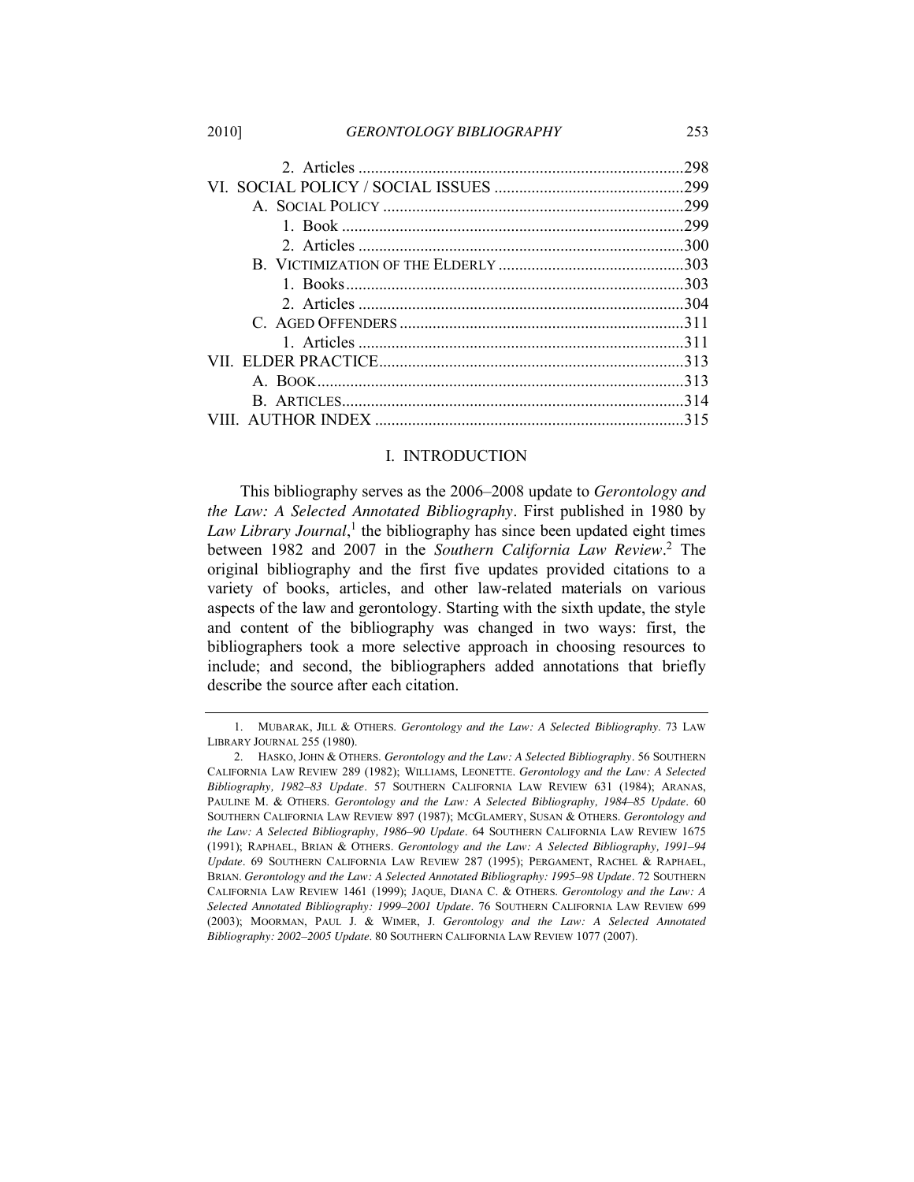2. Articles ............................................................................298

VI. SOCIAL POLICY / SOCIAL ISSUES ..........................................299

A. SOCIAL POLICY ......................................................................299

1. Book ................................................................................299

2. Articles ............................................................................300

B. VICTIMIZATION OF THE ELDERLY ...........................................303

1. Books...............................................................................303

2. Articles ............................................................................304

C. AGED OFFENDERS ...................................................................311

1. Articles ............................................................................311

VII. ELDER PRACTICE.......................................................................313

A. BOOK......................................................................................313

B. ARTICLES................................................................................314

VIII. AUTHOR INDEX .........................................................................315

# I. INTRODUCTION

This bibliography serves as the 2006–2008 update to *Gerontology and the Law: A Selected Annotated Bibliography*. First published in 1980 by *Law Library Journal*,[1] the bibliography has since been updated eight times between 1982 and 2007 in the *Southern California Law Review*.[2] The original bibliography and the first five updates provided citations to a variety of books, articles, and other law-related materials on various aspects of the law and gerontology. Starting with the sixth update, the style and content of the bibliography was changed in two ways: first, the bibliographers took a more selective approach in choosing resources to include; and second, the bibliographers added annotations that briefly describe the source after each citation.

---

1. MUBARAK, JILL & OTHERS. *Gerontology and the Law: A Selected Bibliography*. 73 LAW LIBRARY JOURNAL 255 (1980).

2. HASKO, JOHN & OTHERS. *Gerontology and the Law: A Selected Bibliography*. 56 SOUTHERN CALIFORNIA LAW REVIEW 289 (1982); WILLIAMS, LEONETTE. *Gerontology and the Law: A Selected Bibliography, 1982–83 Update*. 57 SOUTHERN CALIFORNIA LAW REVIEW 631 (1984); ARANAS, PAULINE M. & OTHERS. *Gerontology and the Law: A Selected Bibliography, 1984–85 Update*. 60 SOUTHERN CALIFORNIA LAW REVIEW 897 (1987); MCGLAMERY, SUSAN & OTHERS. *Gerontology and the Law: A Selected Bibliography, 1986–90 Update*. 64 SOUTHERN CALIFORNIA LAW REVIEW 1675 (1991); RAPHAEL, BRIAN & OTHERS. *Gerontology and the Law: A Selected Bibliography, 1991–94 Update*. 69 SOUTHERN CALIFORNIA LAW REVIEW 287 (1995); PERGAMENT, RACHEL & RAPHAEL, BRIAN. *Gerontology and the Law: A Selected Annotated Bibliography: 1995–98 Update*. 72 SOUTHERN CALIFORNIA LAW REVIEW 1461 (1999); JAQUE, DIANA C. & OTHERS. *Gerontology and the Law: A Selected Annotated Bibliography: 1999–2001 Update*. 76 SOUTHERN CALIFORNIA LAW REVIEW 699 (2003); MOORMAN, PAUL J. & WIMER, J. *Gerontology and the Law: A Selected Annotated Bibliography: 2002–2005 Update*. 80 SOUTHERN CALIFORNIA LAW REVIEW 1077 (2007).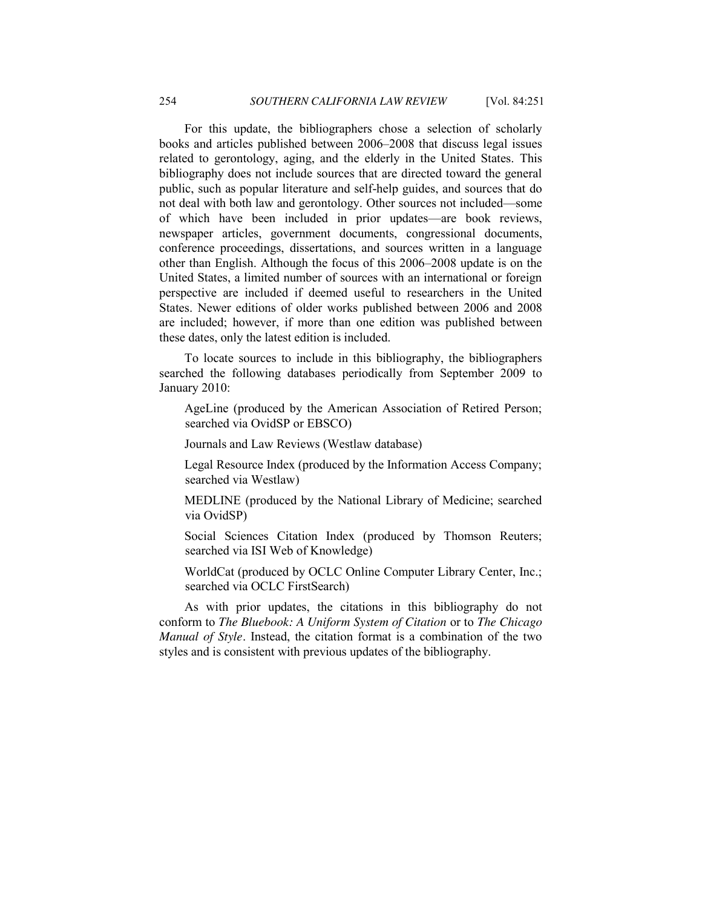For this update, the bibliographers chose a selection of scholarly books and articles published between 2006–2008 that discuss legal issues related to gerontology, aging, and the elderly in the United States. This bibliography does not include sources that are directed toward the general public, such as popular literature and self-help guides, and sources that do not deal with both law and gerontology. Other sources not included—some of which have been included in prior updates—are book reviews, newspaper articles, government documents, congressional documents, conference proceedings, dissertations, and sources written in a language other than English. Although the focus of this 2006–2008 update is on the United States, a limited number of sources with an international or foreign perspective are included if deemed useful to researchers in the United States. Newer editions of older works published between 2006 and 2008 are included; however, if more than one edition was published between these dates, only the latest edition is included.

To locate sources to include in this bibliography, the bibliographers searched the following databases periodically from September 2009 to January 2010:

> AgeLine (produced by the American Association of Retired Person; searched via OvidSP or EBSCO)
>
> Journals and Law Reviews (Westlaw database)
>
> Legal Resource Index (produced by the Information Access Company; searched via Westlaw)
>
> MEDLINE (produced by the National Library of Medicine; searched via OvidSP)
>
> Social Sciences Citation Index (produced by Thomson Reuters; searched via ISI Web of Knowledge)
>
> WorldCat (produced by OCLC Online Computer Library Center, Inc.; searched via OCLC FirstSearch)

As with prior updates, the citations in this bibliography do not conform to *The Bluebook: A Uniform System of Citation* or to *The Chicago Manual of Style*. Instead, the citation format is a combination of the two styles and is consistent with previous updates of the bibliography.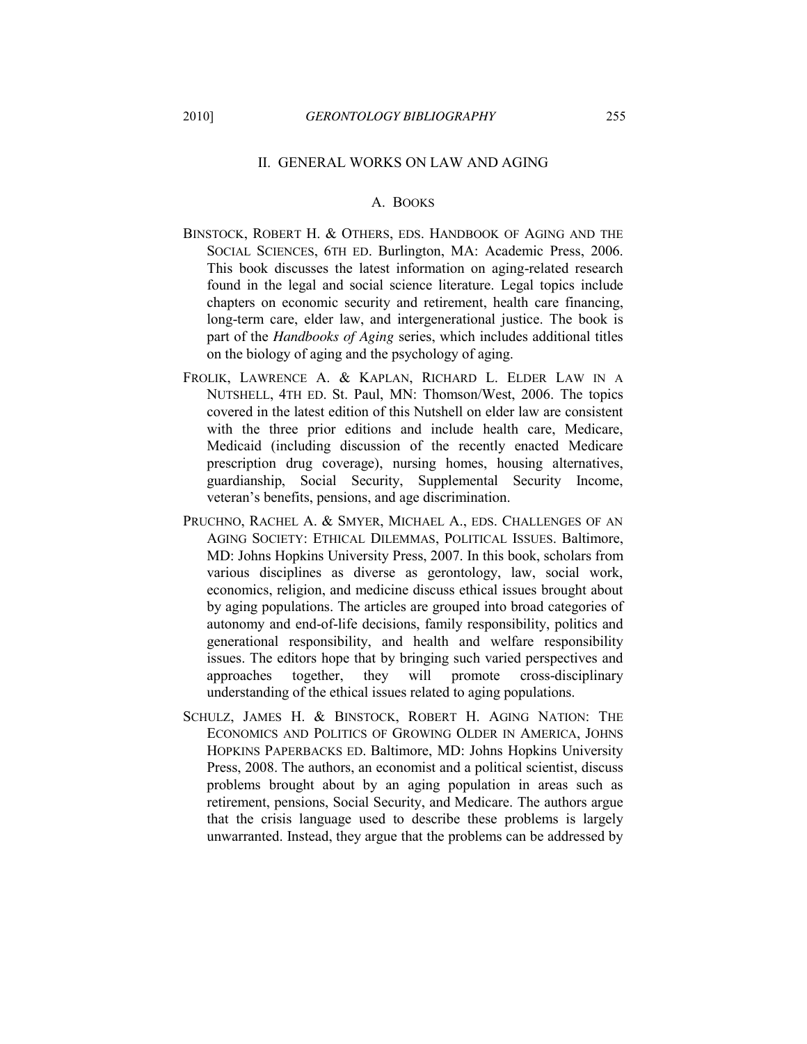## II. GENERAL WORKS ON LAW AND AGING

### A. BOOKS

BINSTOCK, ROBERT H. & OTHERS, EDS. HANDBOOK OF AGING AND THE SOCIAL SCIENCES, 6TH ED. Burlington, MA: Academic Press, 2006. This book discusses the latest information on aging-related research found in the legal and social science literature. Legal topics include chapters on economic security and retirement, health care financing, long-term care, elder law, and intergenerational justice. The book is part of the *Handbooks of Aging* series, which includes additional titles on the biology of aging and the psychology of aging.

FROLIK, LAWRENCE A. & KAPLAN, RICHARD L. ELDER LAW IN A NUTSHELL, 4TH ED. St. Paul, MN: Thomson/West, 2006. The topics covered in the latest edition of this Nutshell on elder law are consistent with the three prior editions and include health care, Medicare, Medicaid (including discussion of the recently enacted Medicare prescription drug coverage), nursing homes, housing alternatives, guardianship, Social Security, Supplemental Security Income, veteran's benefits, pensions, and age discrimination.

PRUCHNO, RACHEL A. & SMYER, MICHAEL A., EDS. CHALLENGES OF AN AGING SOCIETY: ETHICAL DILEMMAS, POLITICAL ISSUES. Baltimore, MD: Johns Hopkins University Press, 2007. In this book, scholars from various disciplines as diverse as gerontology, law, social work, economics, religion, and medicine discuss ethical issues brought about by aging populations. The articles are grouped into broad categories of autonomy and end-of-life decisions, family responsibility, politics and generational responsibility, and health and welfare responsibility issues. The editors hope that by bringing such varied perspectives and approaches together, they will promote cross-disciplinary understanding of the ethical issues related to aging populations.

SCHULZ, JAMES H. & BINSTOCK, ROBERT H. AGING NATION: THE ECONOMICS AND POLITICS OF GROWING OLDER IN AMERICA, JOHNS HOPKINS PAPERBACKS ED. Baltimore, MD: Johns Hopkins University Press, 2008. The authors, an economist and a political scientist, discuss problems brought about by an aging population in areas such as retirement, pensions, Social Security, and Medicare. The authors argue that the crisis language used to describe these problems is largely unwarranted. Instead, they argue that the problems can be addressed by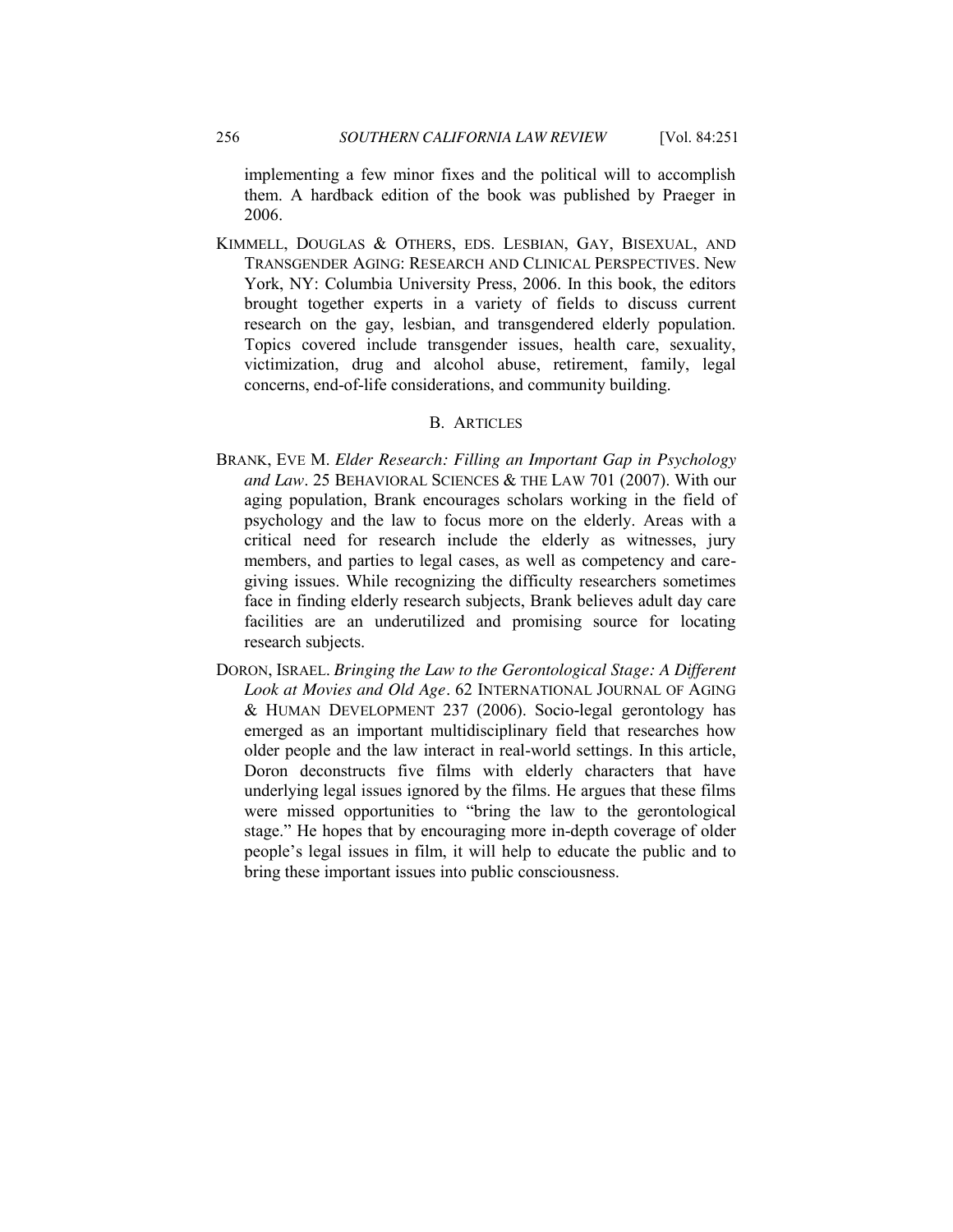implementing a few minor fixes and the political will to accomplish them. A hardback edition of the book was published by Praeger in 2006.

KIMMELL, DOUGLAS & OTHERS, EDS. LESBIAN, GAY, BISEXUAL, AND TRANSGENDER AGING: RESEARCH AND CLINICAL PERSPECTIVES. New York, NY: Columbia University Press, 2006. In this book, the editors brought together experts in a variety of fields to discuss current research on the gay, lesbian, and transgendered elderly population. Topics covered include transgender issues, health care, sexuality, victimization, drug and alcohol abuse, retirement, family, legal concerns, end-of-life considerations, and community building.

### B. ARTICLES

BRANK, EVE M. *Elder Research: Filling an Important Gap in Psychology and Law*. 25 BEHAVIORAL SCIENCES & THE LAW 701 (2007). With our aging population, Brank encourages scholars working in the field of psychology and the law to focus more on the elderly. Areas with a critical need for research include the elderly as witnesses, jury members, and parties to legal cases, as well as competency and care-giving issues. While recognizing the difficulty researchers sometimes face in finding elderly research subjects, Brank believes adult day care facilities are an underutilized and promising source for locating research subjects.

DORON, ISRAEL. *Bringing the Law to the Gerontological Stage: A Different Look at Movies and Old Age*. 62 INTERNATIONAL JOURNAL OF AGING & HUMAN DEVELOPMENT 237 (2006). Socio-legal gerontology has emerged as an important multidisciplinary field that researches how older people and the law interact in real-world settings. In this article, Doron deconstructs five films with elderly characters that have underlying legal issues ignored by the films. He argues that these films were missed opportunities to "bring the law to the gerontological stage." He hopes that by encouraging more in-depth coverage of older people's legal issues in film, it will help to educate the public and to bring these important issues into public consciousness.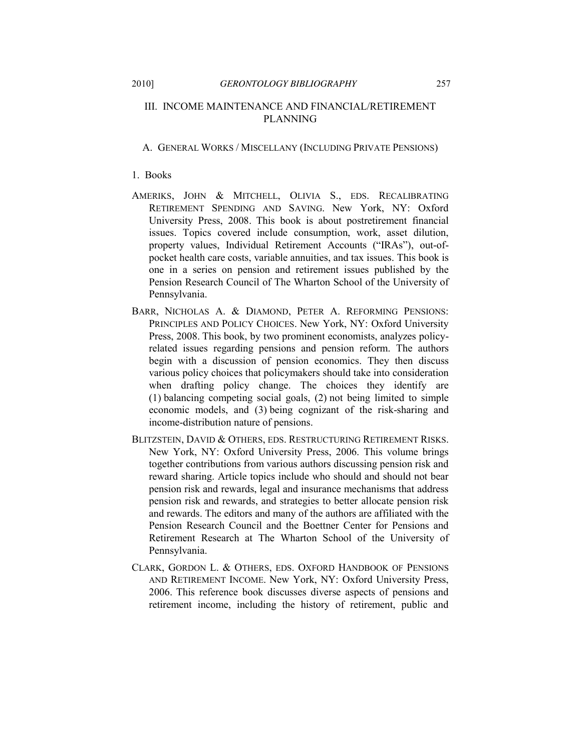## III. INCOME MAINTENANCE AND FINANCIAL/RETIREMENT PLANNING

### A. General Works / Miscellany (Including Private Pensions)

#### 1. Books

AMERIKS, JOHN & MITCHELL, OLIVIA S., EDS. RECALIBRATING RETIREMENT SPENDING AND SAVING. New York, NY: Oxford University Press, 2008. This book is about postretirement financial issues. Topics covered include consumption, work, asset dilution, property values, Individual Retirement Accounts ("IRAs"), out-of-pocket health care costs, variable annuities, and tax issues. This book is one in a series on pension and retirement issues published by the Pension Research Council of The Wharton School of the University of Pennsylvania.

BARR, NICHOLAS A. & DIAMOND, PETER A. REFORMING PENSIONS: PRINCIPLES AND POLICY CHOICES. New York, NY: Oxford University Press, 2008. This book, by two prominent economists, analyzes policy-related issues regarding pensions and pension reform. The authors begin with a discussion of pension economics. They then discuss various policy choices that policymakers should take into consideration when drafting policy change. The choices they identify are (1) balancing competing social goals, (2) not being limited to simple economic models, and (3) being cognizant of the risk-sharing and income-distribution nature of pensions.

BLITZSTEIN, DAVID & OTHERS, EDS. RESTRUCTURING RETIREMENT RISKS. New York, NY: Oxford University Press, 2006. This volume brings together contributions from various authors discussing pension risk and reward sharing. Article topics include who should and should not bear pension risk and rewards, legal and insurance mechanisms that address pension risk and rewards, and strategies to better allocate pension risk and rewards. The editors and many of the authors are affiliated with the Pension Research Council and the Boettner Center for Pensions and Retirement Research at The Wharton School of the University of Pennsylvania.

CLARK, GORDON L. & OTHERS, EDS. OXFORD HANDBOOK OF PENSIONS AND RETIREMENT INCOME. New York, NY: Oxford University Press, 2006. This reference book discusses diverse aspects of pensions and retirement income, including the history of retirement, public and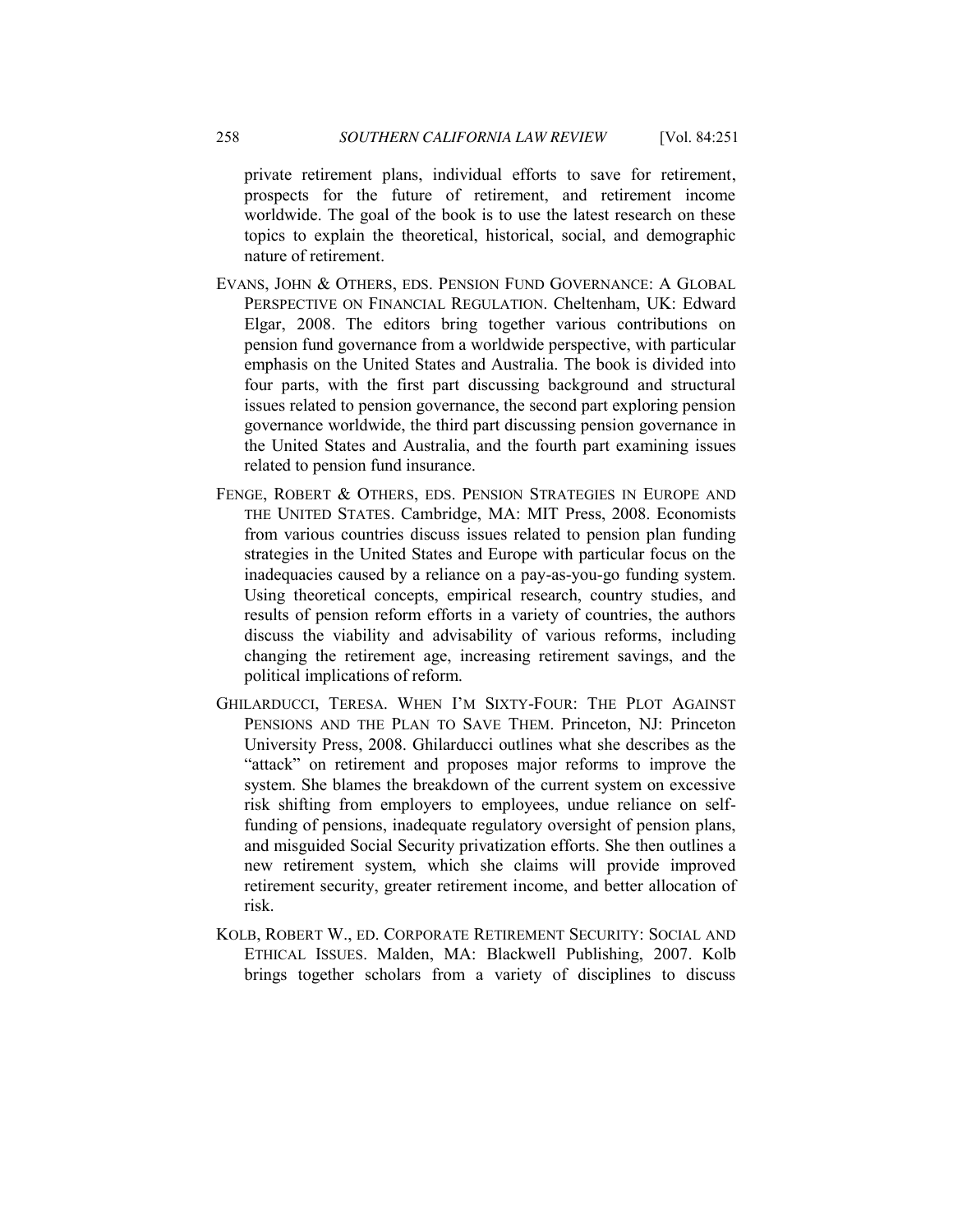private retirement plans, individual efforts to save for retirement, prospects for the future of retirement, and retirement income worldwide. The goal of the book is to use the latest research on these topics to explain the theoretical, historical, social, and demographic nature of retirement.

EVANS, JOHN & OTHERS, EDS. PENSION FUND GOVERNANCE: A GLOBAL PERSPECTIVE ON FINANCIAL REGULATION. Cheltenham, UK: Edward Elgar, 2008. The editors bring together various contributions on pension fund governance from a worldwide perspective, with particular emphasis on the United States and Australia. The book is divided into four parts, with the first part discussing background and structural issues related to pension governance, the second part exploring pension governance worldwide, the third part discussing pension governance in the United States and Australia, and the fourth part examining issues related to pension fund insurance.

FENGE, ROBERT & OTHERS, EDS. PENSION STRATEGIES IN EUROPE AND THE UNITED STATES. Cambridge, MA: MIT Press, 2008. Economists from various countries discuss issues related to pension plan funding strategies in the United States and Europe with particular focus on the inadequacies caused by a reliance on a pay-as-you-go funding system. Using theoretical concepts, empirical research, country studies, and results of pension reform efforts in a variety of countries, the authors discuss the viability and advisability of various reforms, including changing the retirement age, increasing retirement savings, and the political implications of reform.

GHILARDUCCI, TERESA. WHEN I'M SIXTY-FOUR: THE PLOT AGAINST PENSIONS AND THE PLAN TO SAVE THEM. Princeton, NJ: Princeton University Press, 2008. Ghilarducci outlines what she describes as the "attack" on retirement and proposes major reforms to improve the system. She blames the breakdown of the current system on excessive risk shifting from employers to employees, undue reliance on self-funding of pensions, inadequate regulatory oversight of pension plans, and misguided Social Security privatization efforts. She then outlines a new retirement system, which she claims will provide improved retirement security, greater retirement income, and better allocation of risk.

KOLB, ROBERT W., ED. CORPORATE RETIREMENT SECURITY: SOCIAL AND ETHICAL ISSUES. Malden, MA: Blackwell Publishing, 2007. Kolb brings together scholars from a variety of disciplines to discuss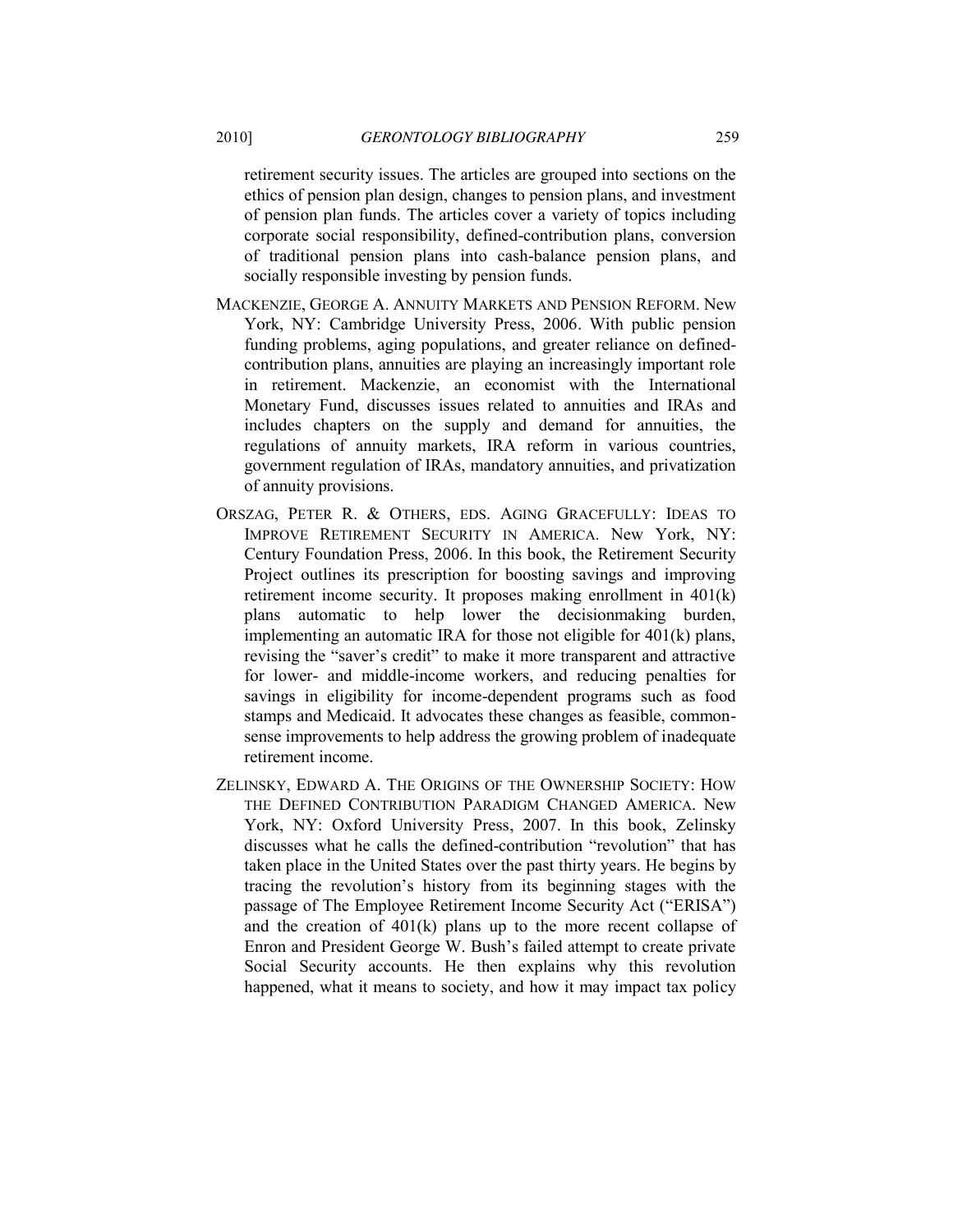retirement security issues. The articles are grouped into sections on the ethics of pension plan design, changes to pension plans, and investment of pension plan funds. The articles cover a variety of topics including corporate social responsibility, defined-contribution plans, conversion of traditional pension plans into cash-balance pension plans, and socially responsible investing by pension funds.

MACKENZIE, GEORGE A. ANNUITY MARKETS AND PENSION REFORM. New York, NY: Cambridge University Press, 2006. With public pension funding problems, aging populations, and greater reliance on defined-contribution plans, annuities are playing an increasingly important role in retirement. Mackenzie, an economist with the International Monetary Fund, discusses issues related to annuities and IRAs and includes chapters on the supply and demand for annuities, the regulations of annuity markets, IRA reform in various countries, government regulation of IRAs, mandatory annuities, and privatization of annuity provisions.

ORSZAG, PETER R. & OTHERS, EDS. AGING GRACEFULLY: IDEAS TO IMPROVE RETIREMENT SECURITY IN AMERICA. New York, NY: Century Foundation Press, 2006. In this book, the Retirement Security Project outlines its prescription for boosting savings and improving retirement income security. It proposes making enrollment in 401(k) plans automatic to help lower the decisionmaking burden, implementing an automatic IRA for those not eligible for 401(k) plans, revising the "saver's credit" to make it more transparent and attractive for lower- and middle-income workers, and reducing penalties for savings in eligibility for income-dependent programs such as food stamps and Medicaid. It advocates these changes as feasible, common-sense improvements to help address the growing problem of inadequate retirement income.

ZELINSKY, EDWARD A. THE ORIGINS OF THE OWNERSHIP SOCIETY: HOW THE DEFINED CONTRIBUTION PARADIGM CHANGED AMERICA. New York, NY: Oxford University Press, 2007. In this book, Zelinsky discusses what he calls the defined-contribution "revolution" that has taken place in the United States over the past thirty years. He begins by tracing the revolution's history from its beginning stages with the passage of The Employee Retirement Income Security Act ("ERISA") and the creation of 401(k) plans up to the more recent collapse of Enron and President George W. Bush's failed attempt to create private Social Security accounts. He then explains why this revolution happened, what it means to society, and how it may impact tax policy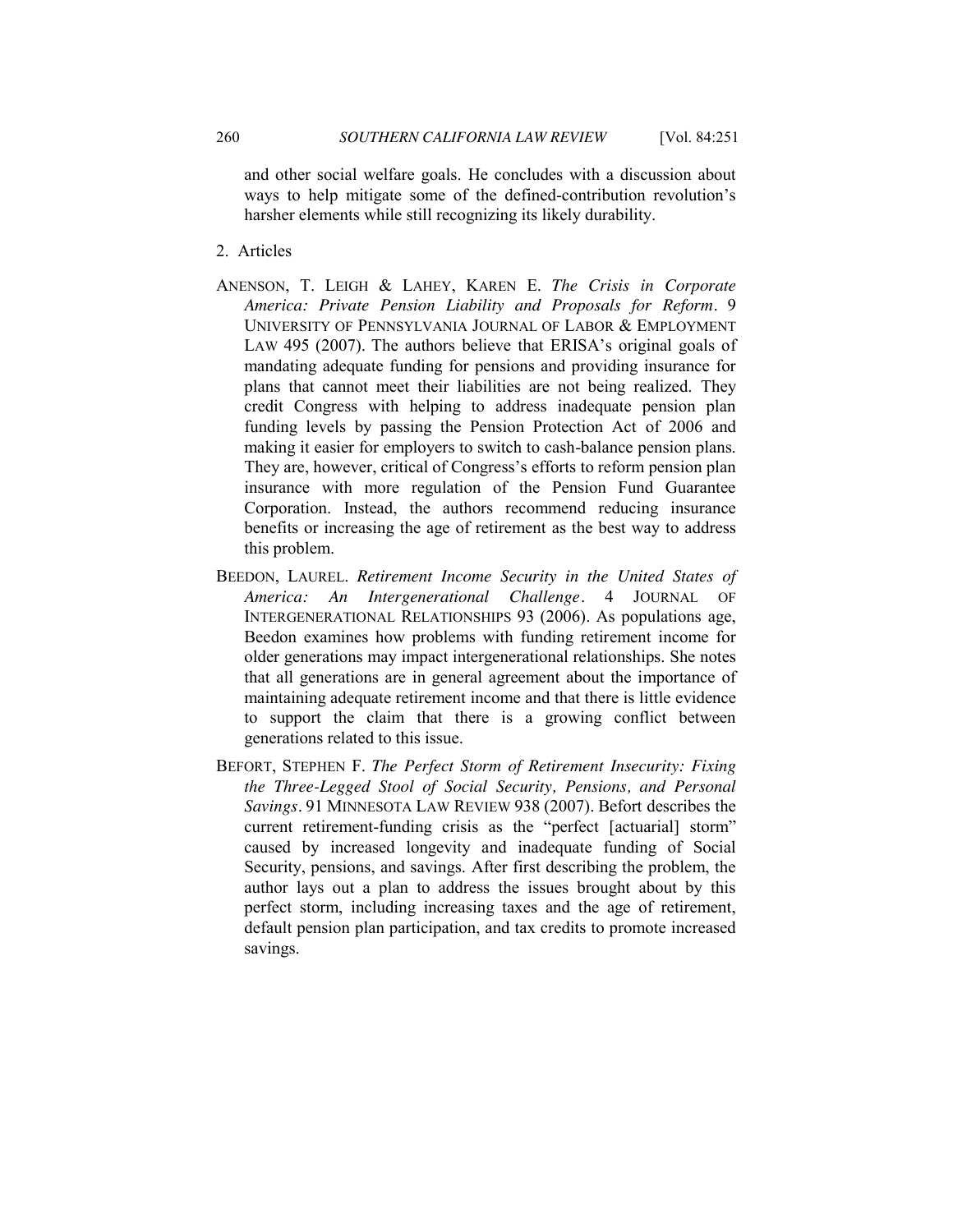and other social welfare goals. He concludes with a discussion about ways to help mitigate some of the defined-contribution revolution's harsher elements while still recognizing its likely durability.

2. Articles

ANENSON, T. LEIGH & LAHEY, KAREN E. *The Crisis in Corporate America: Private Pension Liability and Proposals for Reform*. 9 UNIVERSITY OF PENNSYLVANIA JOURNAL OF LABOR & EMPLOYMENT LAW 495 (2007). The authors believe that ERISA's original goals of mandating adequate funding for pensions and providing insurance for plans that cannot meet their liabilities are not being realized. They credit Congress with helping to address inadequate pension plan funding levels by passing the Pension Protection Act of 2006 and making it easier for employers to switch to cash-balance pension plans. They are, however, critical of Congress's efforts to reform pension plan insurance with more regulation of the Pension Fund Guarantee Corporation. Instead, the authors recommend reducing insurance benefits or increasing the age of retirement as the best way to address this problem.

BEEDON, LAUREL. *Retirement Income Security in the United States of America: An Intergenerational Challenge*. 4 JOURNAL OF INTERGENERATIONAL RELATIONSHIPS 93 (2006). As populations age, Beedon examines how problems with funding retirement income for older generations may impact intergenerational relationships. She notes that all generations are in general agreement about the importance of maintaining adequate retirement income and that there is little evidence to support the claim that there is a growing conflict between generations related to this issue.

BEFORT, STEPHEN F. *The Perfect Storm of Retirement Insecurity: Fixing the Three-Legged Stool of Social Security, Pensions, and Personal Savings*. 91 MINNESOTA LAW REVIEW 938 (2007). Befort describes the current retirement-funding crisis as the "perfect [actuarial] storm" caused by increased longevity and inadequate funding of Social Security, pensions, and savings. After first describing the problem, the author lays out a plan to address the issues brought about by this perfect storm, including increasing taxes and the age of retirement, default pension plan participation, and tax credits to promote increased savings.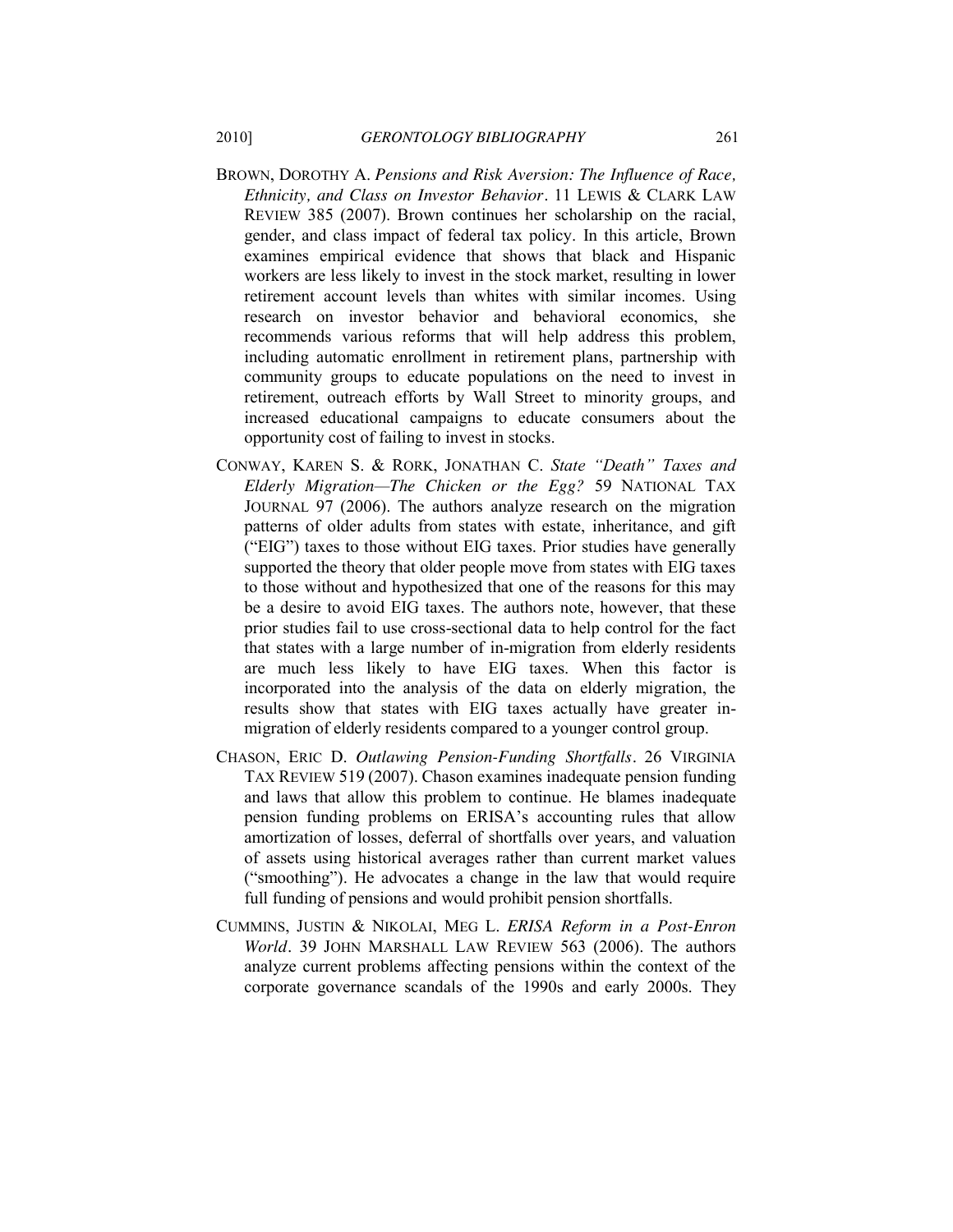BROWN, DOROTHY A. *Pensions and Risk Aversion: The Influence of Race, Ethnicity, and Class on Investor Behavior*. 11 LEWIS & CLARK LAW REVIEW 385 (2007). Brown continues her scholarship on the racial, gender, and class impact of federal tax policy. In this article, Brown examines empirical evidence that shows that black and Hispanic workers are less likely to invest in the stock market, resulting in lower retirement account levels than whites with similar incomes. Using research on investor behavior and behavioral economics, she recommends various reforms that will help address this problem, including automatic enrollment in retirement plans, partnership with community groups to educate populations on the need to invest in retirement, outreach efforts by Wall Street to minority groups, and increased educational campaigns to educate consumers about the opportunity cost of failing to invest in stocks.

CONWAY, KAREN S. & RORK, JONATHAN C. *State "Death" Taxes and Elderly Migration—The Chicken or the Egg?* 59 NATIONAL TAX JOURNAL 97 (2006). The authors analyze research on the migration patterns of older adults from states with estate, inheritance, and gift ("EIG") taxes to those without EIG taxes. Prior studies have generally supported the theory that older people move from states with EIG taxes to those without and hypothesized that one of the reasons for this may be a desire to avoid EIG taxes. The authors note, however, that these prior studies fail to use cross-sectional data to help control for the fact that states with a large number of in-migration from elderly residents are much less likely to have EIG taxes. When this factor is incorporated into the analysis of the data on elderly migration, the results show that states with EIG taxes actually have greater in-migration of elderly residents compared to a younger control group.

CHASON, ERIC D. *Outlawing Pension-Funding Shortfalls*. 26 VIRGINIA TAX REVIEW 519 (2007). Chason examines inadequate pension funding and laws that allow this problem to continue. He blames inadequate pension funding problems on ERISA's accounting rules that allow amortization of losses, deferral of shortfalls over years, and valuation of assets using historical averages rather than current market values ("smoothing"). He advocates a change in the law that would require full funding of pensions and would prohibit pension shortfalls.

CUMMINS, JUSTIN & NIKOLAI, MEG L. *ERISA Reform in a Post-Enron World*. 39 JOHN MARSHALL LAW REVIEW 563 (2006). The authors analyze current problems affecting pensions within the context of the corporate governance scandals of the 1990s and early 2000s. They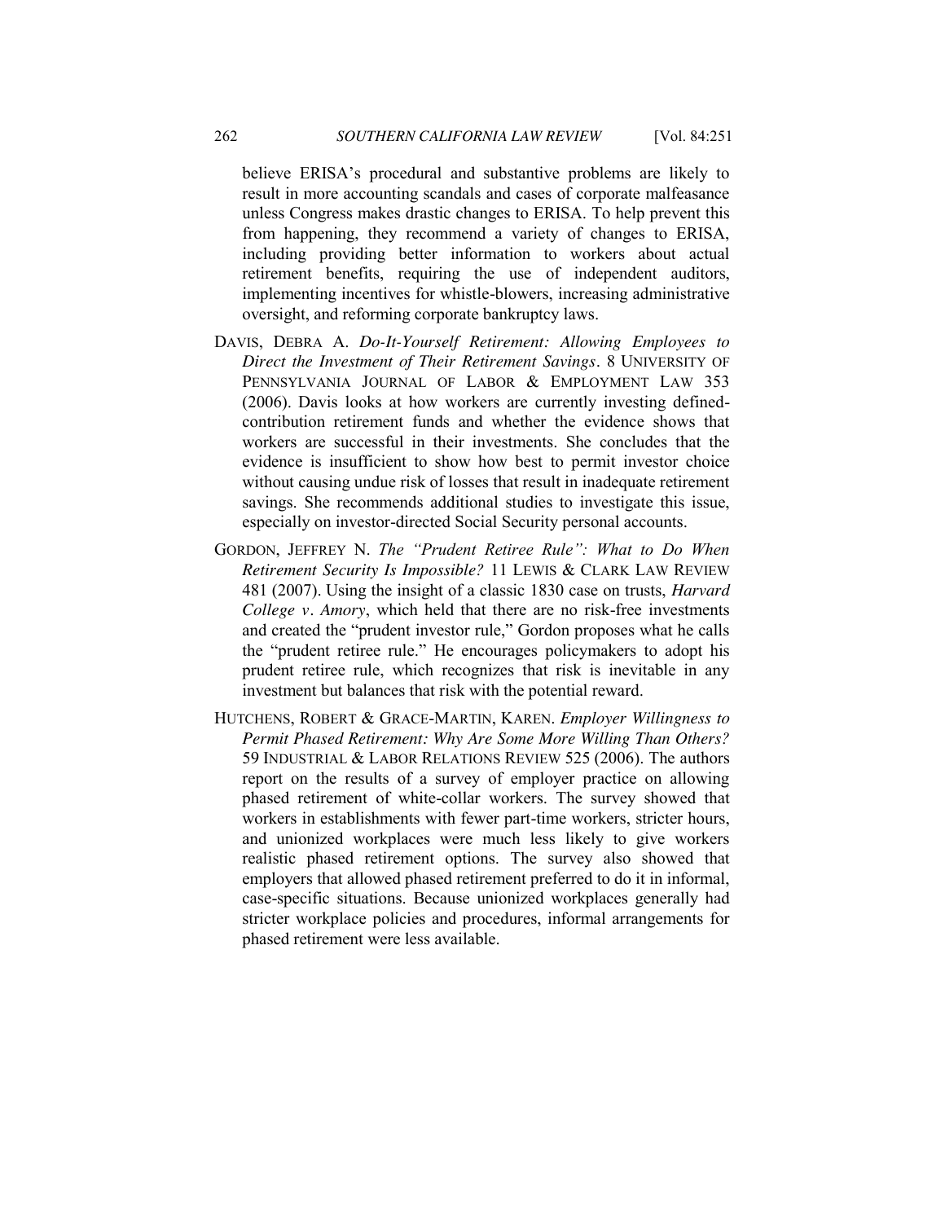believe ERISA's procedural and substantive problems are likely to result in more accounting scandals and cases of corporate malfeasance unless Congress makes drastic changes to ERISA. To help prevent this from happening, they recommend a variety of changes to ERISA, including providing better information to workers about actual retirement benefits, requiring the use of independent auditors, implementing incentives for whistle-blowers, increasing administrative oversight, and reforming corporate bankruptcy laws.

DAVIS, DEBRA A. *Do-It-Yourself Retirement: Allowing Employees to Direct the Investment of Their Retirement Savings*. 8 UNIVERSITY OF PENNSYLVANIA JOURNAL OF LABOR & EMPLOYMENT LAW 353 (2006). Davis looks at how workers are currently investing defined-contribution retirement funds and whether the evidence shows that workers are successful in their investments. She concludes that the evidence is insufficient to show how best to permit investor choice without causing undue risk of losses that result in inadequate retirement savings. She recommends additional studies to investigate this issue, especially on investor-directed Social Security personal accounts.

GORDON, JEFFREY N. *The "Prudent Retiree Rule": What to Do When Retirement Security Is Impossible?* 11 LEWIS & CLARK LAW REVIEW 481 (2007). Using the insight of a classic 1830 case on trusts, *Harvard College v. Amory*, which held that there are no risk-free investments and created the "prudent investor rule," Gordon proposes what he calls the "prudent retiree rule." He encourages policymakers to adopt his prudent retiree rule, which recognizes that risk is inevitable in any investment but balances that risk with the potential reward.

HUTCHENS, ROBERT & GRACE-MARTIN, KAREN. *Employer Willingness to Permit Phased Retirement: Why Are Some More Willing Than Others?* 59 INDUSTRIAL & LABOR RELATIONS REVIEW 525 (2006). The authors report on the results of a survey of employer practice on allowing phased retirement of white-collar workers. The survey showed that workers in establishments with fewer part-time workers, stricter hours, and unionized workplaces were much less likely to give workers realistic phased retirement options. The survey also showed that employers that allowed phased retirement preferred to do it in informal, case-specific situations. Because unionized workplaces generally had stricter workplace policies and procedures, informal arrangements for phased retirement were less available.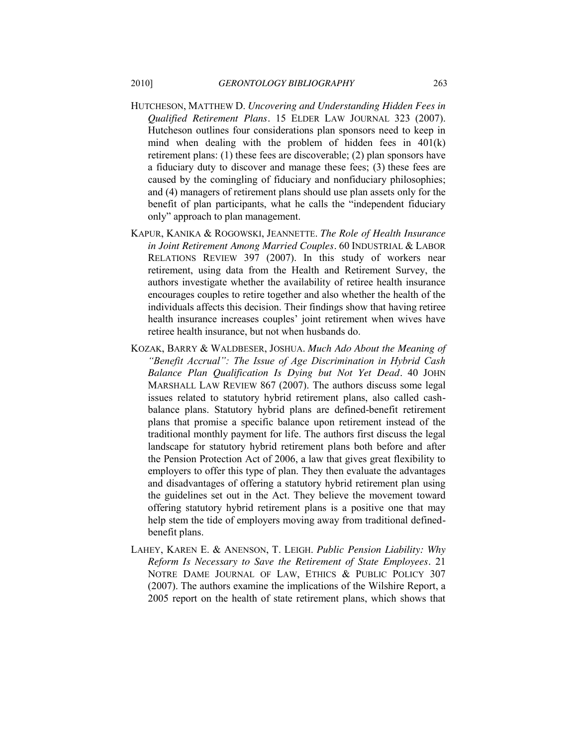HUTCHESON, MATTHEW D. *Uncovering and Understanding Hidden Fees in Qualified Retirement Plans*. 15 ELDER LAW JOURNAL 323 (2007). Hutcheson outlines four considerations plan sponsors need to keep in mind when dealing with the problem of hidden fees in 401(k) retirement plans: (1) these fees are discoverable; (2) plan sponsors have a fiduciary duty to discover and manage these fees; (3) these fees are caused by the comingling of fiduciary and nonfiduciary philosophies; and (4) managers of retirement plans should use plan assets only for the benefit of plan participants, what he calls the "independent fiduciary only" approach to plan management.

KAPUR, KANIKA & ROGOWSKI, JEANNETTE. *The Role of Health Insurance in Joint Retirement Among Married Couples*. 60 INDUSTRIAL & LABOR RELATIONS REVIEW 397 (2007). In this study of workers near retirement, using data from the Health and Retirement Survey, the authors investigate whether the availability of retiree health insurance encourages couples to retire together and also whether the health of the individuals affects this decision. Their findings show that having retiree health insurance increases couples' joint retirement when wives have retiree health insurance, but not when husbands do.

KOZAK, BARRY & WALDBESER, JOSHUA. *Much Ado About the Meaning of "Benefit Accrual": The Issue of Age Discrimination in Hybrid Cash Balance Plan Qualification Is Dying but Not Yet Dead*. 40 JOHN MARSHALL LAW REVIEW 867 (2007). The authors discuss some legal issues related to statutory hybrid retirement plans, also called cash-balance plans. Statutory hybrid plans are defined-benefit retirement plans that promise a specific balance upon retirement instead of the traditional monthly payment for life. The authors first discuss the legal landscape for statutory hybrid retirement plans both before and after the Pension Protection Act of 2006, a law that gives great flexibility to employers to offer this type of plan. They then evaluate the advantages and disadvantages of offering a statutory hybrid retirement plan using the guidelines set out in the Act. They believe the movement toward offering statutory hybrid retirement plans is a positive one that may help stem the tide of employers moving away from traditional defined-benefit plans.

LAHEY, KAREN E. & ANENSON, T. LEIGH. *Public Pension Liability: Why Reform Is Necessary to Save the Retirement of State Employees*. 21 NOTRE DAME JOURNAL OF LAW, ETHICS & PUBLIC POLICY 307 (2007). The authors examine the implications of the Wilshire Report, a 2005 report on the health of state retirement plans, which shows that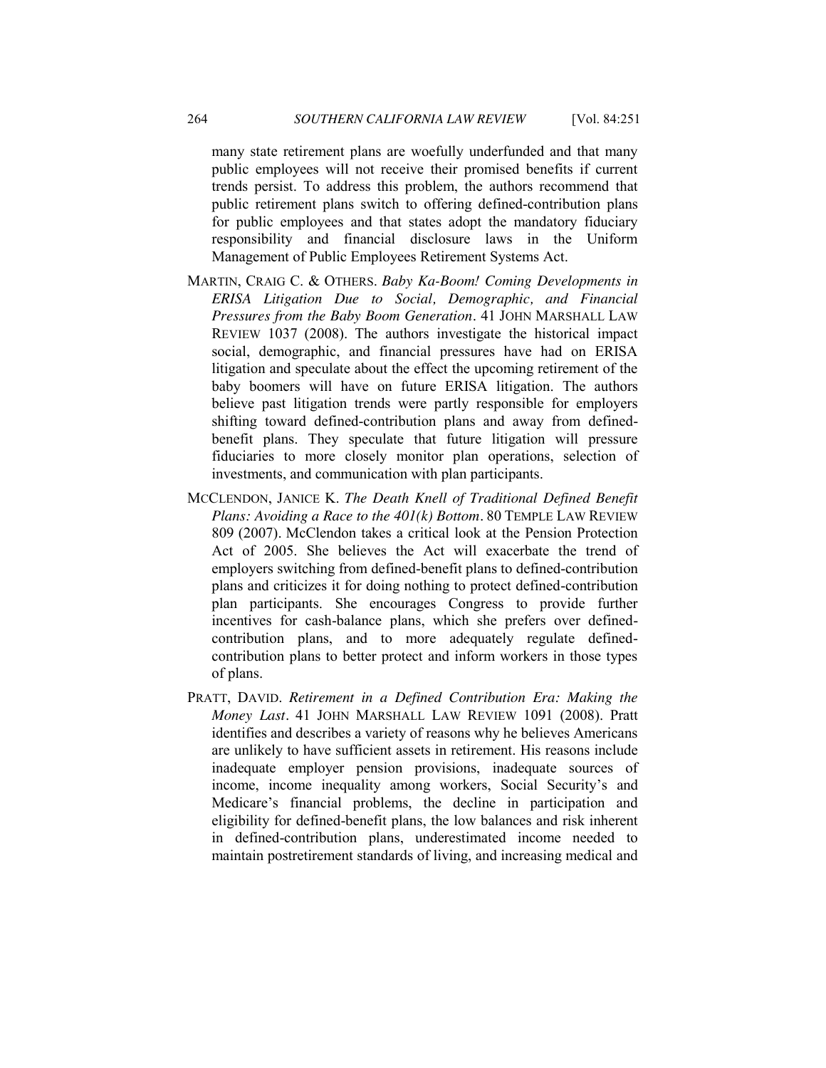many state retirement plans are woefully underfunded and that many public employees will not receive their promised benefits if current trends persist. To address this problem, the authors recommend that public retirement plans switch to offering defined-contribution plans for public employees and that states adopt the mandatory fiduciary responsibility and financial disclosure laws in the Uniform Management of Public Employees Retirement Systems Act.

MARTIN, CRAIG C. & OTHERS. *Baby Ka-Boom! Coming Developments in ERISA Litigation Due to Social, Demographic, and Financial Pressures from the Baby Boom Generation*. 41 JOHN MARSHALL LAW REVIEW 1037 (2008). The authors investigate the historical impact social, demographic, and financial pressures have had on ERISA litigation and speculate about the effect the upcoming retirement of the baby boomers will have on future ERISA litigation. The authors believe past litigation trends were partly responsible for employers shifting toward defined-contribution plans and away from defined-benefit plans. They speculate that future litigation will pressure fiduciaries to more closely monitor plan operations, selection of investments, and communication with plan participants.

MCCLENDON, JANICE K. *The Death Knell of Traditional Defined Benefit Plans: Avoiding a Race to the 401(k) Bottom*. 80 TEMPLE LAW REVIEW 809 (2007). McClendon takes a critical look at the Pension Protection Act of 2005. She believes the Act will exacerbate the trend of employers switching from defined-benefit plans to defined-contribution plans and criticizes it for doing nothing to protect defined-contribution plan participants. She encourages Congress to provide further incentives for cash-balance plans, which she prefers over defined-contribution plans, and to more adequately regulate defined-contribution plans to better protect and inform workers in those types of plans.

PRATT, DAVID. *Retirement in a Defined Contribution Era: Making the Money Last*. 41 JOHN MARSHALL LAW REVIEW 1091 (2008). Pratt identifies and describes a variety of reasons why he believes Americans are unlikely to have sufficient assets in retirement. His reasons include inadequate employer pension provisions, inadequate sources of income, income inequality among workers, Social Security's and Medicare's financial problems, the decline in participation and eligibility for defined-benefit plans, the low balances and risk inherent in defined-contribution plans, underestimated income needed to maintain postretirement standards of living, and increasing medical and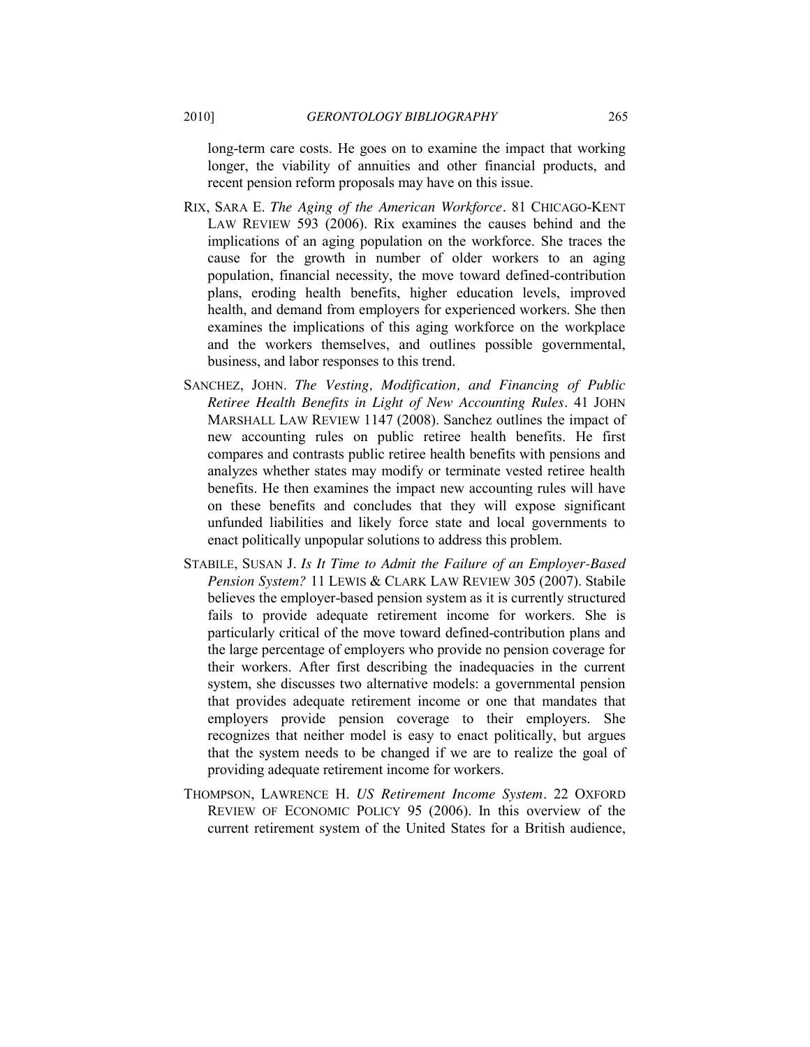long-term care costs. He goes on to examine the impact that working longer, the viability of annuities and other financial products, and recent pension reform proposals may have on this issue.

RIX, SARA E. *The Aging of the American Workforce*. 81 CHICAGO-KENT LAW REVIEW 593 (2006). Rix examines the causes behind and the implications of an aging population on the workforce. She traces the cause for the growth in number of older workers to an aging population, financial necessity, the move toward defined-contribution plans, eroding health benefits, higher education levels, improved health, and demand from employers for experienced workers. She then examines the implications of this aging workforce on the workplace and the workers themselves, and outlines possible governmental, business, and labor responses to this trend.

SANCHEZ, JOHN. *The Vesting, Modification, and Financing of Public Retiree Health Benefits in Light of New Accounting Rules*. 41 JOHN MARSHALL LAW REVIEW 1147 (2008). Sanchez outlines the impact of new accounting rules on public retiree health benefits. He first compares and contrasts public retiree health benefits with pensions and analyzes whether states may modify or terminate vested retiree health benefits. He then examines the impact new accounting rules will have on these benefits and concludes that they will expose significant unfunded liabilities and likely force state and local governments to enact politically unpopular solutions to address this problem.

STABILE, SUSAN J. *Is It Time to Admit the Failure of an Employer-Based Pension System?* 11 LEWIS & CLARK LAW REVIEW 305 (2007). Stabile believes the employer-based pension system as it is currently structured fails to provide adequate retirement income for workers. She is particularly critical of the move toward defined-contribution plans and the large percentage of employers who provide no pension coverage for their workers. After first describing the inadequacies in the current system, she discusses two alternative models: a governmental pension that provides adequate retirement income or one that mandates that employers provide pension coverage to their employers. She recognizes that neither model is easy to enact politically, but argues that the system needs to be changed if we are to realize the goal of providing adequate retirement income for workers.

THOMPSON, LAWRENCE H. *US Retirement Income System*. 22 OXFORD REVIEW OF ECONOMIC POLICY 95 (2006). In this overview of the current retirement system of the United States for a British audience,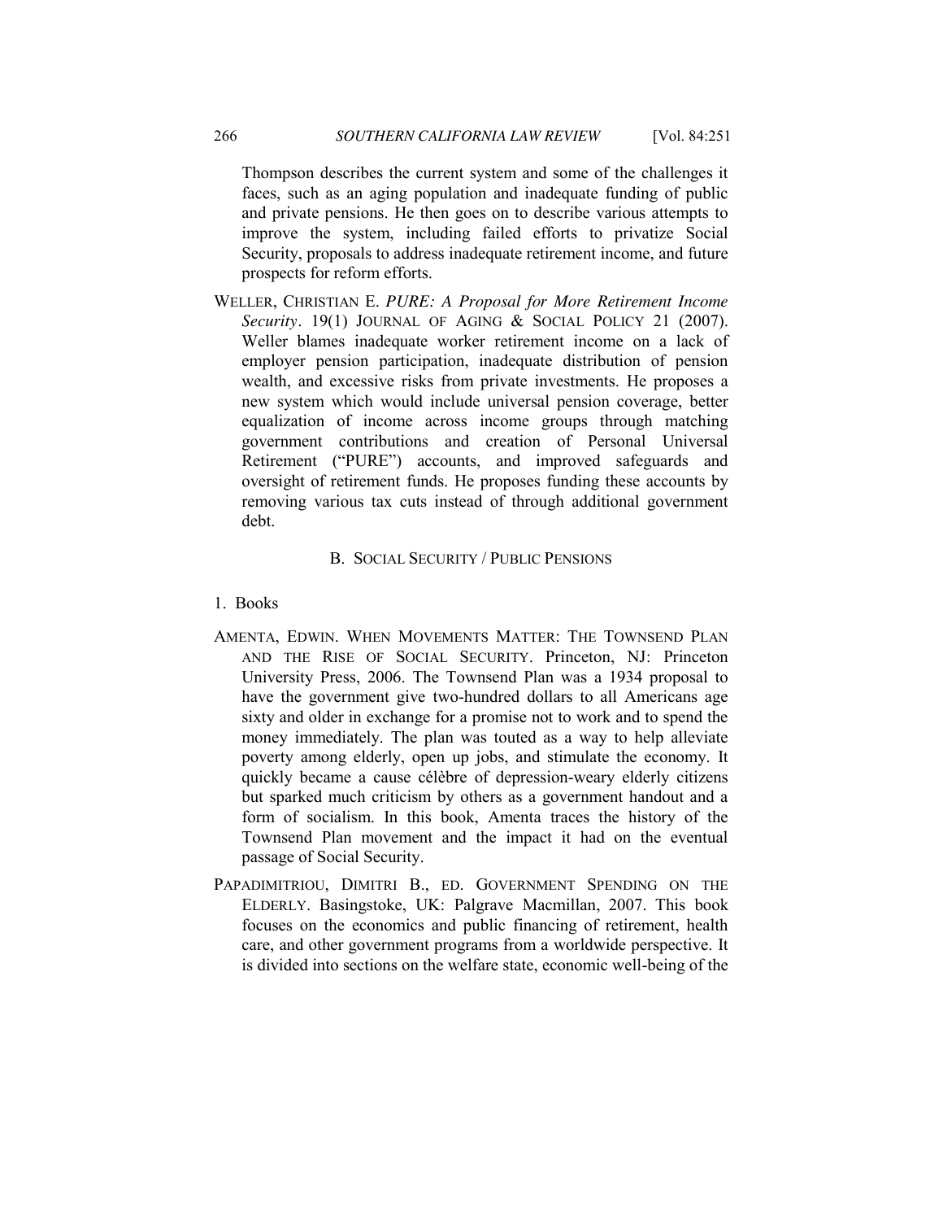Thompson describes the current system and some of the challenges it faces, such as an aging population and inadequate funding of public and private pensions. He then goes on to describe various attempts to improve the system, including failed efforts to privatize Social Security, proposals to address inadequate retirement income, and future prospects for reform efforts.

WELLER, CHRISTIAN E. *PURE: A Proposal for More Retirement Income Security*. 19(1) JOURNAL OF AGING & SOCIAL POLICY 21 (2007). Weller blames inadequate worker retirement income on a lack of employer pension participation, inadequate distribution of pension wealth, and excessive risks from private investments. He proposes a new system which would include universal pension coverage, better equalization of income across income groups through matching government contributions and creation of Personal Universal Retirement ("PURE") accounts, and improved safeguards and oversight of retirement funds. He proposes funding these accounts by removing various tax cuts instead of through additional government debt.

## B. SOCIAL SECURITY / PUBLIC PENSIONS

### 1. Books

AMENTA, EDWIN. WHEN MOVEMENTS MATTER: THE TOWNSEND PLAN AND THE RISE OF SOCIAL SECURITY. Princeton, NJ: Princeton University Press, 2006. The Townsend Plan was a 1934 proposal to have the government give two-hundred dollars to all Americans age sixty and older in exchange for a promise not to work and to spend the money immediately. The plan was touted as a way to help alleviate poverty among elderly, open up jobs, and stimulate the economy. It quickly became a cause célèbre of depression-weary elderly citizens but sparked much criticism by others as a government handout and a form of socialism. In this book, Amenta traces the history of the Townsend Plan movement and the impact it had on the eventual passage of Social Security.

PAPADIMITRIOU, DIMITRI B., ED. GOVERNMENT SPENDING ON THE ELDERLY. Basingstoke, UK: Palgrave Macmillan, 2007. This book focuses on the economics and public financing of retirement, health care, and other government programs from a worldwide perspective. It is divided into sections on the welfare state, economic well-being of the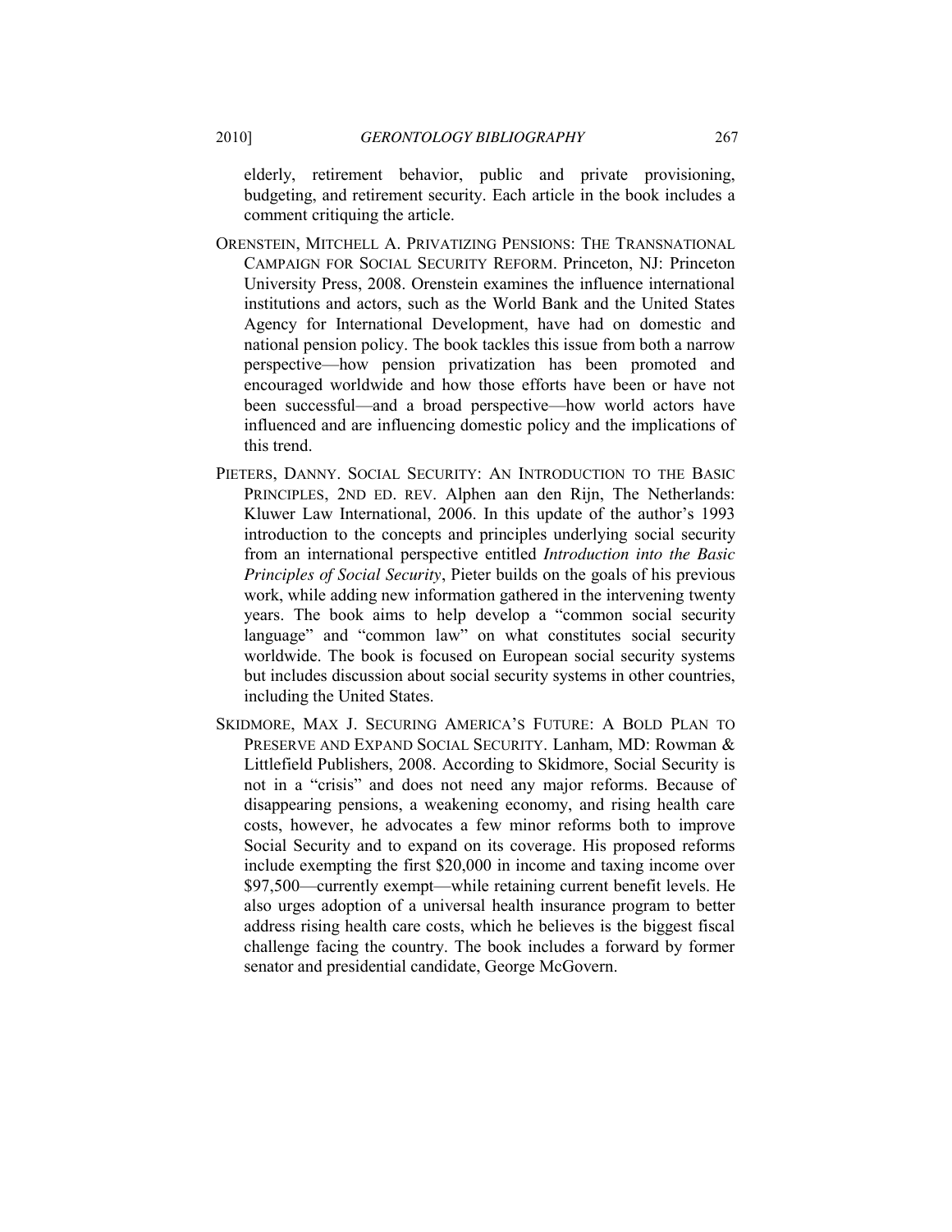elderly, retirement behavior, public and private provisioning, budgeting, and retirement security. Each article in the book includes a comment critiquing the article.

ORENSTEIN, MITCHELL A. PRIVATIZING PENSIONS: THE TRANSNATIONAL CAMPAIGN FOR SOCIAL SECURITY REFORM. Princeton, NJ: Princeton University Press, 2008. Orenstein examines the influence international institutions and actors, such as the World Bank and the United States Agency for International Development, have had on domestic and national pension policy. The book tackles this issue from both a narrow perspective—how pension privatization has been promoted and encouraged worldwide and how those efforts have been or have not been successful—and a broad perspective—how world actors have influenced and are influencing domestic policy and the implications of this trend.

PIETERS, DANNY. SOCIAL SECURITY: AN INTRODUCTION TO THE BASIC PRINCIPLES, 2ND ED. REV. Alphen aan den Rijn, The Netherlands: Kluwer Law International, 2006. In this update of the author's 1993 introduction to the concepts and principles underlying social security from an international perspective entitled *Introduction into the Basic Principles of Social Security*, Pieter builds on the goals of his previous work, while adding new information gathered in the intervening twenty years. The book aims to help develop a "common social security language" and "common law" on what constitutes social security worldwide. The book is focused on European social security systems but includes discussion about social security systems in other countries, including the United States.

SKIDMORE, MAX J. SECURING AMERICA'S FUTURE: A BOLD PLAN TO PRESERVE AND EXPAND SOCIAL SECURITY. Lanham, MD: Rowman & Littlefield Publishers, 2008. According to Skidmore, Social Security is not in a "crisis" and does not need any major reforms. Because of disappearing pensions, a weakening economy, and rising health care costs, however, he advocates a few minor reforms both to improve Social Security and to expand on its coverage. His proposed reforms include exempting the first $20,000 in income and taxing income over $97,500—currently exempt—while retaining current benefit levels. He also urges adoption of a universal health insurance program to better address rising health care costs, which he believes is the biggest fiscal challenge facing the country. The book includes a forward by former senator and presidential candidate, George McGovern.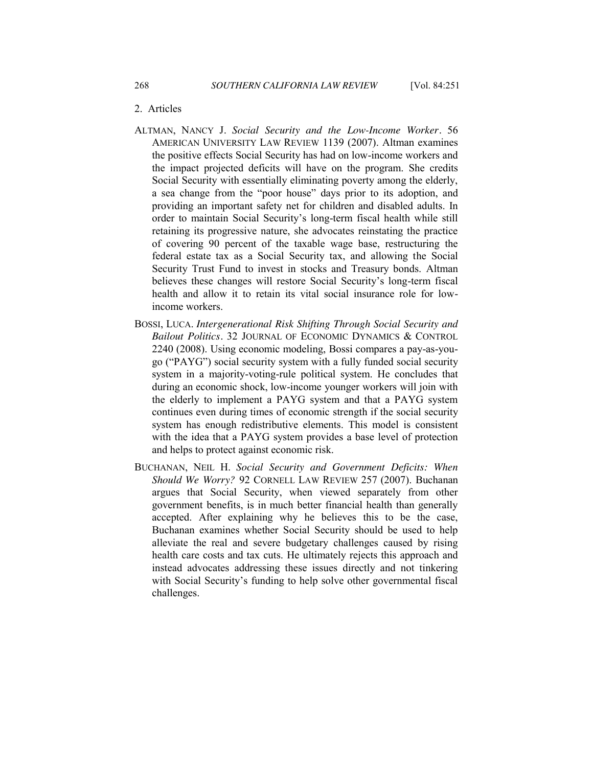2. Articles

ALTMAN, NANCY J. *Social Security and the Low-Income Worker*. 56 AMERICAN UNIVERSITY LAW REVIEW 1139 (2007). Altman examines the positive effects Social Security has had on low-income workers and the impact projected deficits will have on the program. She credits Social Security with essentially eliminating poverty among the elderly, a sea change from the "poor house" days prior to its adoption, and providing an important safety net for children and disabled adults. In order to maintain Social Security's long-term fiscal health while still retaining its progressive nature, she advocates reinstating the practice of covering 90 percent of the taxable wage base, restructuring the federal estate tax as a Social Security tax, and allowing the Social Security Trust Fund to invest in stocks and Treasury bonds. Altman believes these changes will restore Social Security's long-term fiscal health and allow it to retain its vital social insurance role for low-income workers.

BOSSI, LUCA. *Intergenerational Risk Shifting Through Social Security and Bailout Politics*. 32 JOURNAL OF ECONOMIC DYNAMICS & CONTROL 2240 (2008). Using economic modeling, Bossi compares a pay-as-you-go ("PAYG") social security system with a fully funded social security system in a majority-voting-rule political system. He concludes that during an economic shock, low-income younger workers will join with the elderly to implement a PAYG system and that a PAYG system continues even during times of economic strength if the social security system has enough redistributive elements. This model is consistent with the idea that a PAYG system provides a base level of protection and helps to protect against economic risk.

BUCHANAN, NEIL H. *Social Security and Government Deficits: When Should We Worry?* 92 CORNELL LAW REVIEW 257 (2007). Buchanan argues that Social Security, when viewed separately from other government benefits, is in much better financial health than generally accepted. After explaining why he believes this to be the case, Buchanan examines whether Social Security should be used to help alleviate the real and severe budgetary challenges caused by rising health care costs and tax cuts. He ultimately rejects this approach and instead advocates addressing these issues directly and not tinkering with Social Security's funding to help solve other governmental fiscal challenges.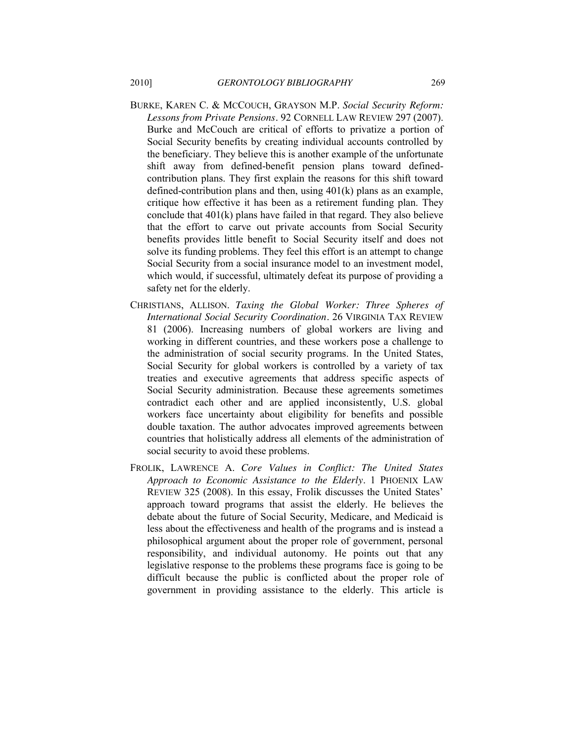BURKE, KAREN C. & MCCOUCH, GRAYSON M.P. *Social Security Reform: Lessons from Private Pensions*. 92 CORNELL LAW REVIEW 297 (2007). Burke and McCouch are critical of efforts to privatize a portion of Social Security benefits by creating individual accounts controlled by the beneficiary. They believe this is another example of the unfortunate shift away from defined-benefit pension plans toward defined-contribution plans. They first explain the reasons for this shift toward defined-contribution plans and then, using 401(k) plans as an example, critique how effective it has been as a retirement funding plan. They conclude that 401(k) plans have failed in that regard. They also believe that the effort to carve out private accounts from Social Security benefits provides little benefit to Social Security itself and does not solve its funding problems. They feel this effort is an attempt to change Social Security from a social insurance model to an investment model, which would, if successful, ultimately defeat its purpose of providing a safety net for the elderly.

CHRISTIANS, ALLISON. *Taxing the Global Worker: Three Spheres of International Social Security Coordination*. 26 VIRGINIA TAX REVIEW 81 (2006). Increasing numbers of global workers are living and working in different countries, and these workers pose a challenge to the administration of social security programs. In the United States, Social Security for global workers is controlled by a variety of tax treaties and executive agreements that address specific aspects of Social Security administration. Because these agreements sometimes contradict each other and are applied inconsistently, U.S. global workers face uncertainty about eligibility for benefits and possible double taxation. The author advocates improved agreements between countries that holistically address all elements of the administration of social security to avoid these problems.

FROLIK, LAWRENCE A. *Core Values in Conflict: The United States Approach to Economic Assistance to the Elderly*. 1 PHOENIX LAW REVIEW 325 (2008). In this essay, Frolik discusses the United States' approach toward programs that assist the elderly. He believes the debate about the future of Social Security, Medicare, and Medicaid is less about the effectiveness and health of the programs and is instead a philosophical argument about the proper role of government, personal responsibility, and individual autonomy. He points out that any legislative response to the problems these programs face is going to be difficult because the public is conflicted about the proper role of government in providing assistance to the elderly. This article is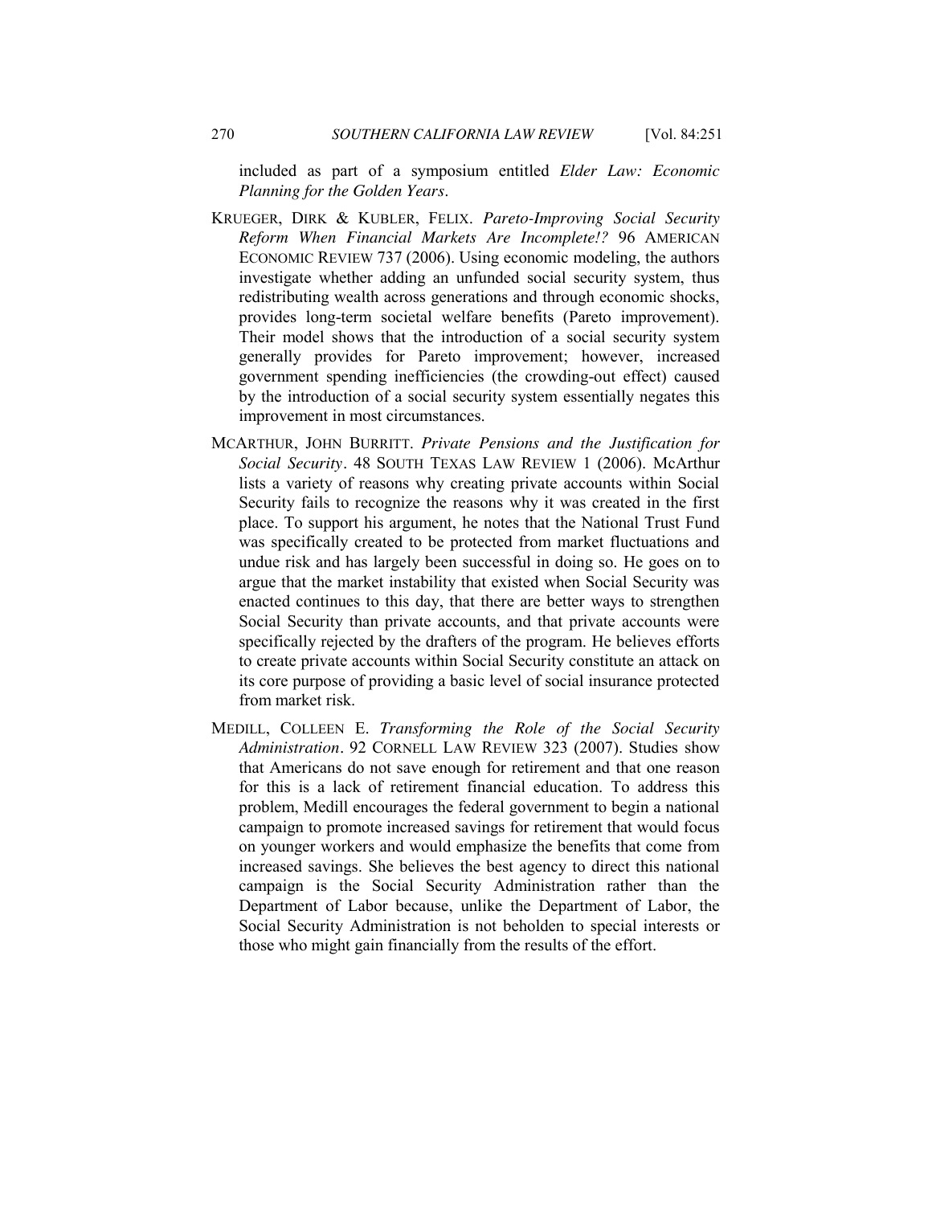included as part of a symposium entitled *Elder Law: Economic Planning for the Golden Years*.

KRUEGER, DIRK & KUBLER, FELIX. *Pareto-Improving Social Security Reform When Financial Markets Are Incomplete!?* 96 AMERICAN ECONOMIC REVIEW 737 (2006). Using economic modeling, the authors investigate whether adding an unfunded social security system, thus redistributing wealth across generations and through economic shocks, provides long-term societal welfare benefits (Pareto improvement). Their model shows that the introduction of a social security system generally provides for Pareto improvement; however, increased government spending inefficiencies (the crowding-out effect) caused by the introduction of a social security system essentially negates this improvement in most circumstances.

MCARTHUR, JOHN BURRITT. *Private Pensions and the Justification for Social Security*. 48 SOUTH TEXAS LAW REVIEW 1 (2006). McArthur lists a variety of reasons why creating private accounts within Social Security fails to recognize the reasons why it was created in the first place. To support his argument, he notes that the National Trust Fund was specifically created to be protected from market fluctuations and undue risk and has largely been successful in doing so. He goes on to argue that the market instability that existed when Social Security was enacted continues to this day, that there are better ways to strengthen Social Security than private accounts, and that private accounts were specifically rejected by the drafters of the program. He believes efforts to create private accounts within Social Security constitute an attack on its core purpose of providing a basic level of social insurance protected from market risk.

MEDILL, COLLEEN E. *Transforming the Role of the Social Security Administration*. 92 CORNELL LAW REVIEW 323 (2007). Studies show that Americans do not save enough for retirement and that one reason for this is a lack of retirement financial education. To address this problem, Medill encourages the federal government to begin a national campaign to promote increased savings for retirement that would focus on younger workers and would emphasize the benefits that come from increased savings. She believes the best agency to direct this national campaign is the Social Security Administration rather than the Department of Labor because, unlike the Department of Labor, the Social Security Administration is not beholden to special interests or those who might gain financially from the results of the effort.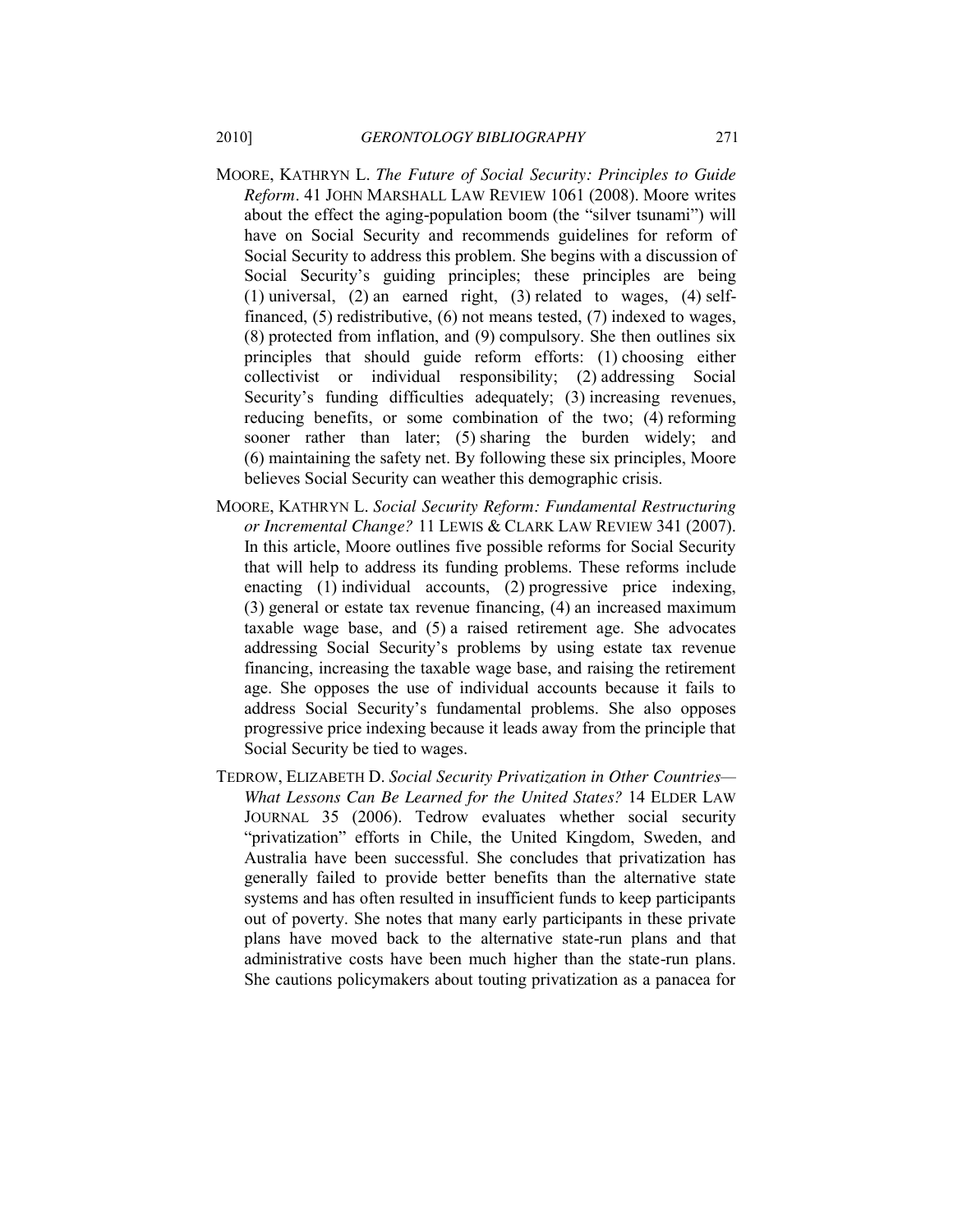MOORE, KATHRYN L. *The Future of Social Security: Principles to Guide Reform*. 41 JOHN MARSHALL LAW REVIEW 1061 (2008). Moore writes about the effect the aging-population boom (the "silver tsunami") will have on Social Security and recommends guidelines for reform of Social Security to address this problem. She begins with a discussion of Social Security's guiding principles; these principles are being (1) universal, (2) an earned right, (3) related to wages, (4) self-financed, (5) redistributive, (6) not means tested, (7) indexed to wages, (8) protected from inflation, and (9) compulsory. She then outlines six principles that should guide reform efforts: (1) choosing either collectivist or individual responsibility; (2) addressing Social Security's funding difficulties adequately; (3) increasing revenues, reducing benefits, or some combination of the two; (4) reforming sooner rather than later; (5) sharing the burden widely; and (6) maintaining the safety net. By following these six principles, Moore believes Social Security can weather this demographic crisis.

MOORE, KATHRYN L. *Social Security Reform: Fundamental Restructuring or Incremental Change?* 11 LEWIS & CLARK LAW REVIEW 341 (2007). In this article, Moore outlines five possible reforms for Social Security that will help to address its funding problems. These reforms include enacting (1) individual accounts, (2) progressive price indexing, (3) general or estate tax revenue financing, (4) an increased maximum taxable wage base, and (5) a raised retirement age. She advocates addressing Social Security's problems by using estate tax revenue financing, increasing the taxable wage base, and raising the retirement age. She opposes the use of individual accounts because it fails to address Social Security's fundamental problems. She also opposes progressive price indexing because it leads away from the principle that Social Security be tied to wages.

TEDROW, ELIZABETH D. *Social Security Privatization in Other Countries—What Lessons Can Be Learned for the United States?* 14 ELDER LAW JOURNAL 35 (2006). Tedrow evaluates whether social security "privatization" efforts in Chile, the United Kingdom, Sweden, and Australia have been successful. She concludes that privatization has generally failed to provide better benefits than the alternative state systems and has often resulted in insufficient funds to keep participants out of poverty. She notes that many early participants in these private plans have moved back to the alternative state-run plans and that administrative costs have been much higher than the state-run plans. She cautions policymakers about touting privatization as a panacea for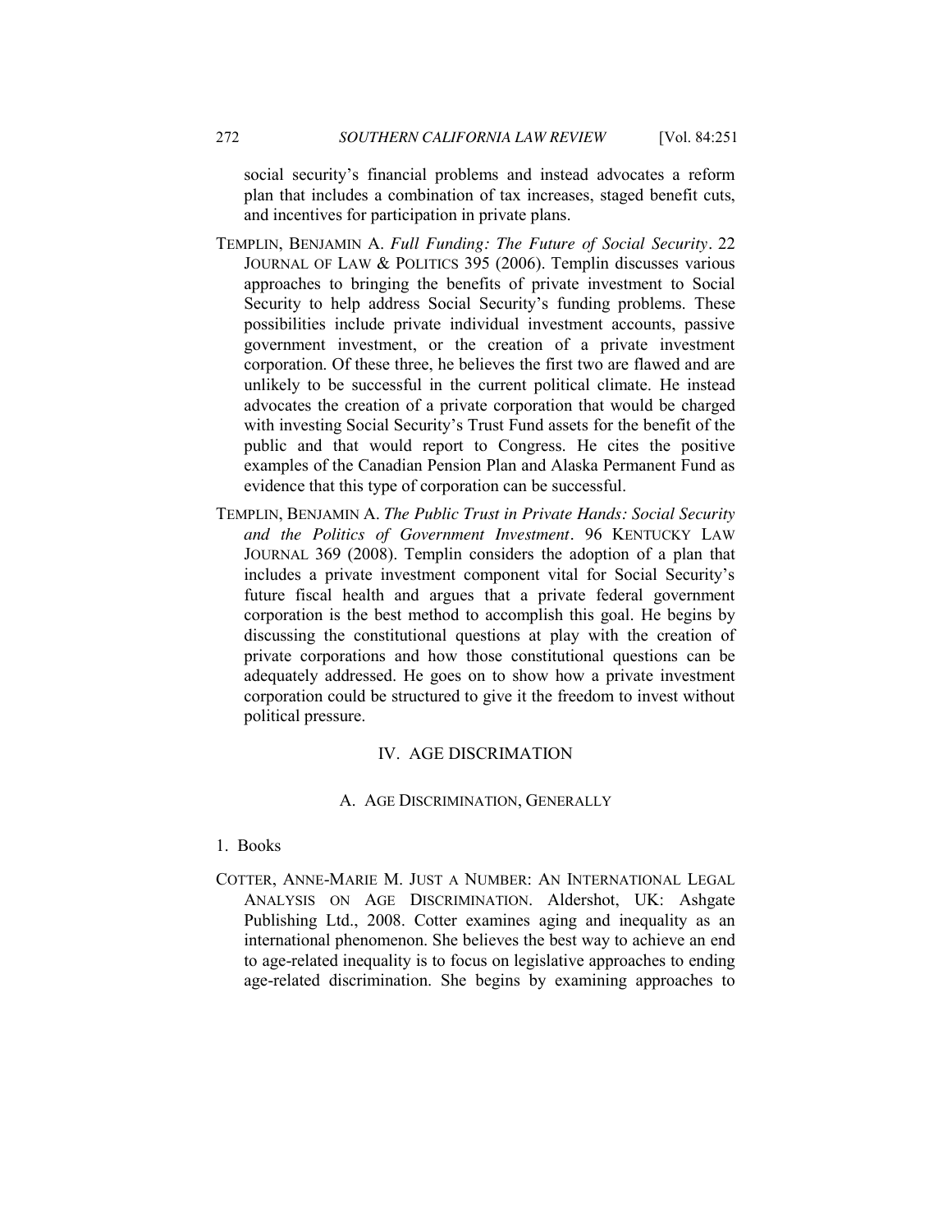social security's financial problems and instead advocates a reform plan that includes a combination of tax increases, staged benefit cuts, and incentives for participation in private plans.

TEMPLIN, BENJAMIN A. *Full Funding: The Future of Social Security*. 22 JOURNAL OF LAW & POLITICS 395 (2006). Templin discusses various approaches to bringing the benefits of private investment to Social Security to help address Social Security's funding problems. These possibilities include private individual investment accounts, passive government investment, or the creation of a private investment corporation. Of these three, he believes the first two are flawed and are unlikely to be successful in the current political climate. He instead advocates the creation of a private corporation that would be charged with investing Social Security's Trust Fund assets for the benefit of the public and that would report to Congress. He cites the positive examples of the Canadian Pension Plan and Alaska Permanent Fund as evidence that this type of corporation can be successful.

TEMPLIN, BENJAMIN A. *The Public Trust in Private Hands: Social Security and the Politics of Government Investment*. 96 KENTUCKY LAW JOURNAL 369 (2008). Templin considers the adoption of a plan that includes a private investment component vital for Social Security's future fiscal health and argues that a private federal government corporation is the best method to accomplish this goal. He begins by discussing the constitutional questions at play with the creation of private corporations and how those constitutional questions can be adequately addressed. He goes on to show how a private investment corporation could be structured to give it the freedom to invest without political pressure.

## IV. AGE DISCRIMATION

### A. AGE DISCRIMINATION, GENERALLY

#### 1. Books

COTTER, ANNE-MARIE M. JUST A NUMBER: AN INTERNATIONAL LEGAL ANALYSIS ON AGE DISCRIMINATION. Aldershot, UK: Ashgate Publishing Ltd., 2008. Cotter examines aging and inequality as an international phenomenon. She believes the best way to achieve an end to age-related inequality is to focus on legislative approaches to ending age-related discrimination. She begins by examining approaches to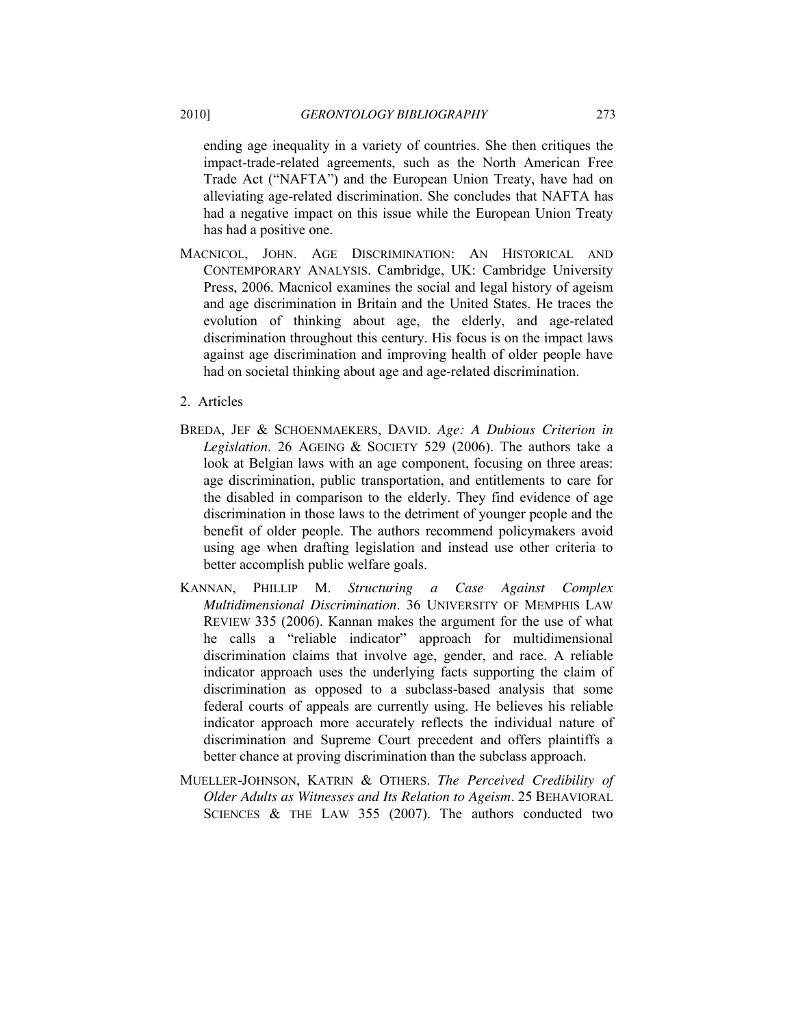ending age inequality in a variety of countries. She then critiques the impact-trade-related agreements, such as the North American Free Trade Act ("NAFTA") and the European Union Treaty, have had on alleviating age-related discrimination. She concludes that NAFTA has had a negative impact on this issue while the European Union Treaty has had a positive one.

MACNICOL, JOHN. AGE DISCRIMINATION: AN HISTORICAL AND CONTEMPORARY ANALYSIS. Cambridge, UK: Cambridge University Press, 2006. Macnicol examines the social and legal history of ageism and age discrimination in Britain and the United States. He traces the evolution of thinking about age, the elderly, and age-related discrimination throughout this century. His focus is on the impact laws against age discrimination and improving health of older people have had on societal thinking about age and age-related discrimination.

2. Articles

BREDA, JEF & SCHOENMAEKERS, DAVID. *Age: A Dubious Criterion in Legislation*. 26 AGEING & SOCIETY 529 (2006). The authors take a look at Belgian laws with an age component, focusing on three areas: age discrimination, public transportation, and entitlements to care for the disabled in comparison to the elderly. They find evidence of age discrimination in those laws to the detriment of younger people and the benefit of older people. The authors recommend policymakers avoid using age when drafting legislation and instead use other criteria to better accomplish public welfare goals.

KANNAN, PHILLIP M. *Structuring a Case Against Complex Multidimensional Discrimination*. 36 UNIVERSITY OF MEMPHIS LAW REVIEW 335 (2006). Kannan makes the argument for the use of what he calls a "reliable indicator" approach for multidimensional discrimination claims that involve age, gender, and race. A reliable indicator approach uses the underlying facts supporting the claim of discrimination as opposed to a subclass-based analysis that some federal courts of appeals are currently using. He believes his reliable indicator approach more accurately reflects the individual nature of discrimination and Supreme Court precedent and offers plaintiffs a better chance at proving discrimination than the subclass approach.

MUELLER-JOHNSON, KATRIN & OTHERS. *The Perceived Credibility of Older Adults as Witnesses and Its Relation to Ageism*. 25 BEHAVIORAL SCIENCES & THE LAW 355 (2007). The authors conducted two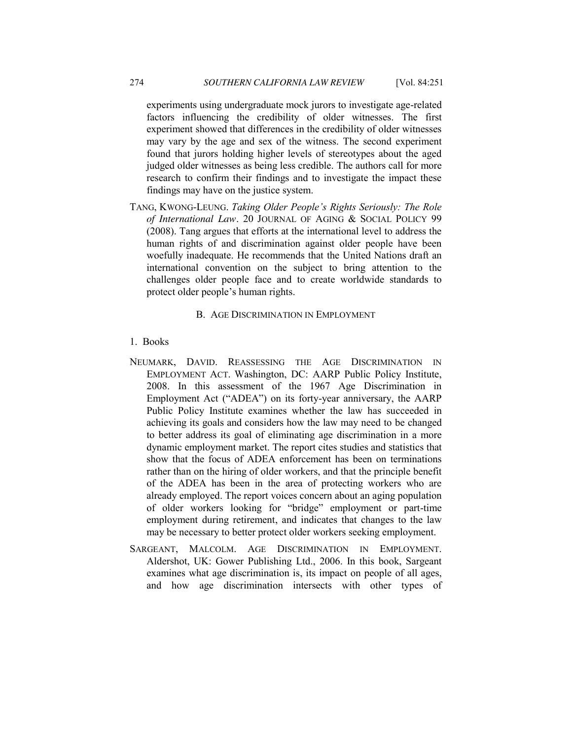experiments using undergraduate mock jurors to investigate age-related factors influencing the credibility of older witnesses. The first experiment showed that differences in the credibility of older witnesses may vary by the age and sex of the witness. The second experiment found that jurors holding higher levels of stereotypes about the aged judged older witnesses as being less credible. The authors call for more research to confirm their findings and to investigate the impact these findings may have on the justice system.

TANG, KWONG-LEUNG. *Taking Older People's Rights Seriously: The Role of International Law*. 20 JOURNAL OF AGING & SOCIAL POLICY 99 (2008). Tang argues that efforts at the international level to address the human rights of and discrimination against older people have been woefully inadequate. He recommends that the United Nations draft an international convention on the subject to bring attention to the challenges older people face and to create worldwide standards to protect older people's human rights.

## B. AGE DISCRIMINATION IN EMPLOYMENT

### 1. Books

NEUMARK, DAVID. REASSESSING THE AGE DISCRIMINATION IN EMPLOYMENT ACT. Washington, DC: AARP Public Policy Institute, 2008. In this assessment of the 1967 Age Discrimination in Employment Act ("ADEA") on its forty-year anniversary, the AARP Public Policy Institute examines whether the law has succeeded in achieving its goals and considers how the law may need to be changed to better address its goal of eliminating age discrimination in a more dynamic employment market. The report cites studies and statistics that show that the focus of ADEA enforcement has been on terminations rather than on the hiring of older workers, and that the principle benefit of the ADEA has been in the area of protecting workers who are already employed. The report voices concern about an aging population of older workers looking for "bridge" employment or part-time employment during retirement, and indicates that changes to the law may be necessary to better protect older workers seeking employment.

SARGEANT, MALCOLM. AGE DISCRIMINATION IN EMPLOYMENT. Aldershot, UK: Gower Publishing Ltd., 2006. In this book, Sargeant examines what age discrimination is, its impact on people of all ages, and how age discrimination intersects with other types of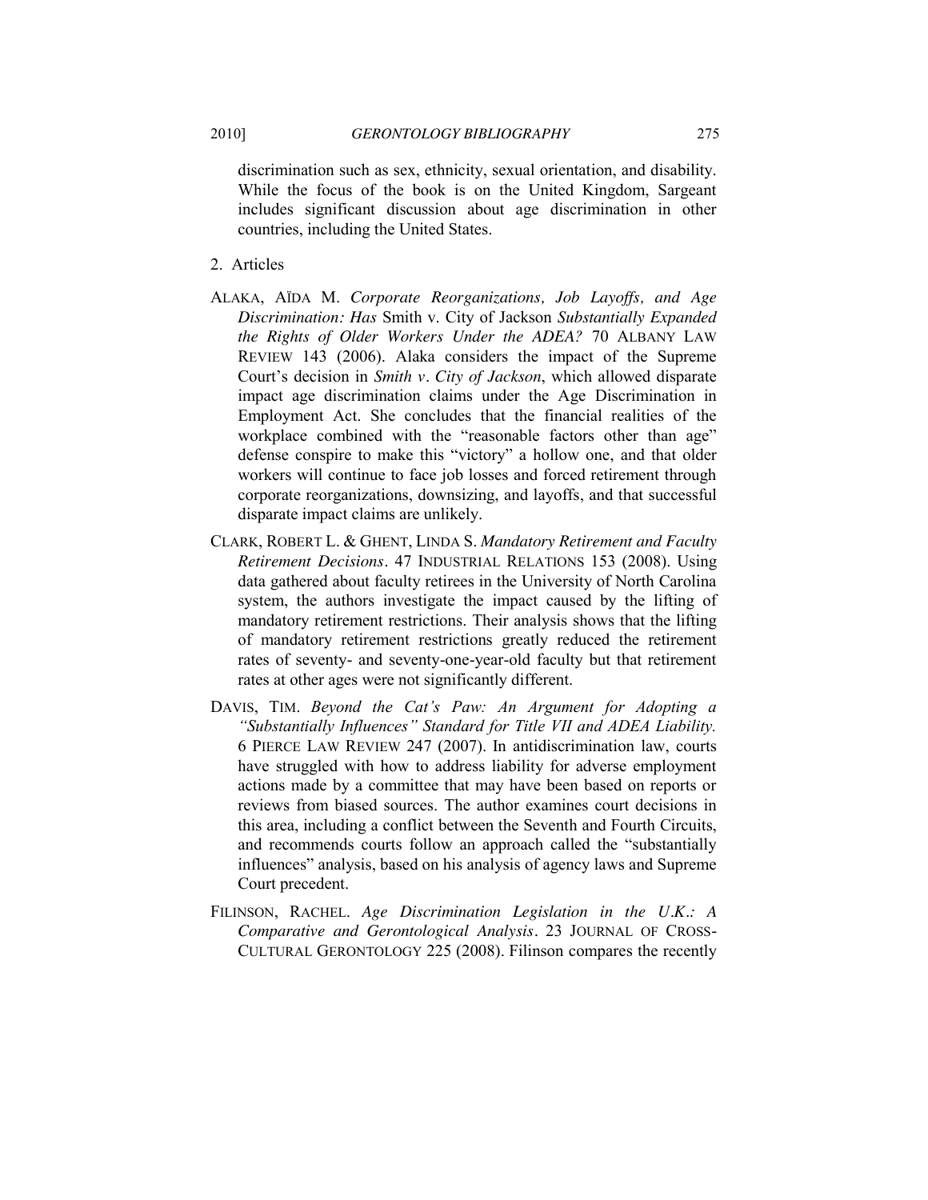discrimination such as sex, ethnicity, sexual orientation, and disability. While the focus of the book is on the United Kingdom, Sargeant includes significant discussion about age discrimination in other countries, including the United States.

2. Articles

ALAKA, AÏDA M. *Corporate Reorganizations, Job Layoffs, and Age Discrimination: Has* Smith v. City of Jackson *Substantially Expanded the Rights of Older Workers Under the ADEA?* 70 ALBANY LAW REVIEW 143 (2006). Alaka considers the impact of the Supreme Court's decision in *Smith v. City of Jackson*, which allowed disparate impact age discrimination claims under the Age Discrimination in Employment Act. She concludes that the financial realities of the workplace combined with the "reasonable factors other than age" defense conspire to make this "victory" a hollow one, and that older workers will continue to face job losses and forced retirement through corporate reorganizations, downsizing, and layoffs, and that successful disparate impact claims are unlikely.

CLARK, ROBERT L. & GHENT, LINDA S. *Mandatory Retirement and Faculty Retirement Decisions*. 47 INDUSTRIAL RELATIONS 153 (2008). Using data gathered about faculty retirees in the University of North Carolina system, the authors investigate the impact caused by the lifting of mandatory retirement restrictions. Their analysis shows that the lifting of mandatory retirement restrictions greatly reduced the retirement rates of seventy- and seventy-one-year-old faculty but that retirement rates at other ages were not significantly different.

DAVIS, TIM. *Beyond the Cat's Paw: An Argument for Adopting a "Substantially Influences" Standard for Title VII and ADEA Liability.* 6 PIERCE LAW REVIEW 247 (2007). In antidiscrimination law, courts have struggled with how to address liability for adverse employment actions made by a committee that may have been based on reports or reviews from biased sources. The author examines court decisions in this area, including a conflict between the Seventh and Fourth Circuits, and recommends courts follow an approach called the "substantially influences" analysis, based on his analysis of agency laws and Supreme Court precedent.

FILINSON, RACHEL. *Age Discrimination Legislation in the U.K.: A Comparative and Gerontological Analysis*. 23 JOURNAL OF CROSS-CULTURAL GERONTOLOGY 225 (2008). Filinson compares the recently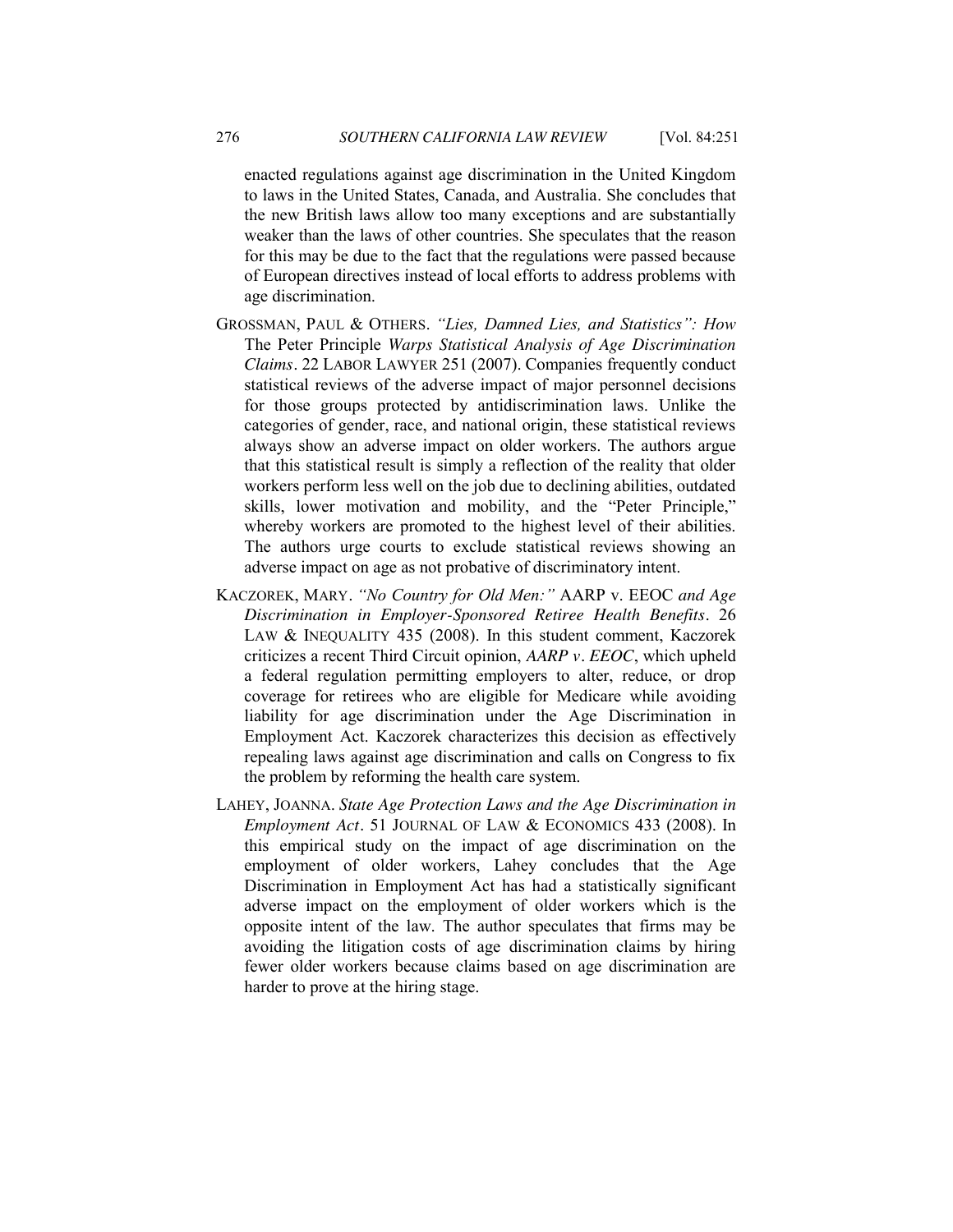enacted regulations against age discrimination in the United Kingdom to laws in the United States, Canada, and Australia. She concludes that the new British laws allow too many exceptions and are substantially weaker than the laws of other countries. She speculates that the reason for this may be due to the fact that the regulations were passed because of European directives instead of local efforts to address problems with age discrimination.

GROSSMAN, PAUL & OTHERS. *"Lies, Damned Lies, and Statistics": How* The Peter Principle *Warps Statistical Analysis of Age Discrimination Claims*. 22 LABOR LAWYER 251 (2007). Companies frequently conduct statistical reviews of the adverse impact of major personnel decisions for those groups protected by antidiscrimination laws. Unlike the categories of gender, race, and national origin, these statistical reviews always show an adverse impact on older workers. The authors argue that this statistical result is simply a reflection of the reality that older workers perform less well on the job due to declining abilities, outdated skills, lower motivation and mobility, and the "Peter Principle," whereby workers are promoted to the highest level of their abilities. The authors urge courts to exclude statistical reviews showing an adverse impact on age as not probative of discriminatory intent.

KACZOREK, MARY. *"No Country for Old Men:"* AARP v. EEOC *and Age Discrimination in Employer-Sponsored Retiree Health Benefits*. 26 LAW & INEQUALITY 435 (2008). In this student comment, Kaczorek criticizes a recent Third Circuit opinion, *AARP v. EEOC*, which upheld a federal regulation permitting employers to alter, reduce, or drop coverage for retirees who are eligible for Medicare while avoiding liability for age discrimination under the Age Discrimination in Employment Act. Kaczorek characterizes this decision as effectively repealing laws against age discrimination and calls on Congress to fix the problem by reforming the health care system.

LAHEY, JOANNA. *State Age Protection Laws and the Age Discrimination in Employment Act*. 51 JOURNAL OF LAW & ECONOMICS 433 (2008). In this empirical study on the impact of age discrimination on the employment of older workers, Lahey concludes that the Age Discrimination in Employment Act has had a statistically significant adverse impact on the employment of older workers which is the opposite intent of the law. The author speculates that firms may be avoiding the litigation costs of age discrimination claims by hiring fewer older workers because claims based on age discrimination are harder to prove at the hiring stage.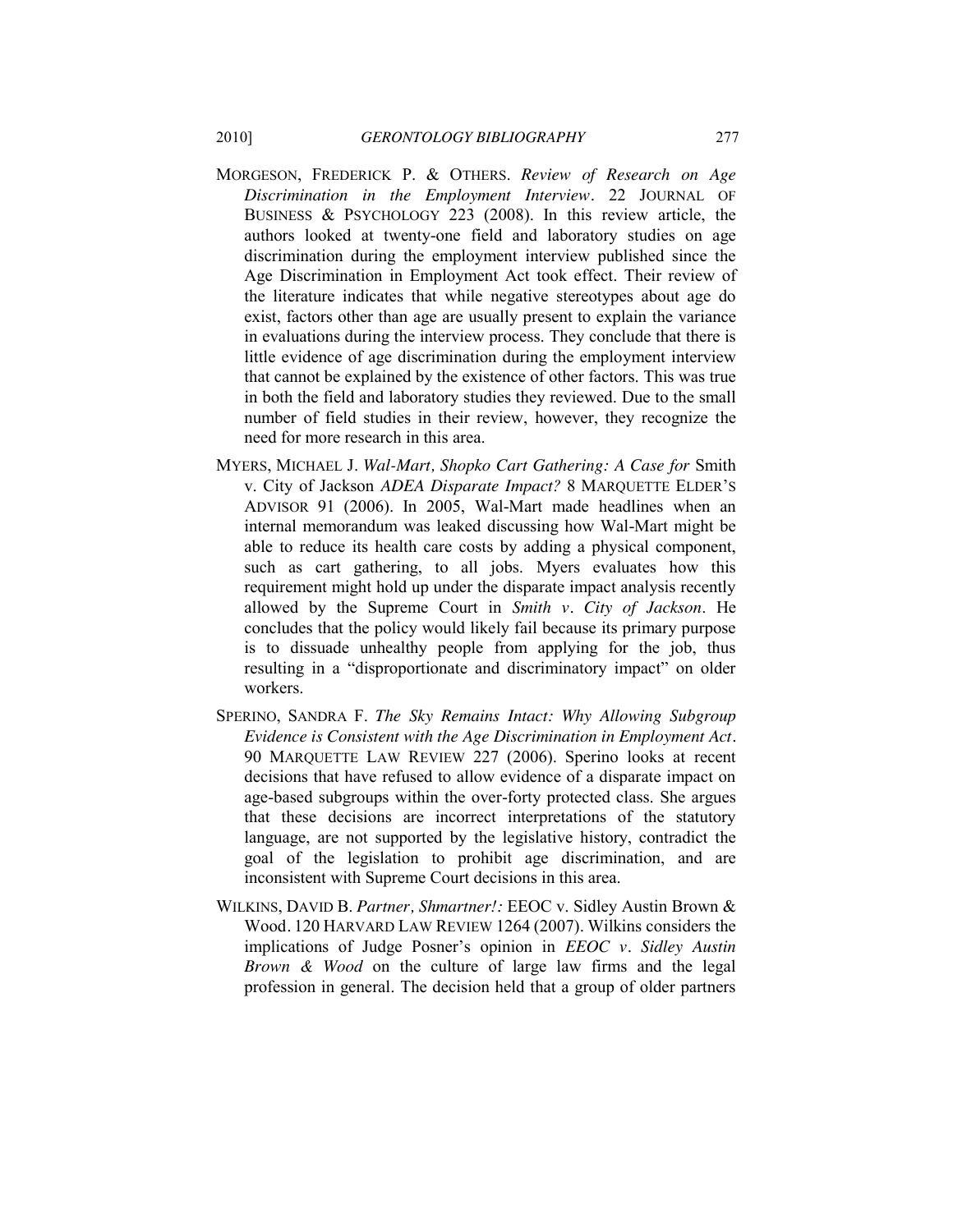MORGESON, FREDERICK P. & OTHERS. *Review of Research on Age Discrimination in the Employment Interview*. 22 JOURNAL OF BUSINESS & PSYCHOLOGY 223 (2008). In this review article, the authors looked at twenty-one field and laboratory studies on age discrimination during the employment interview published since the Age Discrimination in Employment Act took effect. Their review of the literature indicates that while negative stereotypes about age do exist, factors other than age are usually present to explain the variance in evaluations during the interview process. They conclude that there is little evidence of age discrimination during the employment interview that cannot be explained by the existence of other factors. This was true in both the field and laboratory studies they reviewed. Due to the small number of field studies in their review, however, they recognize the need for more research in this area.

MYERS, MICHAEL J. *Wal-Mart, Shopko Cart Gathering: A Case for* Smith v. City of Jackson *ADEA Disparate Impact?* 8 MARQUETTE ELDER'S ADVISOR 91 (2006). In 2005, Wal-Mart made headlines when an internal memorandum was leaked discussing how Wal-Mart might be able to reduce its health care costs by adding a physical component, such as cart gathering, to all jobs. Myers evaluates how this requirement might hold up under the disparate impact analysis recently allowed by the Supreme Court in *Smith v. City of Jackson*. He concludes that the policy would likely fail because its primary purpose is to dissuade unhealthy people from applying for the job, thus resulting in a "disproportionate and discriminatory impact" on older workers.

SPERINO, SANDRA F. *The Sky Remains Intact: Why Allowing Subgroup Evidence is Consistent with the Age Discrimination in Employment Act*. 90 MARQUETTE LAW REVIEW 227 (2006). Sperino looks at recent decisions that have refused to allow evidence of a disparate impact on age-based subgroups within the over-forty protected class. She argues that these decisions are incorrect interpretations of the statutory language, are not supported by the legislative history, contradict the goal of the legislation to prohibit age discrimination, and are inconsistent with Supreme Court decisions in this area.

WILKINS, DAVID B. *Partner, Shmartner!:* EEOC v. Sidley Austin Brown & Wood. 120 HARVARD LAW REVIEW 1264 (2007). Wilkins considers the implications of Judge Posner's opinion in *EEOC v. Sidley Austin Brown & Wood* on the culture of large law firms and the legal profession in general. The decision held that a group of older partners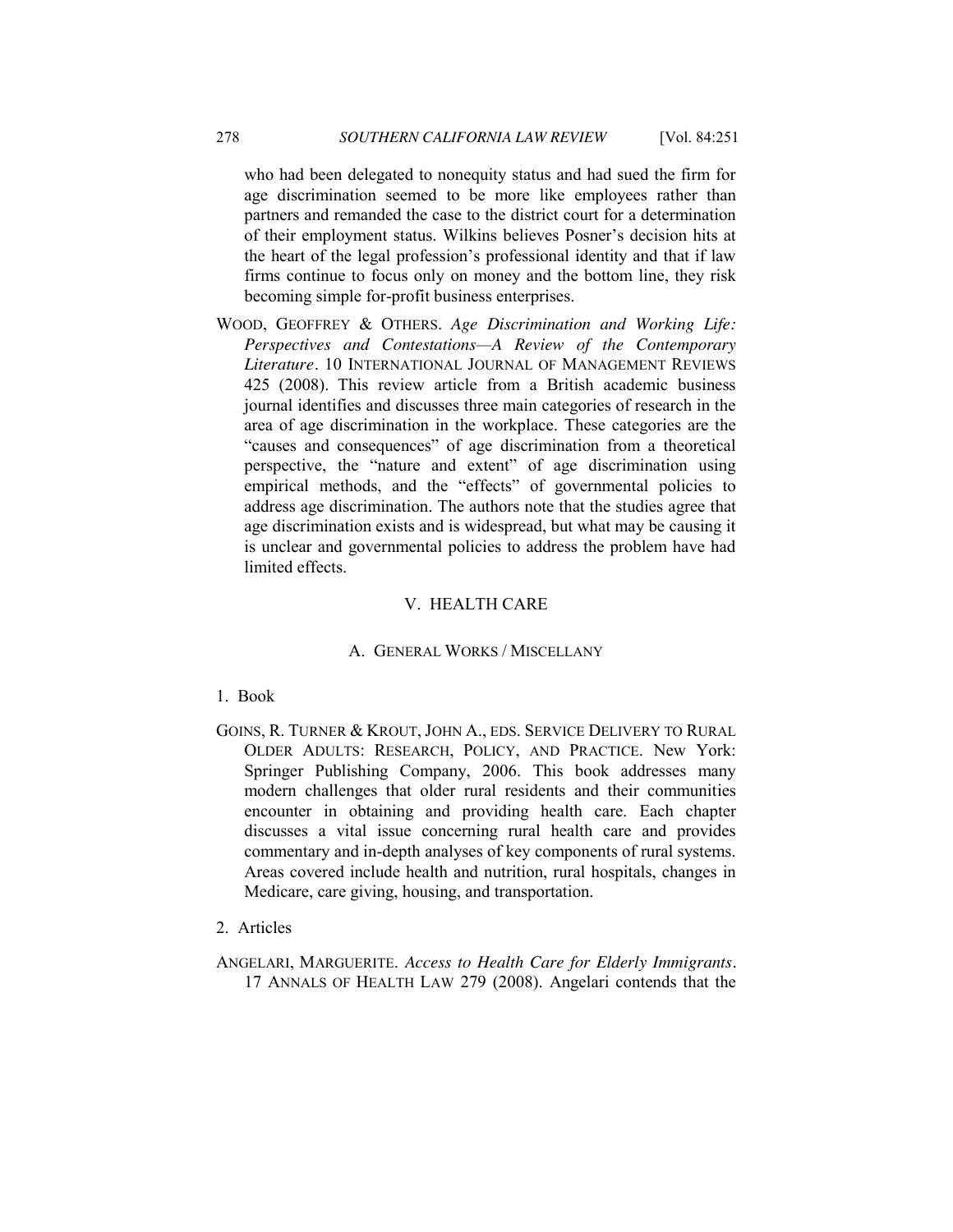who had been delegated to nonequity status and had sued the firm for age discrimination seemed to be more like employees rather than partners and remanded the case to the district court for a determination of their employment status. Wilkins believes Posner's decision hits at the heart of the legal profession's professional identity and that if law firms continue to focus only on money and the bottom line, they risk becoming simple for-profit business enterprises.

WOOD, GEOFFREY & OTHERS. *Age Discrimination and Working Life: Perspectives and Contestations—A Review of the Contemporary Literature*. 10 INTERNATIONAL JOURNAL OF MANAGEMENT REVIEWS 425 (2008). This review article from a British academic business journal identifies and discusses three main categories of research in the area of age discrimination in the workplace. These categories are the "causes and consequences" of age discrimination from a theoretical perspective, the "nature and extent" of age discrimination using empirical methods, and the "effects" of governmental policies to address age discrimination. The authors note that the studies agree that age discrimination exists and is widespread, but what may be causing it is unclear and governmental policies to address the problem have had limited effects.

## V. HEALTH CARE

### A. GENERAL WORKS / MISCELLANY

#### 1. Book

GOINS, R. TURNER & KROUT, JOHN A., EDS. SERVICE DELIVERY TO RURAL OLDER ADULTS: RESEARCH, POLICY, AND PRACTICE. New York: Springer Publishing Company, 2006. This book addresses many modern challenges that older rural residents and their communities encounter in obtaining and providing health care. Each chapter discusses a vital issue concerning rural health care and provides commentary and in-depth analyses of key components of rural systems. Areas covered include health and nutrition, rural hospitals, changes in Medicare, care giving, housing, and transportation.

#### 2. Articles

ANGELARI, MARGUERITE. *Access to Health Care for Elderly Immigrants*. 17 ANNALS OF HEALTH LAW 279 (2008). Angelari contends that the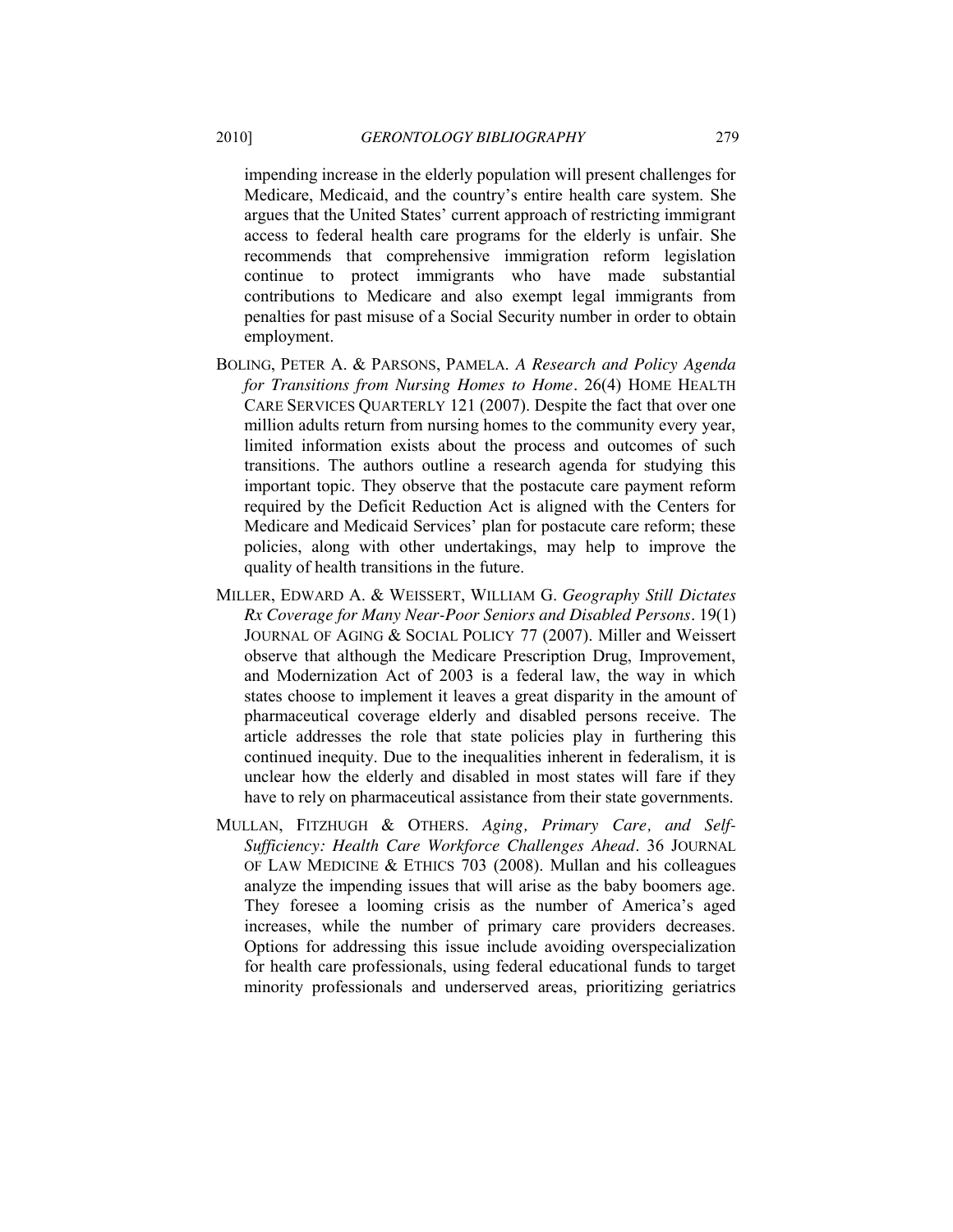impending increase in the elderly population will present challenges for Medicare, Medicaid, and the country's entire health care system. She argues that the United States' current approach of restricting immigrant access to federal health care programs for the elderly is unfair. She recommends that comprehensive immigration reform legislation continue to protect immigrants who have made substantial contributions to Medicare and also exempt legal immigrants from penalties for past misuse of a Social Security number in order to obtain employment.

BOLING, PETER A. & PARSONS, PAMELA. *A Research and Policy Agenda for Transitions from Nursing Homes to Home*. 26(4) HOME HEALTH CARE SERVICES QUARTERLY 121 (2007). Despite the fact that over one million adults return from nursing homes to the community every year, limited information exists about the process and outcomes of such transitions. The authors outline a research agenda for studying this important topic. They observe that the postacute care payment reform required by the Deficit Reduction Act is aligned with the Centers for Medicare and Medicaid Services' plan for postacute care reform; these policies, along with other undertakings, may help to improve the quality of health transitions in the future.

MILLER, EDWARD A. & WEISSERT, WILLIAM G. *Geography Still Dictates Rx Coverage for Many Near-Poor Seniors and Disabled Persons*. 19(1) JOURNAL OF AGING & SOCIAL POLICY 77 (2007). Miller and Weissert observe that although the Medicare Prescription Drug, Improvement, and Modernization Act of 2003 is a federal law, the way in which states choose to implement it leaves a great disparity in the amount of pharmaceutical coverage elderly and disabled persons receive. The article addresses the role that state policies play in furthering this continued inequity. Due to the inequalities inherent in federalism, it is unclear how the elderly and disabled in most states will fare if they have to rely on pharmaceutical assistance from their state governments.

MULLAN, FITZHUGH & OTHERS. *Aging, Primary Care, and Self-Sufficiency: Health Care Workforce Challenges Ahead*. 36 JOURNAL OF LAW MEDICINE & ETHICS 703 (2008). Mullan and his colleagues analyze the impending issues that will arise as the baby boomers age. They foresee a looming crisis as the number of America's aged increases, while the number of primary care providers decreases. Options for addressing this issue include avoiding overspecialization for health care professionals, using federal educational funds to target minority professionals and underserved areas, prioritizing geriatrics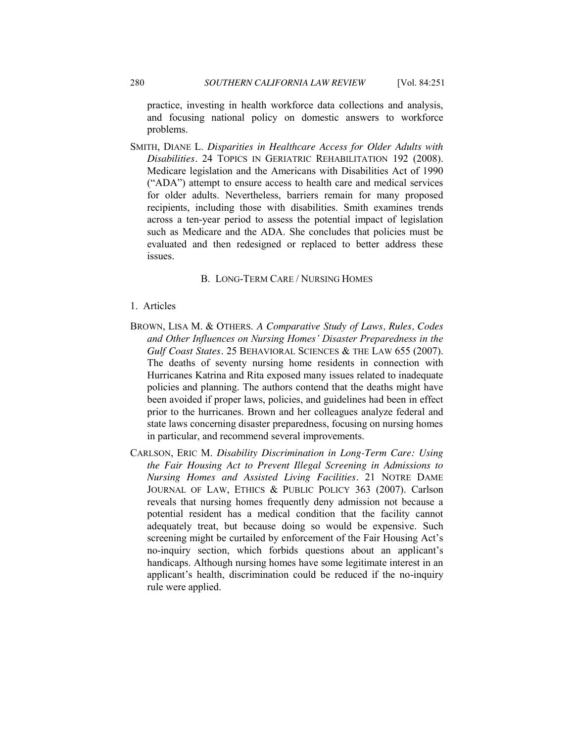practice, investing in health workforce data collections and analysis, and focusing national policy on domestic answers to workforce problems.

SMITH, DIANE L. *Disparities in Healthcare Access for Older Adults with Disabilities*. 24 TOPICS IN GERIATRIC REHABILITATION 192 (2008). Medicare legislation and the Americans with Disabilities Act of 1990 ("ADA") attempt to ensure access to health care and medical services for older adults. Nevertheless, barriers remain for many proposed recipients, including those with disabilities. Smith examines trends across a ten-year period to assess the potential impact of legislation such as Medicare and the ADA. She concludes that policies must be evaluated and then redesigned or replaced to better address these issues.

### B. LONG-TERM CARE / NURSING HOMES

#### 1. Articles

BROWN, LISA M. & OTHERS. *A Comparative Study of Laws, Rules, Codes and Other Influences on Nursing Homes' Disaster Preparedness in the Gulf Coast States*. 25 BEHAVIORAL SCIENCES & THE LAW 655 (2007). The deaths of seventy nursing home residents in connection with Hurricanes Katrina and Rita exposed many issues related to inadequate policies and planning. The authors contend that the deaths might have been avoided if proper laws, policies, and guidelines had been in effect prior to the hurricanes. Brown and her colleagues analyze federal and state laws concerning disaster preparedness, focusing on nursing homes in particular, and recommend several improvements.

CARLSON, ERIC M. *Disability Discrimination in Long-Term Care: Using the Fair Housing Act to Prevent Illegal Screening in Admissions to Nursing Homes and Assisted Living Facilities*. 21 NOTRE DAME JOURNAL OF LAW, ETHICS & PUBLIC POLICY 363 (2007). Carlson reveals that nursing homes frequently deny admission not because a potential resident has a medical condition that the facility cannot adequately treat, but because doing so would be expensive. Such screening might be curtailed by enforcement of the Fair Housing Act's no-inquiry section, which forbids questions about an applicant's handicaps. Although nursing homes have some legitimate interest in an applicant's health, discrimination could be reduced if the no-inquiry rule were applied.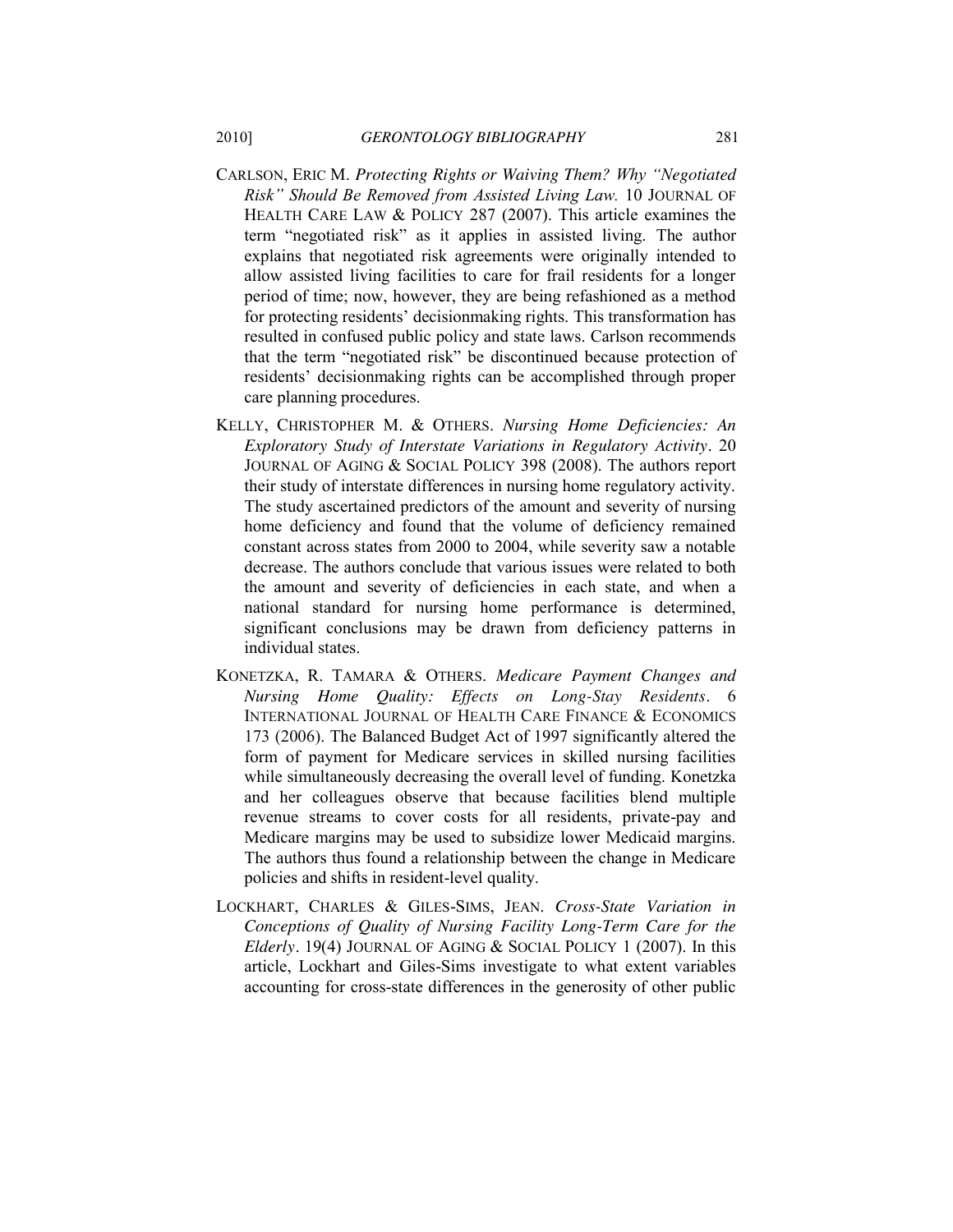CARLSON, ERIC M. *Protecting Rights or Waiving Them? Why "Negotiated Risk" Should Be Removed from Assisted Living Law.* 10 JOURNAL OF HEALTH CARE LAW & POLICY 287 (2007). This article examines the term "negotiated risk" as it applies in assisted living. The author explains that negotiated risk agreements were originally intended to allow assisted living facilities to care for frail residents for a longer period of time; now, however, they are being refashioned as a method for protecting residents' decisionmaking rights. This transformation has resulted in confused public policy and state laws. Carlson recommends that the term "negotiated risk" be discontinued because protection of residents' decisionmaking rights can be accomplished through proper care planning procedures.

KELLY, CHRISTOPHER M. & OTHERS. *Nursing Home Deficiencies: An Exploratory Study of Interstate Variations in Regulatory Activity*. 20 JOURNAL OF AGING & SOCIAL POLICY 398 (2008). The authors report their study of interstate differences in nursing home regulatory activity. The study ascertained predictors of the amount and severity of nursing home deficiency and found that the volume of deficiency remained constant across states from 2000 to 2004, while severity saw a notable decrease. The authors conclude that various issues were related to both the amount and severity of deficiencies in each state, and when a national standard for nursing home performance is determined, significant conclusions may be drawn from deficiency patterns in individual states.

KONETZKA, R. TAMARA & OTHERS. *Medicare Payment Changes and Nursing Home Quality: Effects on Long-Stay Residents*. 6 INTERNATIONAL JOURNAL OF HEALTH CARE FINANCE & ECONOMICS 173 (2006). The Balanced Budget Act of 1997 significantly altered the form of payment for Medicare services in skilled nursing facilities while simultaneously decreasing the overall level of funding. Konetzka and her colleagues observe that because facilities blend multiple revenue streams to cover costs for all residents, private-pay and Medicare margins may be used to subsidize lower Medicaid margins. The authors thus found a relationship between the change in Medicare policies and shifts in resident-level quality.

LOCKHART, CHARLES & GILES-SIMS, JEAN. *Cross-State Variation in Conceptions of Quality of Nursing Facility Long-Term Care for the Elderly*. 19(4) JOURNAL OF AGING & SOCIAL POLICY 1 (2007). In this article, Lockhart and Giles-Sims investigate to what extent variables accounting for cross-state differences in the generosity of other public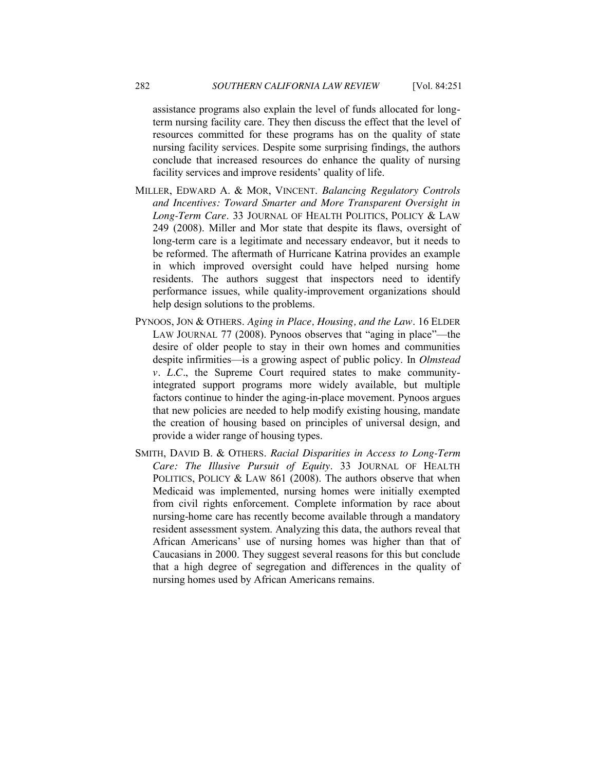assistance programs also explain the level of funds allocated for long-term nursing facility care. They then discuss the effect that the level of resources committed for these programs has on the quality of state nursing facility services. Despite some surprising findings, the authors conclude that increased resources do enhance the quality of nursing facility services and improve residents' quality of life.

MILLER, EDWARD A. & MOR, VINCENT. *Balancing Regulatory Controls and Incentives: Toward Smarter and More Transparent Oversight in Long-Term Care*. 33 JOURNAL OF HEALTH POLITICS, POLICY & LAW 249 (2008). Miller and Mor state that despite its flaws, oversight of long-term care is a legitimate and necessary endeavor, but it needs to be reformed. The aftermath of Hurricane Katrina provides an example in which improved oversight could have helped nursing home residents. The authors suggest that inspectors need to identify performance issues, while quality-improvement organizations should help design solutions to the problems.

PYNOOS, JON & OTHERS. *Aging in Place, Housing, and the Law*. 16 ELDER LAW JOURNAL 77 (2008). Pynoos observes that "aging in place"—the desire of older people to stay in their own homes and communities despite infirmities—is a growing aspect of public policy. In *Olmstead v. L.C.*, the Supreme Court required states to make community-integrated support programs more widely available, but multiple factors continue to hinder the aging-in-place movement. Pynoos argues that new policies are needed to help modify existing housing, mandate the creation of housing based on principles of universal design, and provide a wider range of housing types.

SMITH, DAVID B. & OTHERS. *Racial Disparities in Access to Long-Term Care: The Illusive Pursuit of Equity*. 33 JOURNAL OF HEALTH POLITICS, POLICY & LAW 861 (2008). The authors observe that when Medicaid was implemented, nursing homes were initially exempted from civil rights enforcement. Complete information by race about nursing-home care has recently become available through a mandatory resident assessment system. Analyzing this data, the authors reveal that African Americans' use of nursing homes was higher than that of Caucasians in 2000. They suggest several reasons for this but conclude that a high degree of segregation and differences in the quality of nursing homes used by African Americans remains.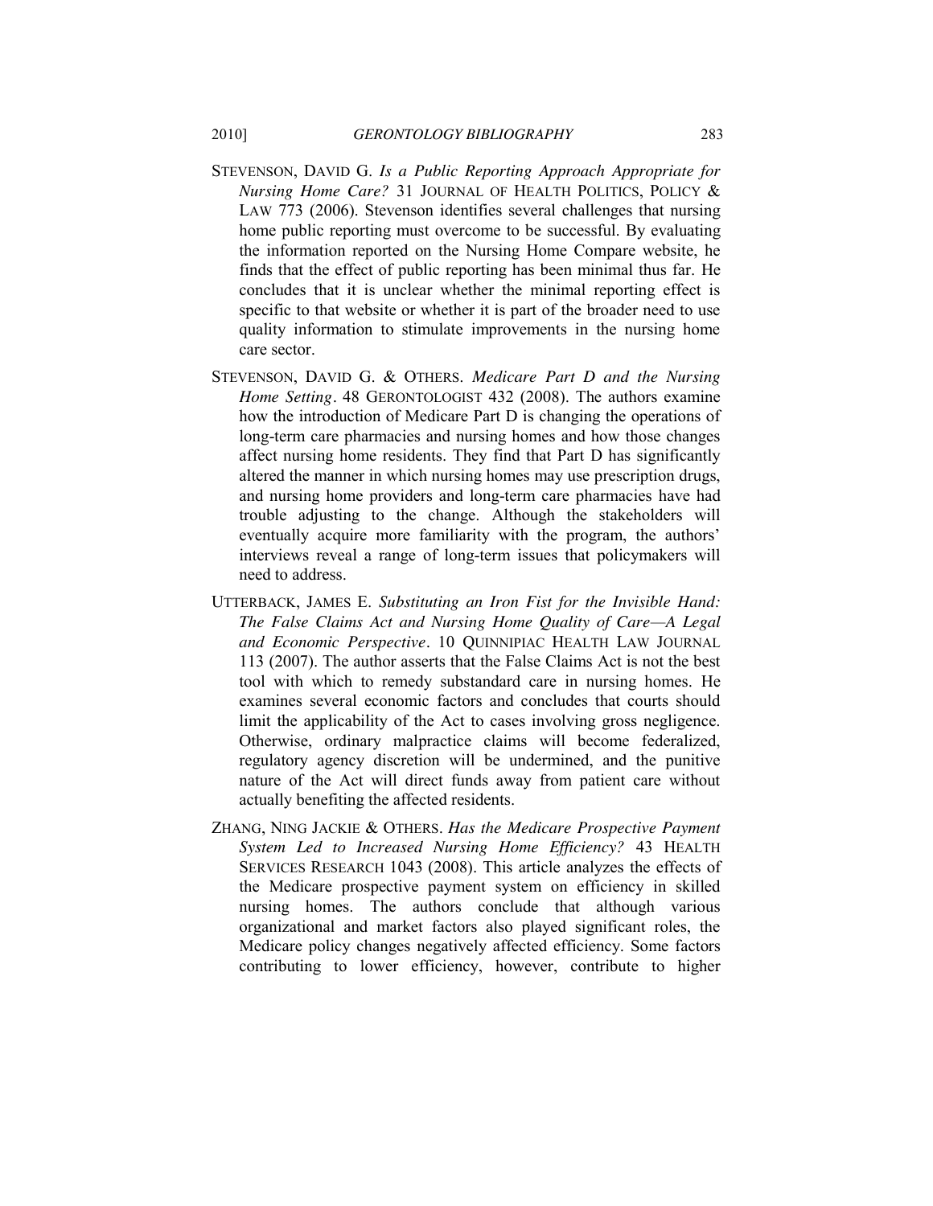STEVENSON, DAVID G. *Is a Public Reporting Approach Appropriate for Nursing Home Care?* 31 JOURNAL OF HEALTH POLITICS, POLICY & LAW 773 (2006). Stevenson identifies several challenges that nursing home public reporting must overcome to be successful. By evaluating the information reported on the Nursing Home Compare website, he finds that the effect of public reporting has been minimal thus far. He concludes that it is unclear whether the minimal reporting effect is specific to that website or whether it is part of the broader need to use quality information to stimulate improvements in the nursing home care sector.

STEVENSON, DAVID G. & OTHERS. *Medicare Part D and the Nursing Home Setting*. 48 GERONTOLOGIST 432 (2008). The authors examine how the introduction of Medicare Part D is changing the operations of long-term care pharmacies and nursing homes and how those changes affect nursing home residents. They find that Part D has significantly altered the manner in which nursing homes may use prescription drugs, and nursing home providers and long-term care pharmacies have had trouble adjusting to the change. Although the stakeholders will eventually acquire more familiarity with the program, the authors' interviews reveal a range of long-term issues that policymakers will need to address.

UTTERBACK, JAMES E. *Substituting an Iron Fist for the Invisible Hand: The False Claims Act and Nursing Home Quality of Care—A Legal and Economic Perspective*. 10 QUINNIPIAC HEALTH LAW JOURNAL 113 (2007). The author asserts that the False Claims Act is not the best tool with which to remedy substandard care in nursing homes. He examines several economic factors and concludes that courts should limit the applicability of the Act to cases involving gross negligence. Otherwise, ordinary malpractice claims will become federalized, regulatory agency discretion will be undermined, and the punitive nature of the Act will direct funds away from patient care without actually benefiting the affected residents.

ZHANG, NING JACKIE & OTHERS. *Has the Medicare Prospective Payment System Led to Increased Nursing Home Efficiency?* 43 HEALTH SERVICES RESEARCH 1043 (2008). This article analyzes the effects of the Medicare prospective payment system on efficiency in skilled nursing homes. The authors conclude that although various organizational and market factors also played significant roles, the Medicare policy changes negatively affected efficiency. Some factors contributing to lower efficiency, however, contribute to higher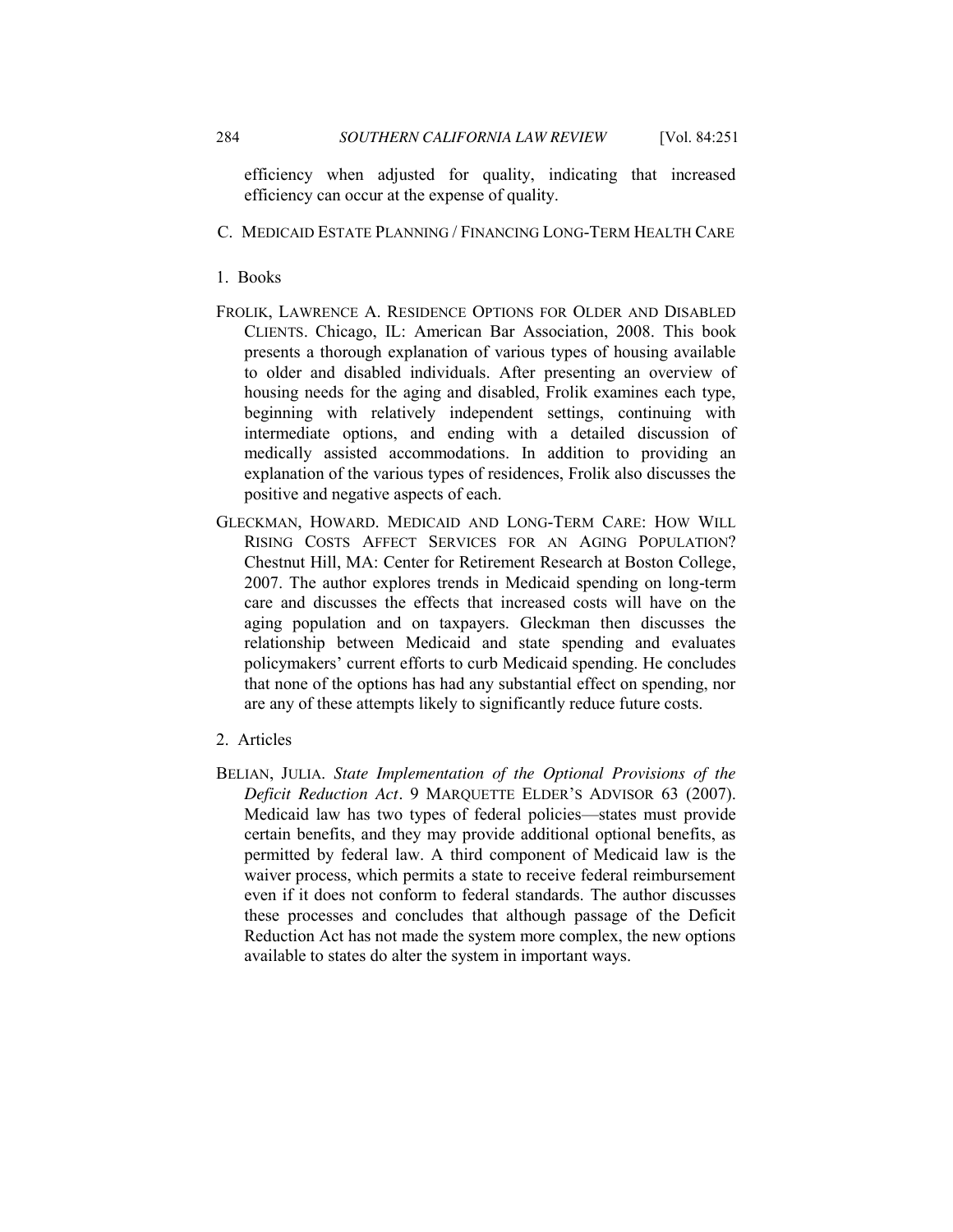efficiency when adjusted for quality, indicating that increased efficiency can occur at the expense of quality.

## C. MEDICAID ESTATE PLANNING / FINANCING LONG-TERM HEALTH CARE

### 1. Books

FROLIK, LAWRENCE A. RESIDENCE OPTIONS FOR OLDER AND DISABLED CLIENTS. Chicago, IL: American Bar Association, 2008. This book presents a thorough explanation of various types of housing available to older and disabled individuals. After presenting an overview of housing needs for the aging and disabled, Frolik examines each type, beginning with relatively independent settings, continuing with intermediate options, and ending with a detailed discussion of medically assisted accommodations. In addition to providing an explanation of the various types of residences, Frolik also discusses the positive and negative aspects of each.

GLECKMAN, HOWARD. MEDICAID AND LONG-TERM CARE: HOW WILL RISING COSTS AFFECT SERVICES FOR AN AGING POPULATION? Chestnut Hill, MA: Center for Retirement Research at Boston College, 2007. The author explores trends in Medicaid spending on long-term care and discusses the effects that increased costs will have on the aging population and on taxpayers. Gleckman then discusses the relationship between Medicaid and state spending and evaluates policymakers' current efforts to curb Medicaid spending. He concludes that none of the options has had any substantial effect on spending, nor are any of these attempts likely to significantly reduce future costs.

### 2. Articles

BELIAN, JULIA. *State Implementation of the Optional Provisions of the Deficit Reduction Act*. 9 MARQUETTE ELDER'S ADVISOR 63 (2007). Medicaid law has two types of federal policies—states must provide certain benefits, and they may provide additional optional benefits, as permitted by federal law. A third component of Medicaid law is the waiver process, which permits a state to receive federal reimbursement even if it does not conform to federal standards. The author discusses these processes and concludes that although passage of the Deficit Reduction Act has not made the system more complex, the new options available to states do alter the system in important ways.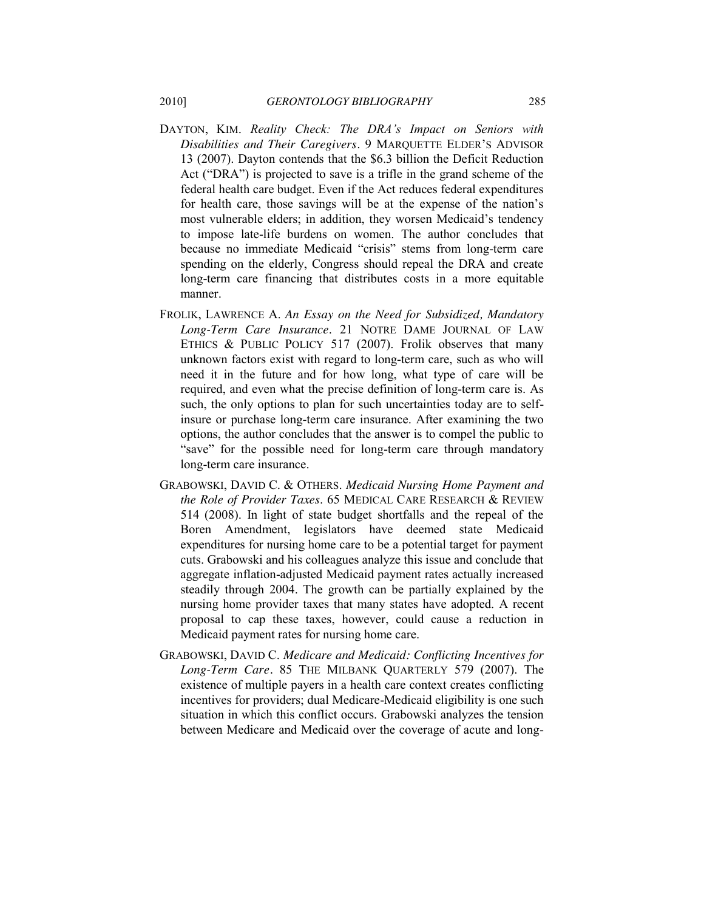DAYTON, KIM. *Reality Check: The DRA's Impact on Seniors with Disabilities and Their Caregivers*. 9 MARQUETTE ELDER'S ADVISOR 13 (2007). Dayton contends that the $6.3 billion the Deficit Reduction Act ("DRA") is projected to save is a trifle in the grand scheme of the federal health care budget. Even if the Act reduces federal expenditures for health care, those savings will be at the expense of the nation's most vulnerable elders; in addition, they worsen Medicaid's tendency to impose late-life burdens on women. The author concludes that because no immediate Medicaid "crisis" stems from long-term care spending on the elderly, Congress should repeal the DRA and create long-term care financing that distributes costs in a more equitable manner.

FROLIK, LAWRENCE A. *An Essay on the Need for Subsidized, Mandatory Long-Term Care Insurance*. 21 NOTRE DAME JOURNAL OF LAW ETHICS & PUBLIC POLICY 517 (2007). Frolik observes that many unknown factors exist with regard to long-term care, such as who will need it in the future and for how long, what type of care will be required, and even what the precise definition of long-term care is. As such, the only options to plan for such uncertainties today are to self-insure or purchase long-term care insurance. After examining the two options, the author concludes that the answer is to compel the public to "save" for the possible need for long-term care through mandatory long-term care insurance.

GRABOWSKI, DAVID C. & OTHERS. *Medicaid Nursing Home Payment and the Role of Provider Taxes*. 65 MEDICAL CARE RESEARCH & REVIEW 514 (2008). In light of state budget shortfalls and the repeal of the Boren Amendment, legislators have deemed state Medicaid expenditures for nursing home care to be a potential target for payment cuts. Grabowski and his colleagues analyze this issue and conclude that aggregate inflation-adjusted Medicaid payment rates actually increased steadily through 2004. The growth can be partially explained by the nursing home provider taxes that many states have adopted. A recent proposal to cap these taxes, however, could cause a reduction in Medicaid payment rates for nursing home care.

GRABOWSKI, DAVID C. *Medicare and Medicaid: Conflicting Incentives for Long-Term Care*. 85 THE MILBANK QUARTERLY 579 (2007). The existence of multiple payers in a health care context creates conflicting incentives for providers; dual Medicare-Medicaid eligibility is one such situation in which this conflict occurs. Grabowski analyzes the tension between Medicare and Medicaid over the coverage of acute and long-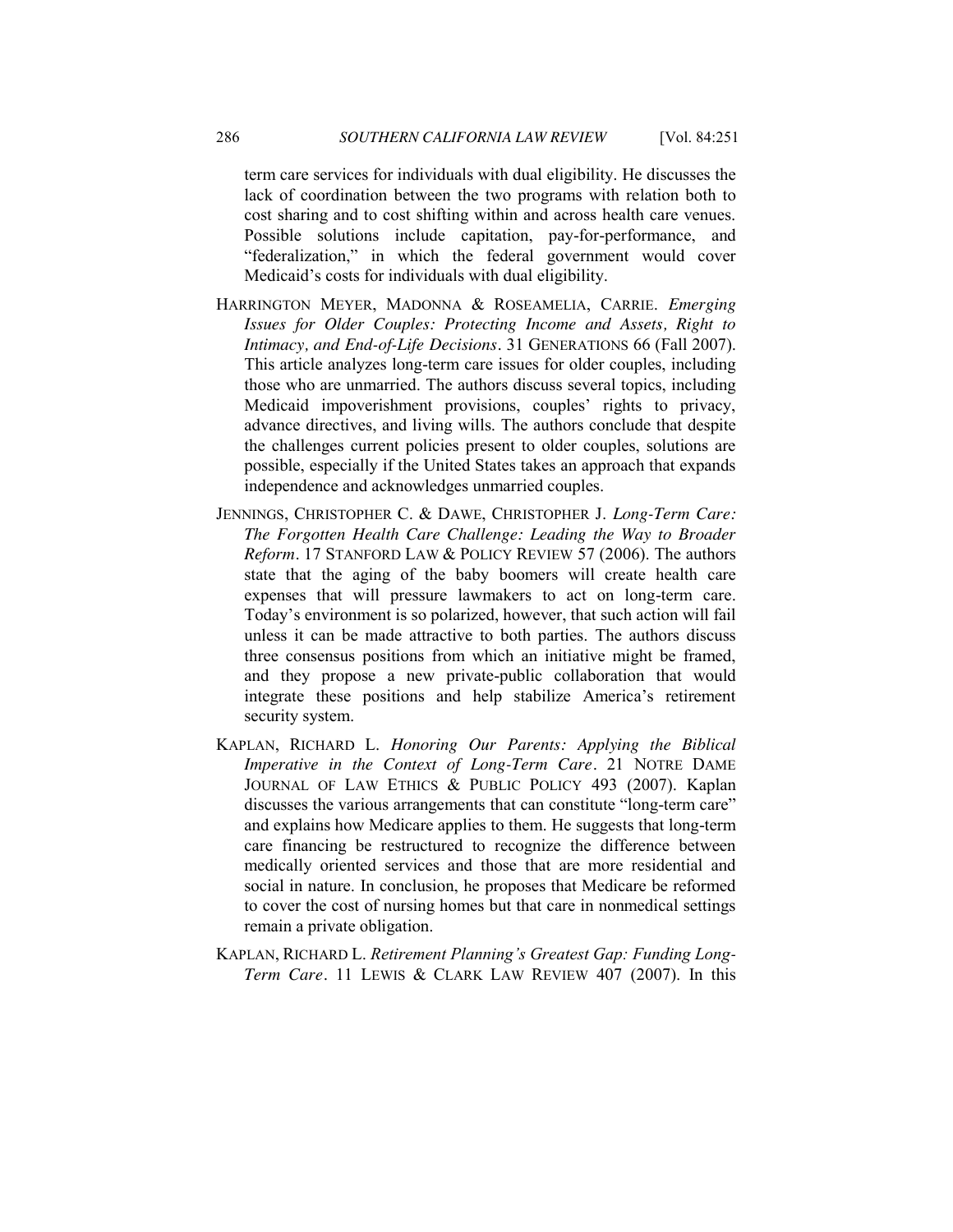term care services for individuals with dual eligibility. He discusses the lack of coordination between the two programs with relation both to cost sharing and to cost shifting within and across health care venues. Possible solutions include capitation, pay-for-performance, and "federalization," in which the federal government would cover Medicaid's costs for individuals with dual eligibility.

HARRINGTON MEYER, MADONNA & ROSEAMELIA, CARRIE. *Emerging Issues for Older Couples: Protecting Income and Assets, Right to Intimacy, and End-of-Life Decisions*. 31 GENERATIONS 66 (Fall 2007). This article analyzes long-term care issues for older couples, including those who are unmarried. The authors discuss several topics, including Medicaid impoverishment provisions, couples' rights to privacy, advance directives, and living wills. The authors conclude that despite the challenges current policies present to older couples, solutions are possible, especially if the United States takes an approach that expands independence and acknowledges unmarried couples.

JENNINGS, CHRISTOPHER C. & DAWE, CHRISTOPHER J. *Long-Term Care: The Forgotten Health Care Challenge: Leading the Way to Broader Reform*. 17 STANFORD LAW & POLICY REVIEW 57 (2006). The authors state that the aging of the baby boomers will create health care expenses that will pressure lawmakers to act on long-term care. Today's environment is so polarized, however, that such action will fail unless it can be made attractive to both parties. The authors discuss three consensus positions from which an initiative might be framed, and they propose a new private-public collaboration that would integrate these positions and help stabilize America's retirement security system.

KAPLAN, RICHARD L. *Honoring Our Parents: Applying the Biblical Imperative in the Context of Long-Term Care*. 21 NOTRE DAME JOURNAL OF LAW ETHICS & PUBLIC POLICY 493 (2007). Kaplan discusses the various arrangements that can constitute "long-term care" and explains how Medicare applies to them. He suggests that long-term care financing be restructured to recognize the difference between medically oriented services and those that are more residential and social in nature. In conclusion, he proposes that Medicare be reformed to cover the cost of nursing homes but that care in nonmedical settings remain a private obligation.

KAPLAN, RICHARD L. *Retirement Planning's Greatest Gap: Funding Long-Term Care*. 11 LEWIS & CLARK LAW REVIEW 407 (2007). In this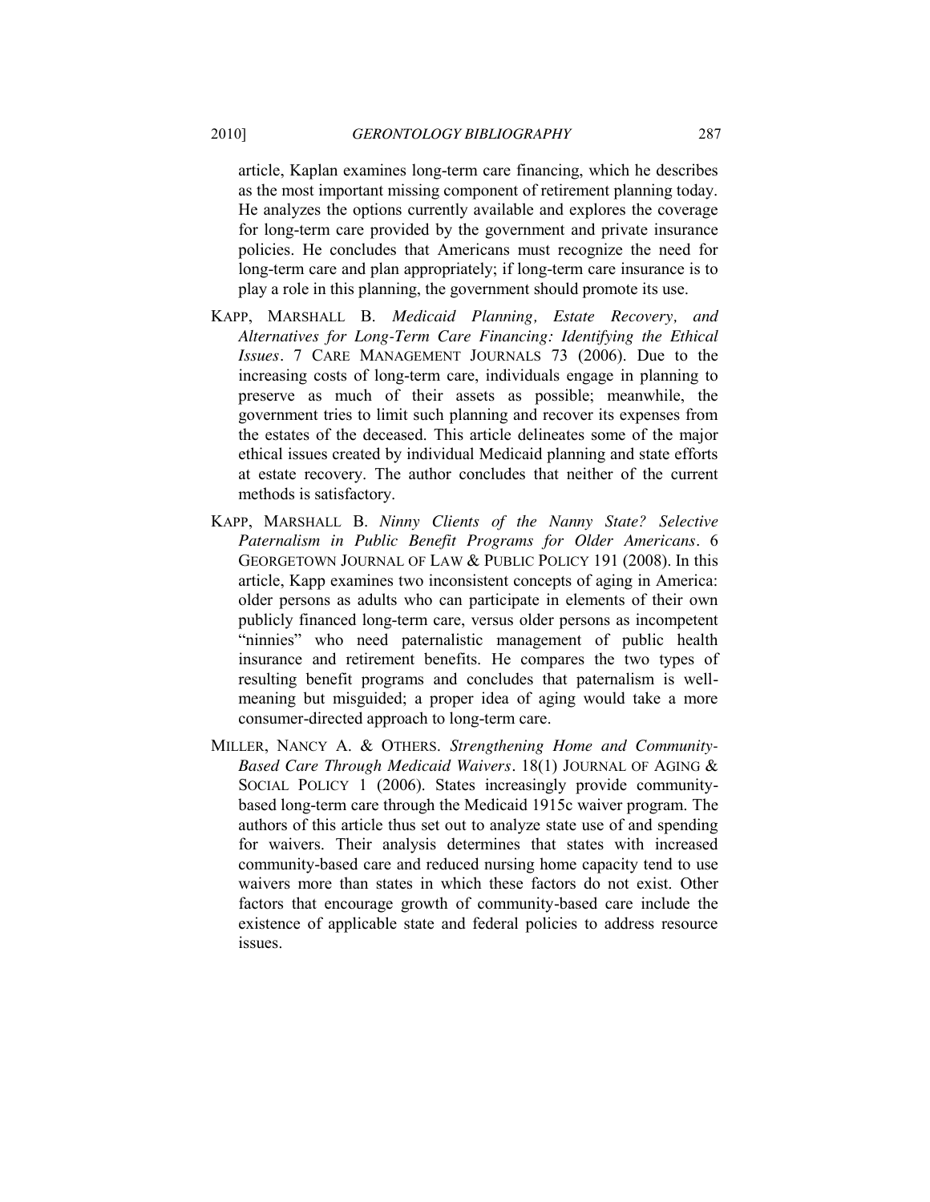article, Kaplan examines long-term care financing, which he describes as the most important missing component of retirement planning today. He analyzes the options currently available and explores the coverage for long-term care provided by the government and private insurance policies. He concludes that Americans must recognize the need for long-term care and plan appropriately; if long-term care insurance is to play a role in this planning, the government should promote its use.

KAPP, MARSHALL B. *Medicaid Planning, Estate Recovery, and Alternatives for Long-Term Care Financing: Identifying the Ethical Issues*. 7 CARE MANAGEMENT JOURNALS 73 (2006). Due to the increasing costs of long-term care, individuals engage in planning to preserve as much of their assets as possible; meanwhile, the government tries to limit such planning and recover its expenses from the estates of the deceased. This article delineates some of the major ethical issues created by individual Medicaid planning and state efforts at estate recovery. The author concludes that neither of the current methods is satisfactory.

KAPP, MARSHALL B. *Ninny Clients of the Nanny State? Selective Paternalism in Public Benefit Programs for Older Americans*. 6 GEORGETOWN JOURNAL OF LAW & PUBLIC POLICY 191 (2008). In this article, Kapp examines two inconsistent concepts of aging in America: older persons as adults who can participate in elements of their own publicly financed long-term care, versus older persons as incompetent "ninnies" who need paternalistic management of public health insurance and retirement benefits. He compares the two types of resulting benefit programs and concludes that paternalism is well-meaning but misguided; a proper idea of aging would take a more consumer-directed approach to long-term care.

MILLER, NANCY A. & OTHERS. *Strengthening Home and Community-Based Care Through Medicaid Waivers*. 18(1) JOURNAL OF AGING & SOCIAL POLICY 1 (2006). States increasingly provide community-based long-term care through the Medicaid 1915c waiver program. The authors of this article thus set out to analyze state use of and spending for waivers. Their analysis determines that states with increased community-based care and reduced nursing home capacity tend to use waivers more than states in which these factors do not exist. Other factors that encourage growth of community-based care include the existence of applicable state and federal policies to address resource issues.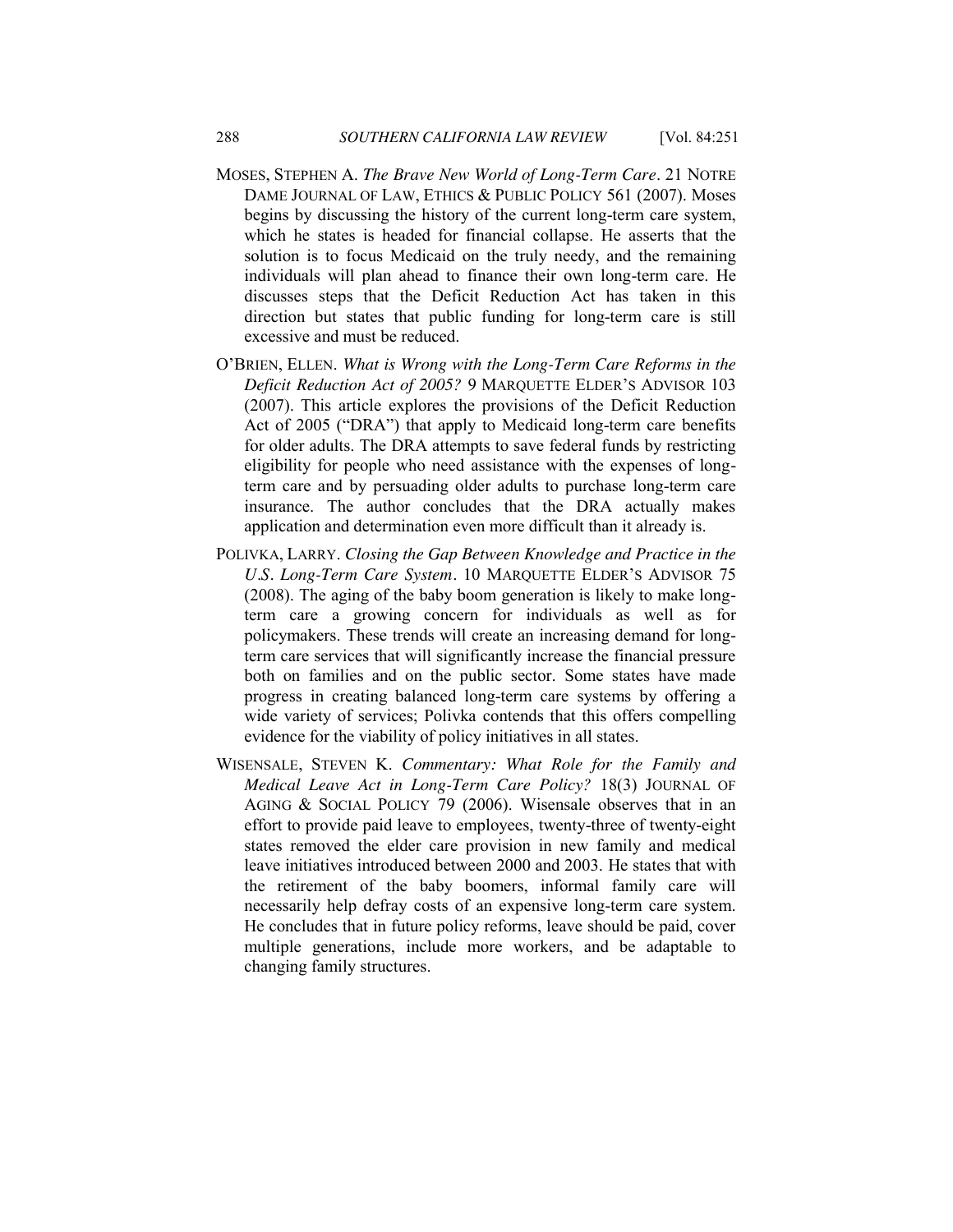MOSES, STEPHEN A. *The Brave New World of Long-Term Care*. 21 NOTRE DAME JOURNAL OF LAW, ETHICS & PUBLIC POLICY 561 (2007). Moses begins by discussing the history of the current long-term care system, which he states is headed for financial collapse. He asserts that the solution is to focus Medicaid on the truly needy, and the remaining individuals will plan ahead to finance their own long-term care. He discusses steps that the Deficit Reduction Act has taken in this direction but states that public funding for long-term care is still excessive and must be reduced.

O'BRIEN, ELLEN. *What is Wrong with the Long-Term Care Reforms in the Deficit Reduction Act of 2005?* 9 MARQUETTE ELDER'S ADVISOR 103 (2007). This article explores the provisions of the Deficit Reduction Act of 2005 ("DRA") that apply to Medicaid long-term care benefits for older adults. The DRA attempts to save federal funds by restricting eligibility for people who need assistance with the expenses of long-term care and by persuading older adults to purchase long-term care insurance. The author concludes that the DRA actually makes application and determination even more difficult than it already is.

POLIVKA, LARRY. *Closing the Gap Between Knowledge and Practice in the U.S. Long-Term Care System*. 10 MARQUETTE ELDER'S ADVISOR 75 (2008). The aging of the baby boom generation is likely to make long-term care a growing concern for individuals as well as for policymakers. These trends will create an increasing demand for long-term care services that will significantly increase the financial pressure both on families and on the public sector. Some states have made progress in creating balanced long-term care systems by offering a wide variety of services; Polivka contends that this offers compelling evidence for the viability of policy initiatives in all states.

WISENSALE, STEVEN K. *Commentary: What Role for the Family and Medical Leave Act in Long-Term Care Policy?* 18(3) JOURNAL OF AGING & SOCIAL POLICY 79 (2006). Wisensale observes that in an effort to provide paid leave to employees, twenty-three of twenty-eight states removed the elder care provision in new family and medical leave initiatives introduced between 2000 and 2003. He states that with the retirement of the baby boomers, informal family care will necessarily help defray costs of an expensive long-term care system. He concludes that in future policy reforms, leave should be paid, cover multiple generations, include more workers, and be adaptable to changing family structures.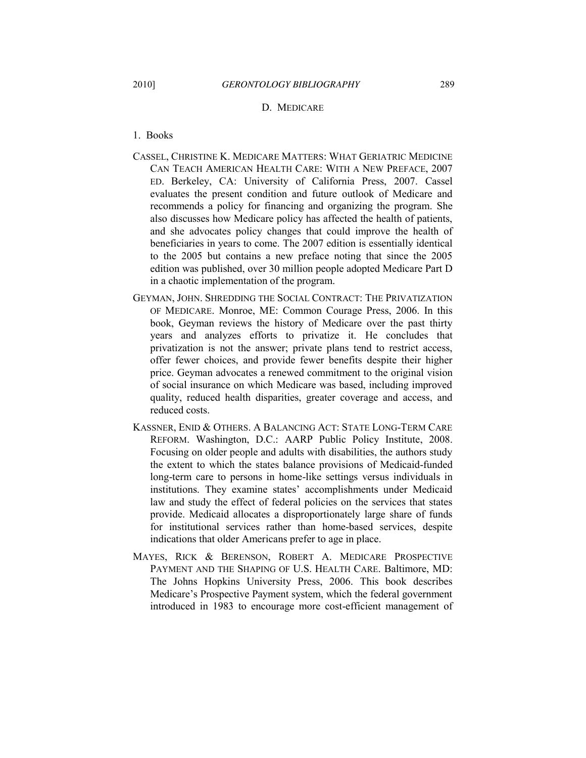## D. MEDICARE

### 1. Books

CASSEL, CHRISTINE K. MEDICARE MATTERS: WHAT GERIATRIC MEDICINE CAN TEACH AMERICAN HEALTH CARE: WITH A NEW PREFACE, 2007 ED. Berkeley, CA: University of California Press, 2007. Cassel evaluates the present condition and future outlook of Medicare and recommends a policy for financing and organizing the program. She also discusses how Medicare policy has affected the health of patients, and she advocates policy changes that could improve the health of beneficiaries in years to come. The 2007 edition is essentially identical to the 2005 but contains a new preface noting that since the 2005 edition was published, over 30 million people adopted Medicare Part D in a chaotic implementation of the program.

GEYMAN, JOHN. SHREDDING THE SOCIAL CONTRACT: THE PRIVATIZATION OF MEDICARE. Monroe, ME: Common Courage Press, 2006. In this book, Geyman reviews the history of Medicare over the past thirty years and analyzes efforts to privatize it. He concludes that privatization is not the answer; private plans tend to restrict access, offer fewer choices, and provide fewer benefits despite their higher price. Geyman advocates a renewed commitment to the original vision of social insurance on which Medicare was based, including improved quality, reduced health disparities, greater coverage and access, and reduced costs.

KASSNER, ENID & OTHERS. A BALANCING ACT: STATE LONG-TERM CARE REFORM. Washington, D.C.: AARP Public Policy Institute, 2008. Focusing on older people and adults with disabilities, the authors study the extent to which the states balance provisions of Medicaid-funded long-term care to persons in home-like settings versus individuals in institutions. They examine states' accomplishments under Medicaid law and study the effect of federal policies on the services that states provide. Medicaid allocates a disproportionately large share of funds for institutional services rather than home-based services, despite indications that older Americans prefer to age in place.

MAYES, RICK & BERENSON, ROBERT A. MEDICARE PROSPECTIVE PAYMENT AND THE SHAPING OF U.S. HEALTH CARE. Baltimore, MD: The Johns Hopkins University Press, 2006. This book describes Medicare's Prospective Payment system, which the federal government introduced in 1983 to encourage more cost-efficient management of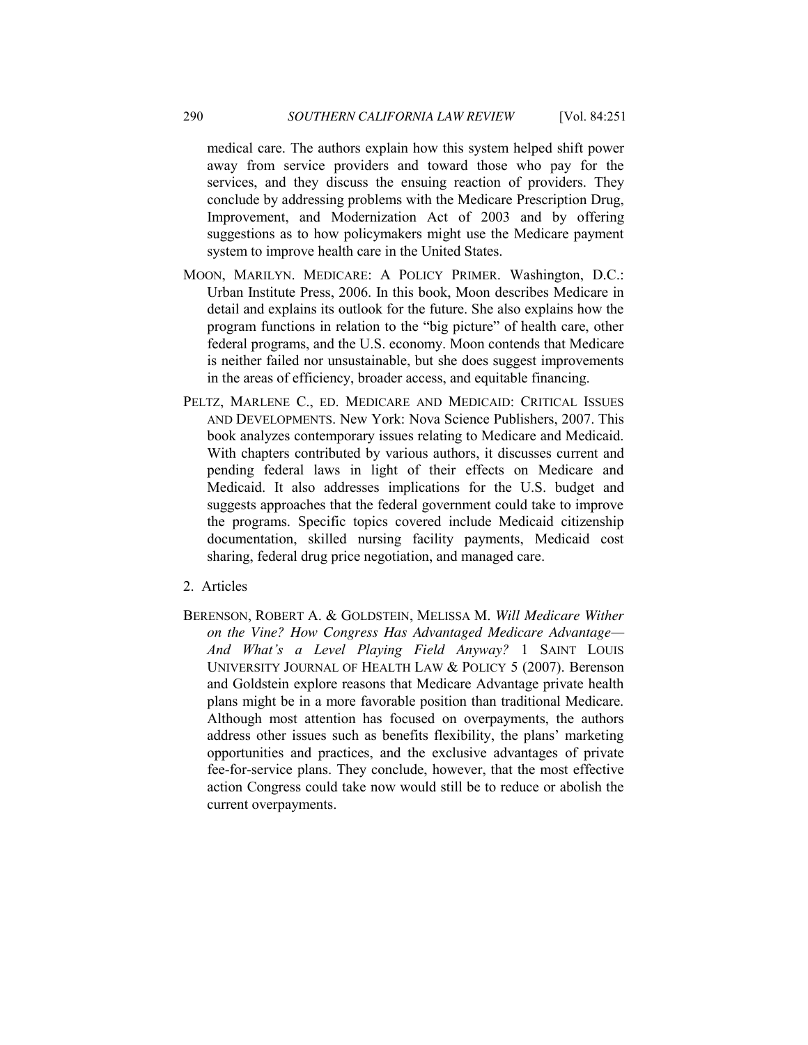medical care. The authors explain how this system helped shift power away from service providers and toward those who pay for the services, and they discuss the ensuing reaction of providers. They conclude by addressing problems with the Medicare Prescription Drug, Improvement, and Modernization Act of 2003 and by offering suggestions as to how policymakers might use the Medicare payment system to improve health care in the United States.

MOON, MARILYN. MEDICARE: A POLICY PRIMER. Washington, D.C.: Urban Institute Press, 2006. In this book, Moon describes Medicare in detail and explains its outlook for the future. She also explains how the program functions in relation to the "big picture" of health care, other federal programs, and the U.S. economy. Moon contends that Medicare is neither failed nor unsustainable, but she does suggest improvements in the areas of efficiency, broader access, and equitable financing.

PELTZ, MARLENE C., ED. MEDICARE AND MEDICAID: CRITICAL ISSUES AND DEVELOPMENTS. New York: Nova Science Publishers, 2007. This book analyzes contemporary issues relating to Medicare and Medicaid. With chapters contributed by various authors, it discusses current and pending federal laws in light of their effects on Medicare and Medicaid. It also addresses implications for the U.S. budget and suggests approaches that the federal government could take to improve the programs. Specific topics covered include Medicaid citizenship documentation, skilled nursing facility payments, Medicaid cost sharing, federal drug price negotiation, and managed care.

2. Articles

BERENSON, ROBERT A. & GOLDSTEIN, MELISSA M. *Will Medicare Wither on the Vine? How Congress Has Advantaged Medicare Advantage—And What's a Level Playing Field Anyway?* 1 SAINT LOUIS UNIVERSITY JOURNAL OF HEALTH LAW & POLICY 5 (2007). Berenson and Goldstein explore reasons that Medicare Advantage private health plans might be in a more favorable position than traditional Medicare. Although most attention has focused on overpayments, the authors address other issues such as benefits flexibility, the plans' marketing opportunities and practices, and the exclusive advantages of private fee-for-service plans. They conclude, however, that the most effective action Congress could take now would still be to reduce or abolish the current overpayments.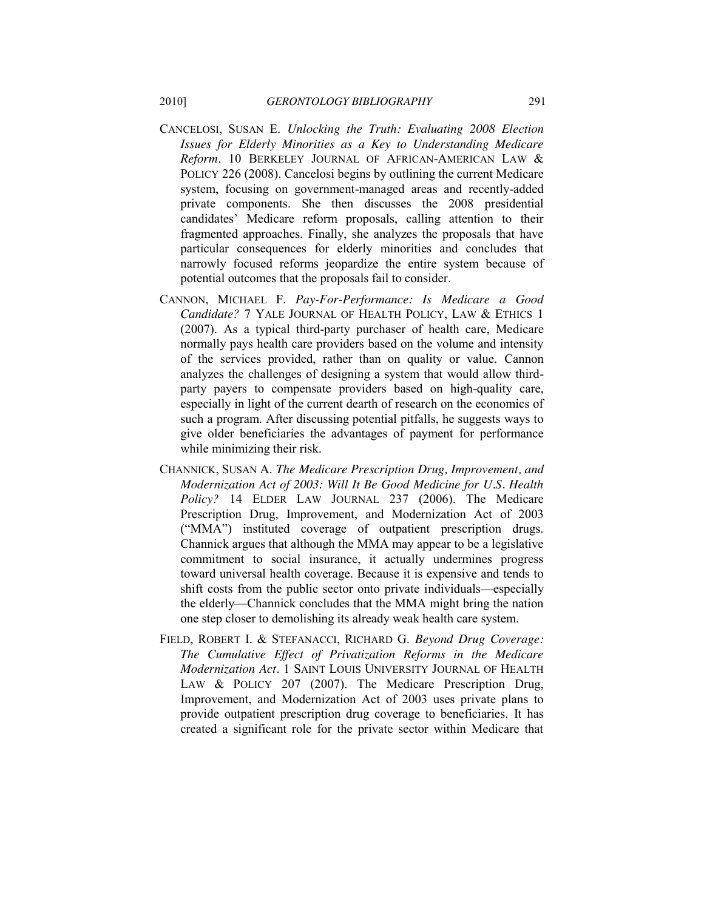CANCELOSI, SUSAN E. *Unlocking the Truth: Evaluating 2008 Election Issues for Elderly Minorities as a Key to Understanding Medicare Reform*. 10 BERKELEY JOURNAL OF AFRICAN-AMERICAN LAW & POLICY 226 (2008). Cancelosi begins by outlining the current Medicare system, focusing on government-managed areas and recently-added private components. She then discusses the 2008 presidential candidates' Medicare reform proposals, calling attention to their fragmented approaches. Finally, she analyzes the proposals that have particular consequences for elderly minorities and concludes that narrowly focused reforms jeopardize the entire system because of potential outcomes that the proposals fail to consider.

CANNON, MICHAEL F. *Pay-For-Performance: Is Medicare a Good Candidate?* 7 YALE JOURNAL OF HEALTH POLICY, LAW & ETHICS 1 (2007). As a typical third-party purchaser of health care, Medicare normally pays health care providers based on the volume and intensity of the services provided, rather than on quality or value. Cannon analyzes the challenges of designing a system that would allow third-party payers to compensate providers based on high-quality care, especially in light of the current dearth of research on the economics of such a program. After discussing potential pitfalls, he suggests ways to give older beneficiaries the advantages of payment for performance while minimizing their risk.

CHANNICK, SUSAN A. *The Medicare Prescription Drug, Improvement, and Modernization Act of 2003: Will It Be Good Medicine for U.S. Health Policy?* 14 ELDER LAW JOURNAL 237 (2006). The Medicare Prescription Drug, Improvement, and Modernization Act of 2003 ("MMA") instituted coverage of outpatient prescription drugs. Channick argues that although the MMA may appear to be a legislative commitment to social insurance, it actually undermines progress toward universal health coverage. Because it is expensive and tends to shift costs from the public sector onto private individuals—especially the elderly—Channick concludes that the MMA might bring the nation one step closer to demolishing its already weak health care system.

FIELD, ROBERT I. & STEFANACCI, RICHARD G. *Beyond Drug Coverage: The Cumulative Effect of Privatization Reforms in the Medicare Modernization Act*. 1 SAINT LOUIS UNIVERSITY JOURNAL OF HEALTH LAW & POLICY 207 (2007). The Medicare Prescription Drug, Improvement, and Modernization Act of 2003 uses private plans to provide outpatient prescription drug coverage to beneficiaries. It has created a significant role for the private sector within Medicare that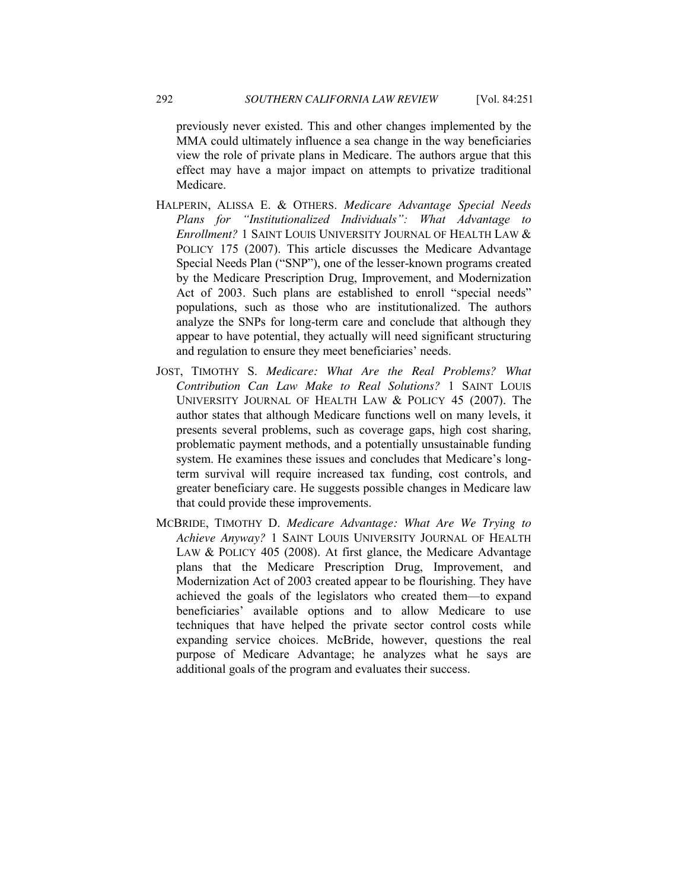previously never existed. This and other changes implemented by the MMA could ultimately influence a sea change in the way beneficiaries view the role of private plans in Medicare. The authors argue that this effect may have a major impact on attempts to privatize traditional Medicare.

HALPERIN, ALISSA E. & OTHERS. *Medicare Advantage Special Needs Plans for "Institutionalized Individuals": What Advantage to Enrollment?* 1 SAINT LOUIS UNIVERSITY JOURNAL OF HEALTH LAW & POLICY 175 (2007). This article discusses the Medicare Advantage Special Needs Plan ("SNP"), one of the lesser-known programs created by the Medicare Prescription Drug, Improvement, and Modernization Act of 2003. Such plans are established to enroll "special needs" populations, such as those who are institutionalized. The authors analyze the SNPs for long-term care and conclude that although they appear to have potential, they actually will need significant structuring and regulation to ensure they meet beneficiaries' needs.

JOST, TIMOTHY S. *Medicare: What Are the Real Problems? What Contribution Can Law Make to Real Solutions?* 1 SAINT LOUIS UNIVERSITY JOURNAL OF HEALTH LAW & POLICY 45 (2007). The author states that although Medicare functions well on many levels, it presents several problems, such as coverage gaps, high cost sharing, problematic payment methods, and a potentially unsustainable funding system. He examines these issues and concludes that Medicare's long-term survival will require increased tax funding, cost controls, and greater beneficiary care. He suggests possible changes in Medicare law that could provide these improvements.

MCBRIDE, TIMOTHY D. *Medicare Advantage: What Are We Trying to Achieve Anyway?* 1 SAINT LOUIS UNIVERSITY JOURNAL OF HEALTH LAW & POLICY 405 (2008). At first glance, the Medicare Advantage plans that the Medicare Prescription Drug, Improvement, and Modernization Act of 2003 created appear to be flourishing. They have achieved the goals of the legislators who created them—to expand beneficiaries' available options and to allow Medicare to use techniques that have helped the private sector control costs while expanding service choices. McBride, however, questions the real purpose of Medicare Advantage; he analyzes what he says are additional goals of the program and evaluates their success.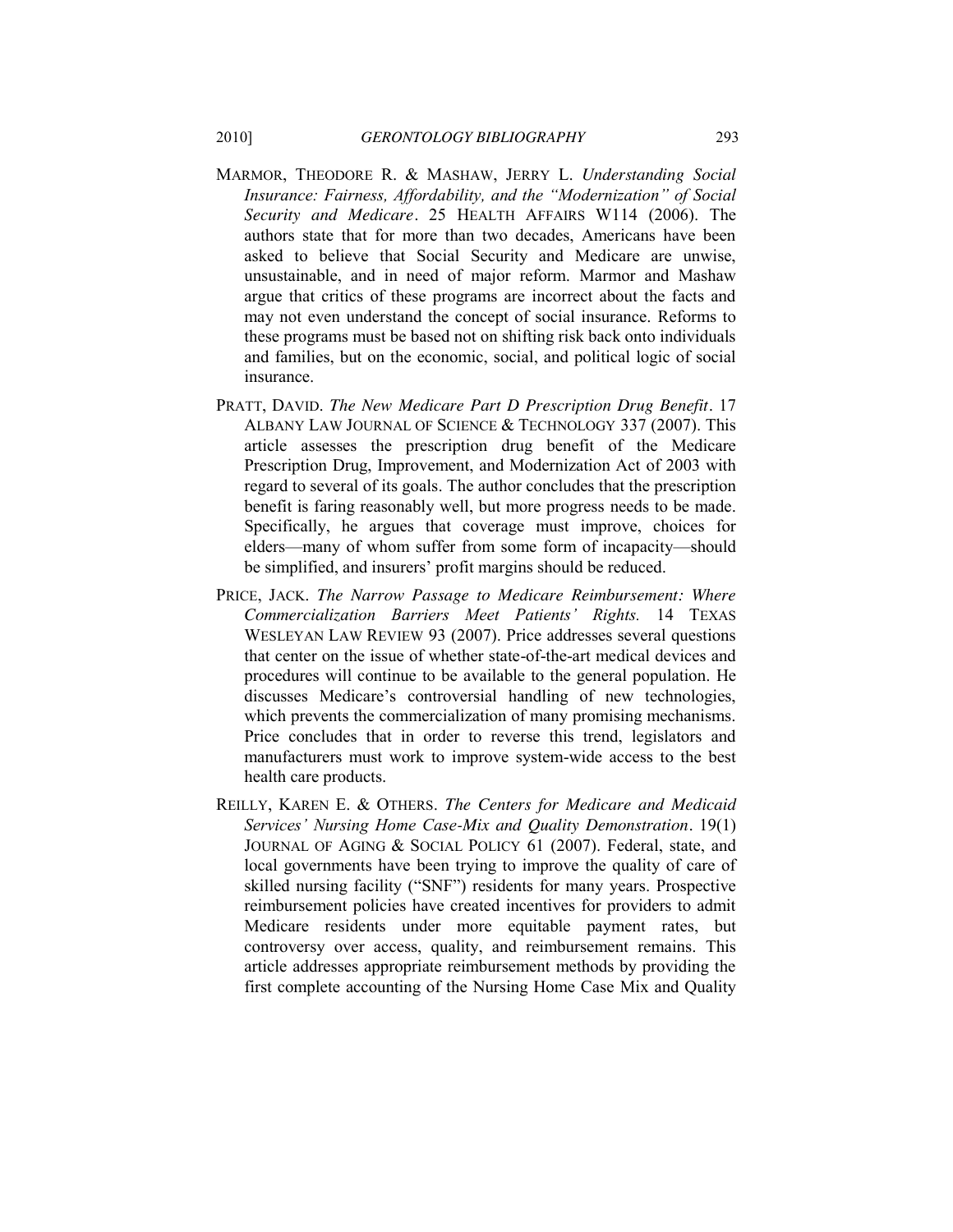MARMOR, THEODORE R. & MASHAW, JERRY L. *Understanding Social Insurance: Fairness, Affordability, and the "Modernization" of Social Security and Medicare*. 25 HEALTH AFFAIRS W114 (2006). The authors state that for more than two decades, Americans have been asked to believe that Social Security and Medicare are unwise, unsustainable, and in need of major reform. Marmor and Mashaw argue that critics of these programs are incorrect about the facts and may not even understand the concept of social insurance. Reforms to these programs must be based not on shifting risk back onto individuals and families, but on the economic, social, and political logic of social insurance.

PRATT, DAVID. *The New Medicare Part D Prescription Drug Benefit*. 17 ALBANY LAW JOURNAL OF SCIENCE & TECHNOLOGY 337 (2007). This article assesses the prescription drug benefit of the Medicare Prescription Drug, Improvement, and Modernization Act of 2003 with regard to several of its goals. The author concludes that the prescription benefit is faring reasonably well, but more progress needs to be made. Specifically, he argues that coverage must improve, choices for elders—many of whom suffer from some form of incapacity—should be simplified, and insurers' profit margins should be reduced.

PRICE, JACK. *The Narrow Passage to Medicare Reimbursement: Where Commercialization Barriers Meet Patients' Rights.* 14 TEXAS WESLEYAN LAW REVIEW 93 (2007). Price addresses several questions that center on the issue of whether state-of-the-art medical devices and procedures will continue to be available to the general population. He discusses Medicare's controversial handling of new technologies, which prevents the commercialization of many promising mechanisms. Price concludes that in order to reverse this trend, legislators and manufacturers must work to improve system-wide access to the best health care products.

REILLY, KAREN E. & OTHERS. *The Centers for Medicare and Medicaid Services' Nursing Home Case-Mix and Quality Demonstration*. 19(1) JOURNAL OF AGING & SOCIAL POLICY 61 (2007). Federal, state, and local governments have been trying to improve the quality of care of skilled nursing facility ("SNF") residents for many years. Prospective reimbursement policies have created incentives for providers to admit Medicare residents under more equitable payment rates, but controversy over access, quality, and reimbursement remains. This article addresses appropriate reimbursement methods by providing the first complete accounting of the Nursing Home Case Mix and Quality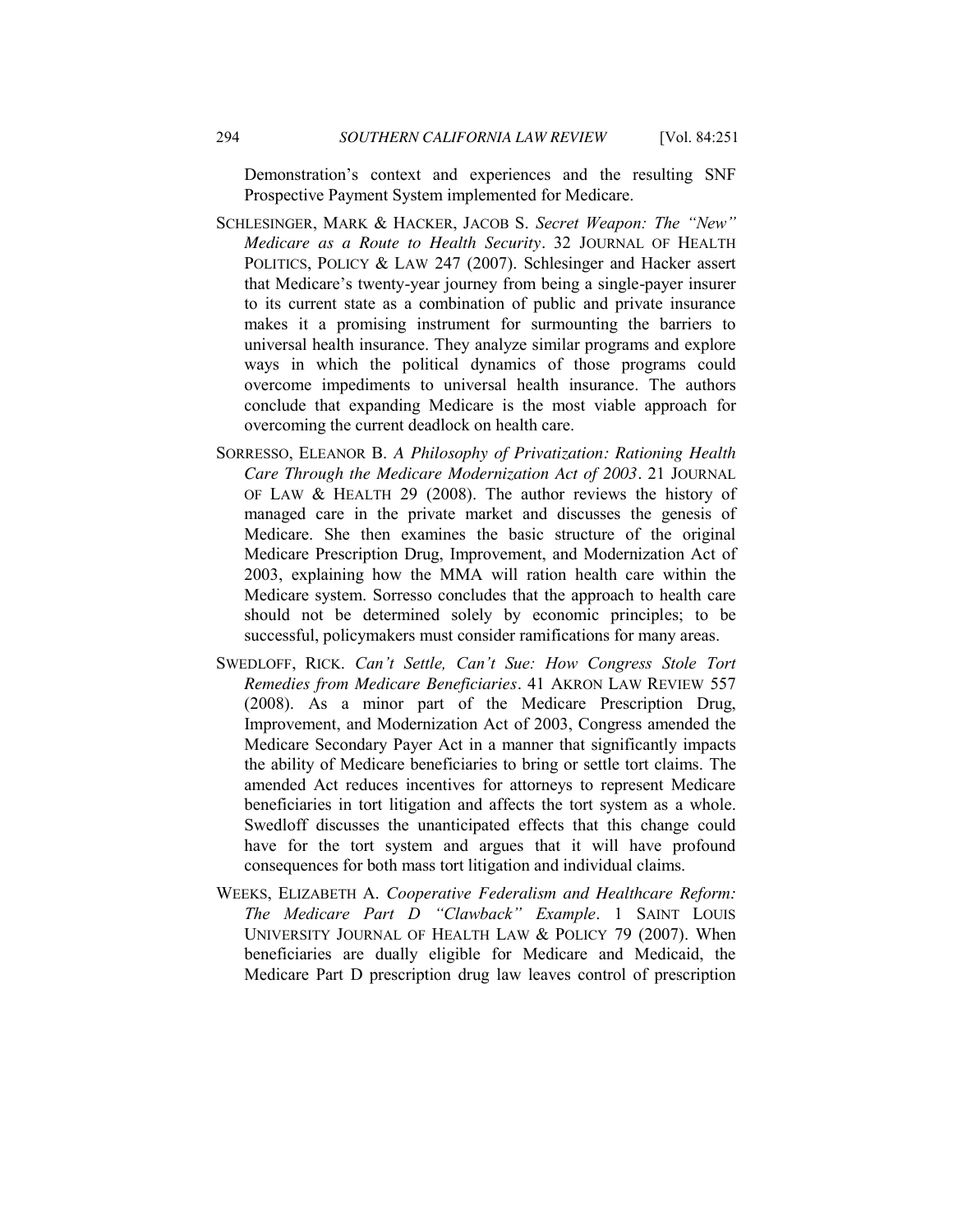Demonstration's context and experiences and the resulting SNF Prospective Payment System implemented for Medicare.

SCHLESINGER, MARK & HACKER, JACOB S. *Secret Weapon: The "New" Medicare as a Route to Health Security*. 32 JOURNAL OF HEALTH POLITICS, POLICY & LAW 247 (2007). Schlesinger and Hacker assert that Medicare's twenty-year journey from being a single-payer insurer to its current state as a combination of public and private insurance makes it a promising instrument for surmounting the barriers to universal health insurance. They analyze similar programs and explore ways in which the political dynamics of those programs could overcome impediments to universal health insurance. The authors conclude that expanding Medicare is the most viable approach for overcoming the current deadlock on health care.

SORRESSO, ELEANOR B. *A Philosophy of Privatization: Rationing Health Care Through the Medicare Modernization Act of 2003*. 21 JOURNAL OF LAW & HEALTH 29 (2008). The author reviews the history of managed care in the private market and discusses the genesis of Medicare. She then examines the basic structure of the original Medicare Prescription Drug, Improvement, and Modernization Act of 2003, explaining how the MMA will ration health care within the Medicare system. Sorresso concludes that the approach to health care should not be determined solely by economic principles; to be successful, policymakers must consider ramifications for many areas.

SWEDLOFF, RICK. *Can't Settle, Can't Sue: How Congress Stole Tort Remedies from Medicare Beneficiaries*. 41 AKRON LAW REVIEW 557 (2008). As a minor part of the Medicare Prescription Drug, Improvement, and Modernization Act of 2003, Congress amended the Medicare Secondary Payer Act in a manner that significantly impacts the ability of Medicare beneficiaries to bring or settle tort claims. The amended Act reduces incentives for attorneys to represent Medicare beneficiaries in tort litigation and affects the tort system as a whole. Swedloff discusses the unanticipated effects that this change could have for the tort system and argues that it will have profound consequences for both mass tort litigation and individual claims.

WEEKS, ELIZABETH A. *Cooperative Federalism and Healthcare Reform: The Medicare Part D "Clawback" Example*. 1 SAINT LOUIS UNIVERSITY JOURNAL OF HEALTH LAW & POLICY 79 (2007). When beneficiaries are dually eligible for Medicare and Medicaid, the Medicare Part D prescription drug law leaves control of prescription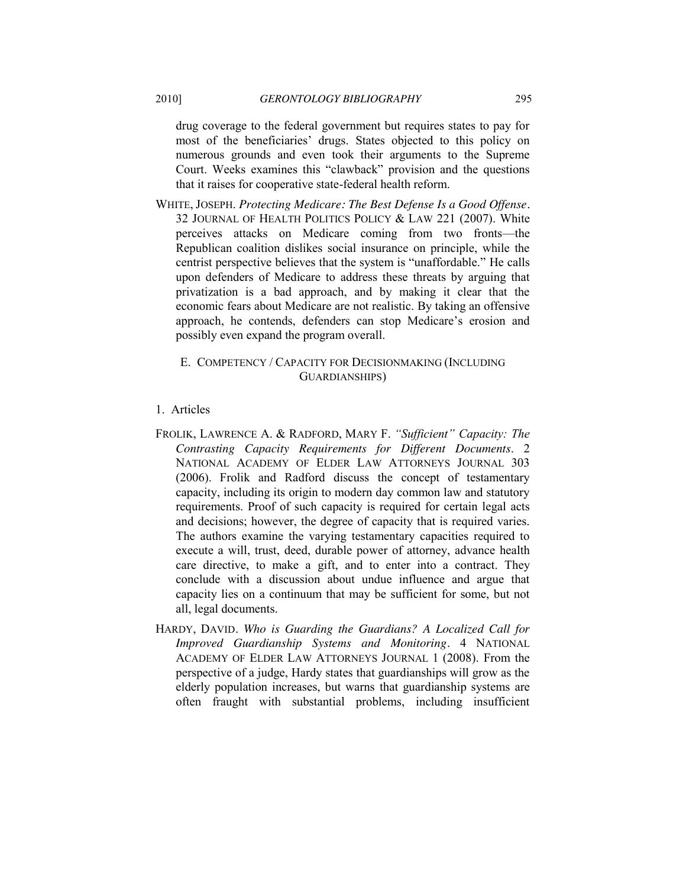drug coverage to the federal government but requires states to pay for most of the beneficiaries' drugs. States objected to this policy on numerous grounds and even took their arguments to the Supreme Court. Weeks examines this "clawback" provision and the questions that it raises for cooperative state-federal health reform.

WHITE, JOSEPH. *Protecting Medicare: The Best Defense Is a Good Offense*. 32 JOURNAL OF HEALTH POLITICS POLICY & LAW 221 (2007). White perceives attacks on Medicare coming from two fronts—the Republican coalition dislikes social insurance on principle, while the centrist perspective believes that the system is "unaffordable." He calls upon defenders of Medicare to address these threats by arguing that privatization is a bad approach, and by making it clear that the economic fears about Medicare are not realistic. By taking an offensive approach, he contends, defenders can stop Medicare's erosion and possibly even expand the program overall.

### E. COMPETENCY / CAPACITY FOR DECISIONMAKING (INCLUDING GUARDIANSHIPS)

#### 1. Articles

FROLIK, LAWRENCE A. & RADFORD, MARY F. *"Sufficient" Capacity: The Contrasting Capacity Requirements for Different Documents*. 2 NATIONAL ACADEMY OF ELDER LAW ATTORNEYS JOURNAL 303 (2006). Frolik and Radford discuss the concept of testamentary capacity, including its origin to modern day common law and statutory requirements. Proof of such capacity is required for certain legal acts and decisions; however, the degree of capacity that is required varies. The authors examine the varying testamentary capacities required to execute a will, trust, deed, durable power of attorney, advance health care directive, to make a gift, and to enter into a contract. They conclude with a discussion about undue influence and argue that capacity lies on a continuum that may be sufficient for some, but not all, legal documents.

HARDY, DAVID. *Who is Guarding the Guardians? A Localized Call for Improved Guardianship Systems and Monitoring*. 4 NATIONAL ACADEMY OF ELDER LAW ATTORNEYS JOURNAL 1 (2008). From the perspective of a judge, Hardy states that guardianships will grow as the elderly population increases, but warns that guardianship systems are often fraught with substantial problems, including insufficient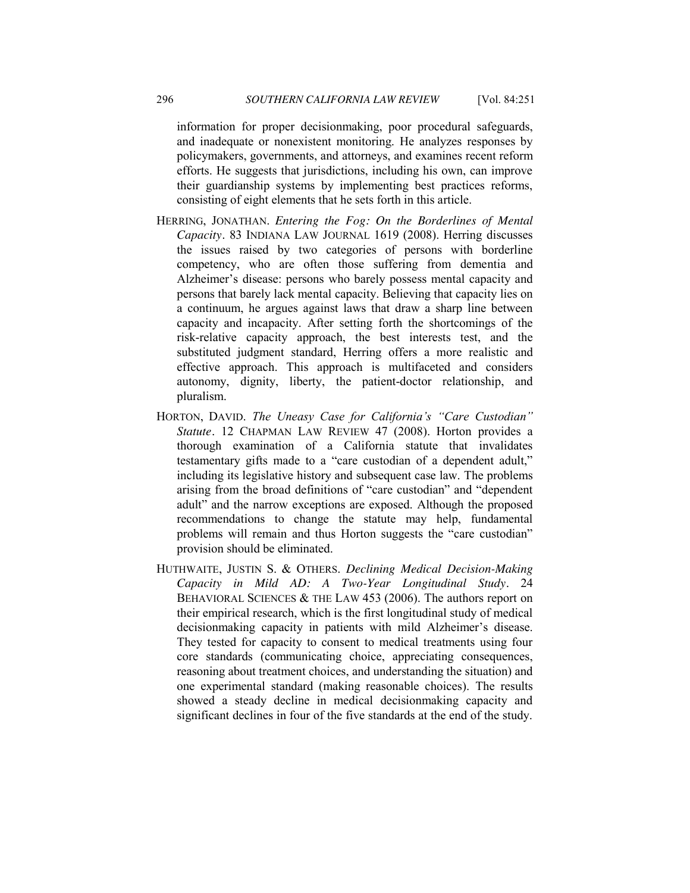information for proper decisionmaking, poor procedural safeguards, and inadequate or nonexistent monitoring. He analyzes responses by policymakers, governments, and attorneys, and examines recent reform efforts. He suggests that jurisdictions, including his own, can improve their guardianship systems by implementing best practices reforms, consisting of eight elements that he sets forth in this article.

HERRING, JONATHAN. *Entering the Fog: On the Borderlines of Mental Capacity*. 83 INDIANA LAW JOURNAL 1619 (2008). Herring discusses the issues raised by two categories of persons with borderline competency, who are often those suffering from dementia and Alzheimer's disease: persons who barely possess mental capacity and persons that barely lack mental capacity. Believing that capacity lies on a continuum, he argues against laws that draw a sharp line between capacity and incapacity. After setting forth the shortcomings of the risk-relative capacity approach, the best interests test, and the substituted judgment standard, Herring offers a more realistic and effective approach. This approach is multifaceted and considers autonomy, dignity, liberty, the patient-doctor relationship, and pluralism.

HORTON, DAVID. *The Uneasy Case for California's "Care Custodian" Statute*. 12 CHAPMAN LAW REVIEW 47 (2008). Horton provides a thorough examination of a California statute that invalidates testamentary gifts made to a "care custodian of a dependent adult," including its legislative history and subsequent case law. The problems arising from the broad definitions of "care custodian" and "dependent adult" and the narrow exceptions are exposed. Although the proposed recommendations to change the statute may help, fundamental problems will remain and thus Horton suggests the "care custodian" provision should be eliminated.

HUTHWAITE, JUSTIN S. & OTHERS. *Declining Medical Decision-Making Capacity in Mild AD: A Two-Year Longitudinal Study*. 24 BEHAVIORAL SCIENCES & THE LAW 453 (2006). The authors report on their empirical research, which is the first longitudinal study of medical decisionmaking capacity in patients with mild Alzheimer's disease. They tested for capacity to consent to medical treatments using four core standards (communicating choice, appreciating consequences, reasoning about treatment choices, and understanding the situation) and one experimental standard (making reasonable choices). The results showed a steady decline in medical decisionmaking capacity and significant declines in four of the five standards at the end of the study.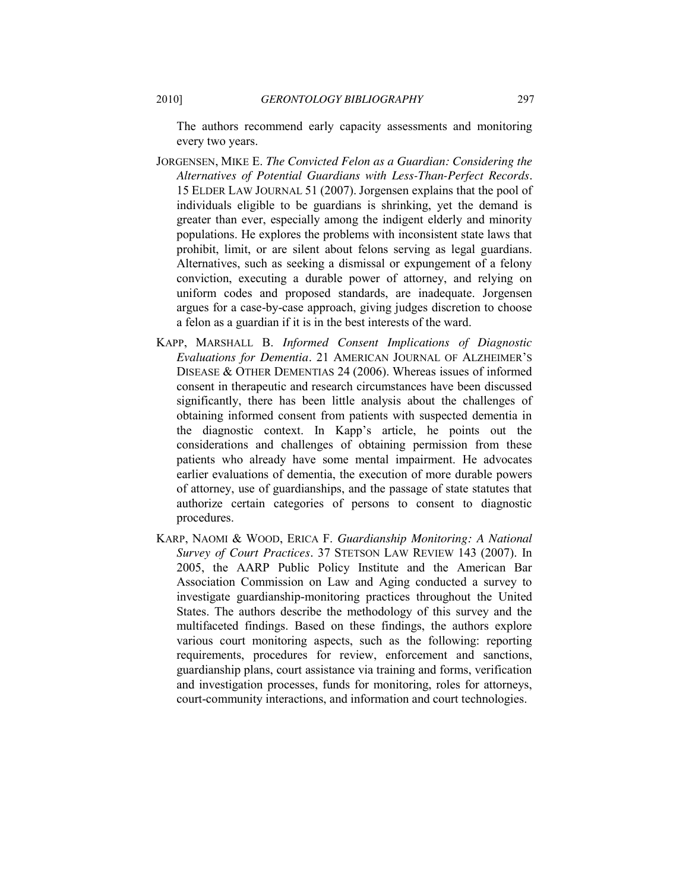The authors recommend early capacity assessments and monitoring every two years.

JORGENSEN, MIKE E. *The Convicted Felon as a Guardian: Considering the Alternatives of Potential Guardians with Less-Than-Perfect Records*. 15 ELDER LAW JOURNAL 51 (2007). Jorgensen explains that the pool of individuals eligible to be guardians is shrinking, yet the demand is greater than ever, especially among the indigent elderly and minority populations. He explores the problems with inconsistent state laws that prohibit, limit, or are silent about felons serving as legal guardians. Alternatives, such as seeking a dismissal or expungement of a felony conviction, executing a durable power of attorney, and relying on uniform codes and proposed standards, are inadequate. Jorgensen argues for a case-by-case approach, giving judges discretion to choose a felon as a guardian if it is in the best interests of the ward.

KAPP, MARSHALL B. *Informed Consent Implications of Diagnostic Evaluations for Dementia*. 21 AMERICAN JOURNAL OF ALZHEIMER'S DISEASE & OTHER DEMENTIAS 24 (2006). Whereas issues of informed consent in therapeutic and research circumstances have been discussed significantly, there has been little analysis about the challenges of obtaining informed consent from patients with suspected dementia in the diagnostic context. In Kapp's article, he points out the considerations and challenges of obtaining permission from these patients who already have some mental impairment. He advocates earlier evaluations of dementia, the execution of more durable powers of attorney, use of guardianships, and the passage of state statutes that authorize certain categories of persons to consent to diagnostic procedures.

KARP, NAOMI & WOOD, ERICA F. *Guardianship Monitoring: A National Survey of Court Practices*. 37 STETSON LAW REVIEW 143 (2007). In 2005, the AARP Public Policy Institute and the American Bar Association Commission on Law and Aging conducted a survey to investigate guardianship-monitoring practices throughout the United States. The authors describe the methodology of this survey and the multifaceted findings. Based on these findings, the authors explore various court monitoring aspects, such as the following: reporting requirements, procedures for review, enforcement and sanctions, guardianship plans, court assistance via training and forms, verification and investigation processes, funds for monitoring, roles for attorneys, court-community interactions, and information and court technologies.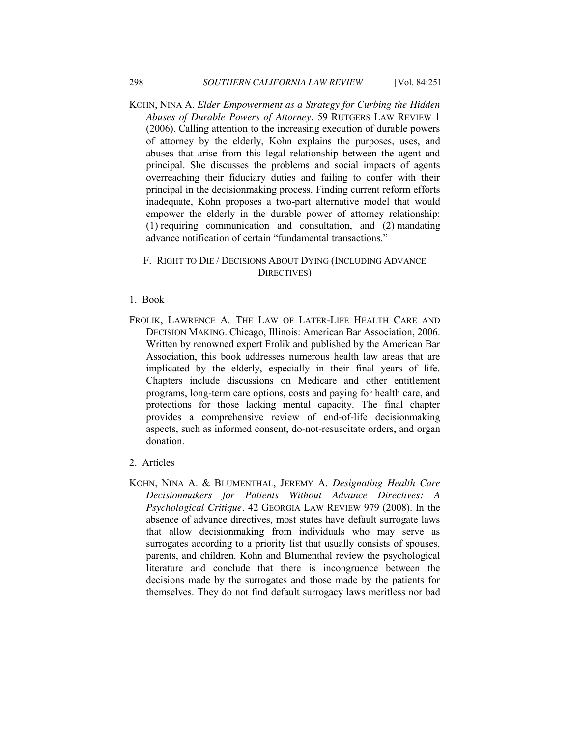KOHN, NINA A. *Elder Empowerment as a Strategy for Curbing the Hidden Abuses of Durable Powers of Attorney*. 59 RUTGERS LAW REVIEW 1 (2006). Calling attention to the increasing execution of durable powers of attorney by the elderly, Kohn explains the purposes, uses, and abuses that arise from this legal relationship between the agent and principal. She discusses the problems and social impacts of agents overreaching their fiduciary duties and failing to confer with their principal in the decisionmaking process. Finding current reform efforts inadequate, Kohn proposes a two-part alternative model that would empower the elderly in the durable power of attorney relationship: (1) requiring communication and consultation, and (2) mandating advance notification of certain "fundamental transactions."

### F. RIGHT TO DIE / DECISIONS ABOUT DYING (INCLUDING ADVANCE DIRECTIVES)

#### 1. Book

FROLIK, LAWRENCE A. THE LAW OF LATER-LIFE HEALTH CARE AND DECISION MAKING. Chicago, Illinois: American Bar Association, 2006. Written by renowned expert Frolik and published by the American Bar Association, this book addresses numerous health law areas that are implicated by the elderly, especially in their final years of life. Chapters include discussions on Medicare and other entitlement programs, long-term care options, costs and paying for health care, and protections for those lacking mental capacity. The final chapter provides a comprehensive review of end-of-life decisionmaking aspects, such as informed consent, do-not-resuscitate orders, and organ donation.

#### 2. Articles

KOHN, NINA A. & BLUMENTHAL, JEREMY A. *Designating Health Care Decisionmakers for Patients Without Advance Directives: A Psychological Critique*. 42 GEORGIA LAW REVIEW 979 (2008). In the absence of advance directives, most states have default surrogate laws that allow decisionmaking from individuals who may serve as surrogates according to a priority list that usually consists of spouses, parents, and children. Kohn and Blumenthal review the psychological literature and conclude that there is incongruence between the decisions made by the surrogates and those made by the patients for themselves. They do not find default surrogacy laws meritless nor bad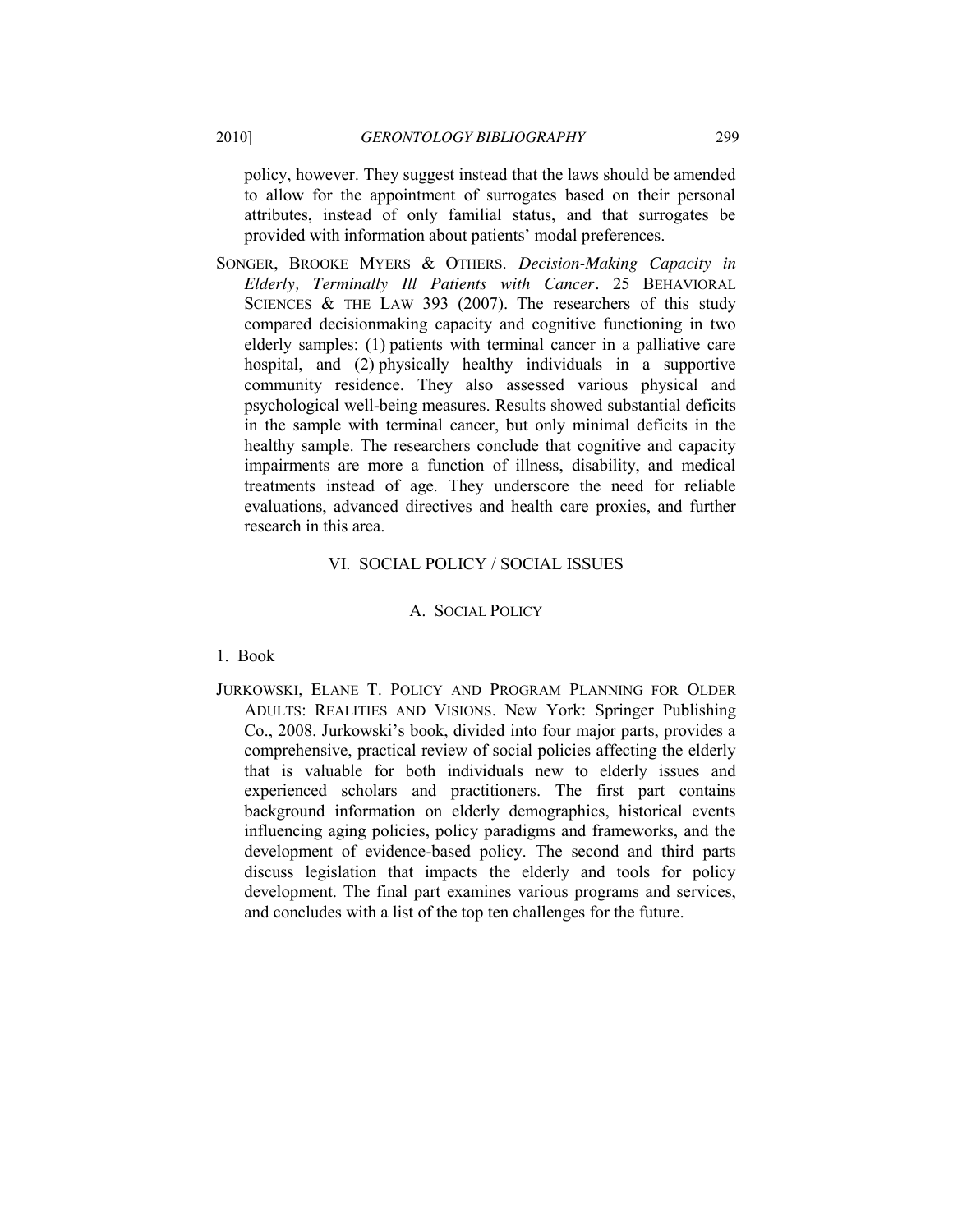policy, however. They suggest instead that the laws should be amended to allow for the appointment of surrogates based on their personal attributes, instead of only familial status, and that surrogates be provided with information about patients' modal preferences.

SONGER, BROOKE MYERS & OTHERS. *Decision-Making Capacity in Elderly, Terminally Ill Patients with Cancer*. 25 BEHAVIORAL SCIENCES & THE LAW 393 (2007). The researchers of this study compared decisionmaking capacity and cognitive functioning in two elderly samples: (1) patients with terminal cancer in a palliative care hospital, and (2) physically healthy individuals in a supportive community residence. They also assessed various physical and psychological well-being measures. Results showed substantial deficits in the sample with terminal cancer, but only minimal deficits in the healthy sample. The researchers conclude that cognitive and capacity impairments are more a function of illness, disability, and medical treatments instead of age. They underscore the need for reliable evaluations, advanced directives and health care proxies, and further research in this area.

## VI. SOCIAL POLICY / SOCIAL ISSUES

### A. SOCIAL POLICY

#### 1. Book

JURKOWSKI, ELANE T. POLICY AND PROGRAM PLANNING FOR OLDER ADULTS: REALITIES AND VISIONS. New York: Springer Publishing Co., 2008. Jurkowski's book, divided into four major parts, provides a comprehensive, practical review of social policies affecting the elderly that is valuable for both individuals new to elderly issues and experienced scholars and practitioners. The first part contains background information on elderly demographics, historical events influencing aging policies, policy paradigms and frameworks, and the development of evidence-based policy. The second and third parts discuss legislation that impacts the elderly and tools for policy development. The final part examines various programs and services, and concludes with a list of the top ten challenges for the future.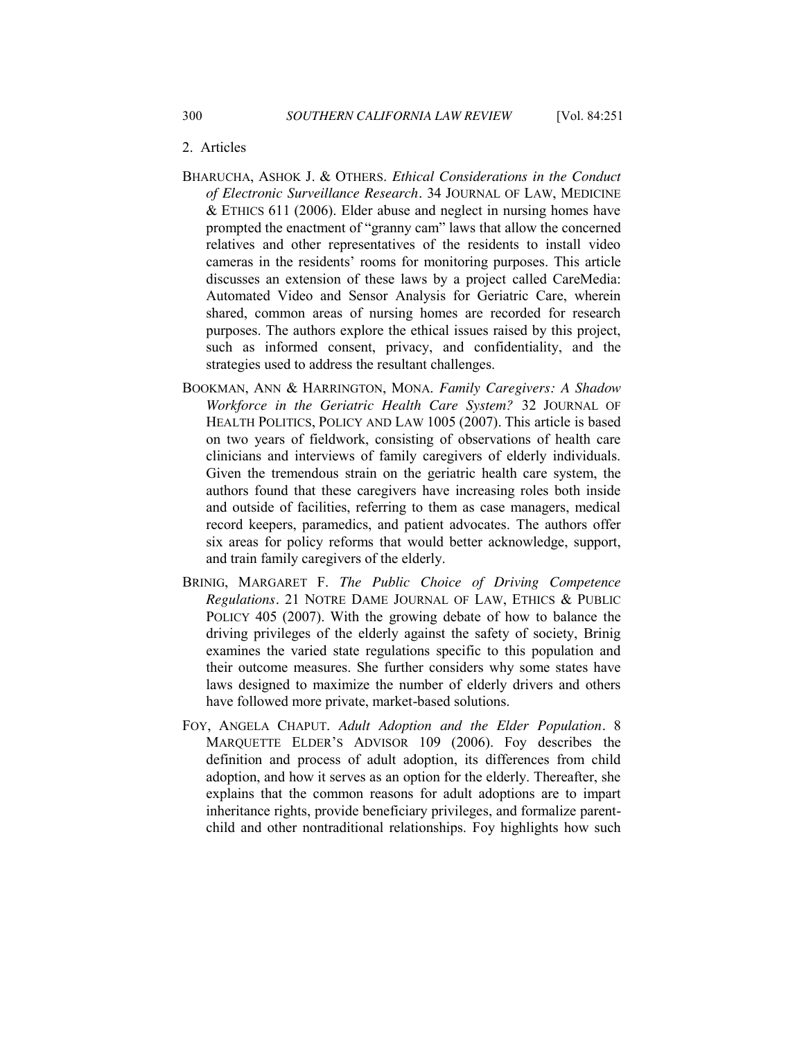2. Articles

BHARUCHA, ASHOK J. & OTHERS. *Ethical Considerations in the Conduct of Electronic Surveillance Research*. 34 JOURNAL OF LAW, MEDICINE & ETHICS 611 (2006). Elder abuse and neglect in nursing homes have prompted the enactment of "granny cam" laws that allow the concerned relatives and other representatives of the residents to install video cameras in the residents' rooms for monitoring purposes. This article discusses an extension of these laws by a project called CareMedia: Automated Video and Sensor Analysis for Geriatric Care, wherein shared, common areas of nursing homes are recorded for research purposes. The authors explore the ethical issues raised by this project, such as informed consent, privacy, and confidentiality, and the strategies used to address the resultant challenges.

BOOKMAN, ANN & HARRINGTON, MONA. *Family Caregivers: A Shadow Workforce in the Geriatric Health Care System?* 32 JOURNAL OF HEALTH POLITICS, POLICY AND LAW 1005 (2007). This article is based on two years of fieldwork, consisting of observations of health care clinicians and interviews of family caregivers of elderly individuals. Given the tremendous strain on the geriatric health care system, the authors found that these caregivers have increasing roles both inside and outside of facilities, referring to them as case managers, medical record keepers, paramedics, and patient advocates. The authors offer six areas for policy reforms that would better acknowledge, support, and train family caregivers of the elderly.

BRINIG, MARGARET F. *The Public Choice of Driving Competence Regulations*. 21 NOTRE DAME JOURNAL OF LAW, ETHICS & PUBLIC POLICY 405 (2007). With the growing debate of how to balance the driving privileges of the elderly against the safety of society, Brinig examines the varied state regulations specific to this population and their outcome measures. She further considers why some states have laws designed to maximize the number of elderly drivers and others have followed more private, market-based solutions.

FOY, ANGELA CHAPUT. *Adult Adoption and the Elder Population*. 8 MARQUETTE ELDER'S ADVISOR 109 (2006). Foy describes the definition and process of adult adoption, its differences from child adoption, and how it serves as an option for the elderly. Thereafter, she explains that the common reasons for adult adoptions are to impart inheritance rights, provide beneficiary privileges, and formalize parent-child and other nontraditional relationships. Foy highlights how such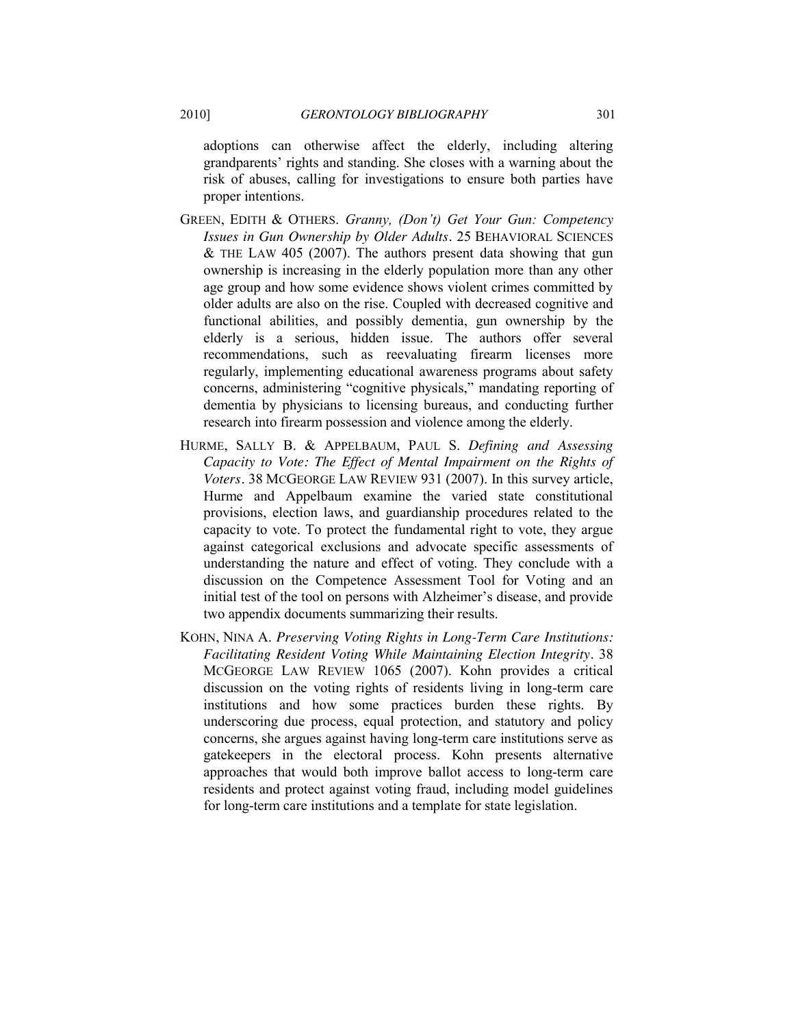adoptions can otherwise affect the elderly, including altering grandparents' rights and standing. She closes with a warning about the risk of abuses, calling for investigations to ensure both parties have proper intentions.

GREEN, EDITH & OTHERS. *Granny, (Don't) Get Your Gun: Competency Issues in Gun Ownership by Older Adults*. 25 BEHAVIORAL SCIENCES & THE LAW 405 (2007). The authors present data showing that gun ownership is increasing in the elderly population more than any other age group and how some evidence shows violent crimes committed by older adults are also on the rise. Coupled with decreased cognitive and functional abilities, and possibly dementia, gun ownership by the elderly is a serious, hidden issue. The authors offer several recommendations, such as reevaluating firearm licenses more regularly, implementing educational awareness programs about safety concerns, administering "cognitive physicals," mandating reporting of dementia by physicians to licensing bureaus, and conducting further research into firearm possession and violence among the elderly.

HURME, SALLY B. & APPELBAUM, PAUL S. *Defining and Assessing Capacity to Vote: The Effect of Mental Impairment on the Rights of Voters*. 38 MCGEORGE LAW REVIEW 931 (2007). In this survey article, Hurme and Appelbaum examine the varied state constitutional provisions, election laws, and guardianship procedures related to the capacity to vote. To protect the fundamental right to vote, they argue against categorical exclusions and advocate specific assessments of understanding the nature and effect of voting. They conclude with a discussion on the Competence Assessment Tool for Voting and an initial test of the tool on persons with Alzheimer's disease, and provide two appendix documents summarizing their results.

KOHN, NINA A. *Preserving Voting Rights in Long-Term Care Institutions: Facilitating Resident Voting While Maintaining Election Integrity*. 38 MCGEORGE LAW REVIEW 1065 (2007). Kohn provides a critical discussion on the voting rights of residents living in long-term care institutions and how some practices burden these rights. By underscoring due process, equal protection, and statutory and policy concerns, she argues against having long-term care institutions serve as gatekeepers in the electoral process. Kohn presents alternative approaches that would both improve ballot access to long-term care residents and protect against voting fraud, including model guidelines for long-term care institutions and a template for state legislation.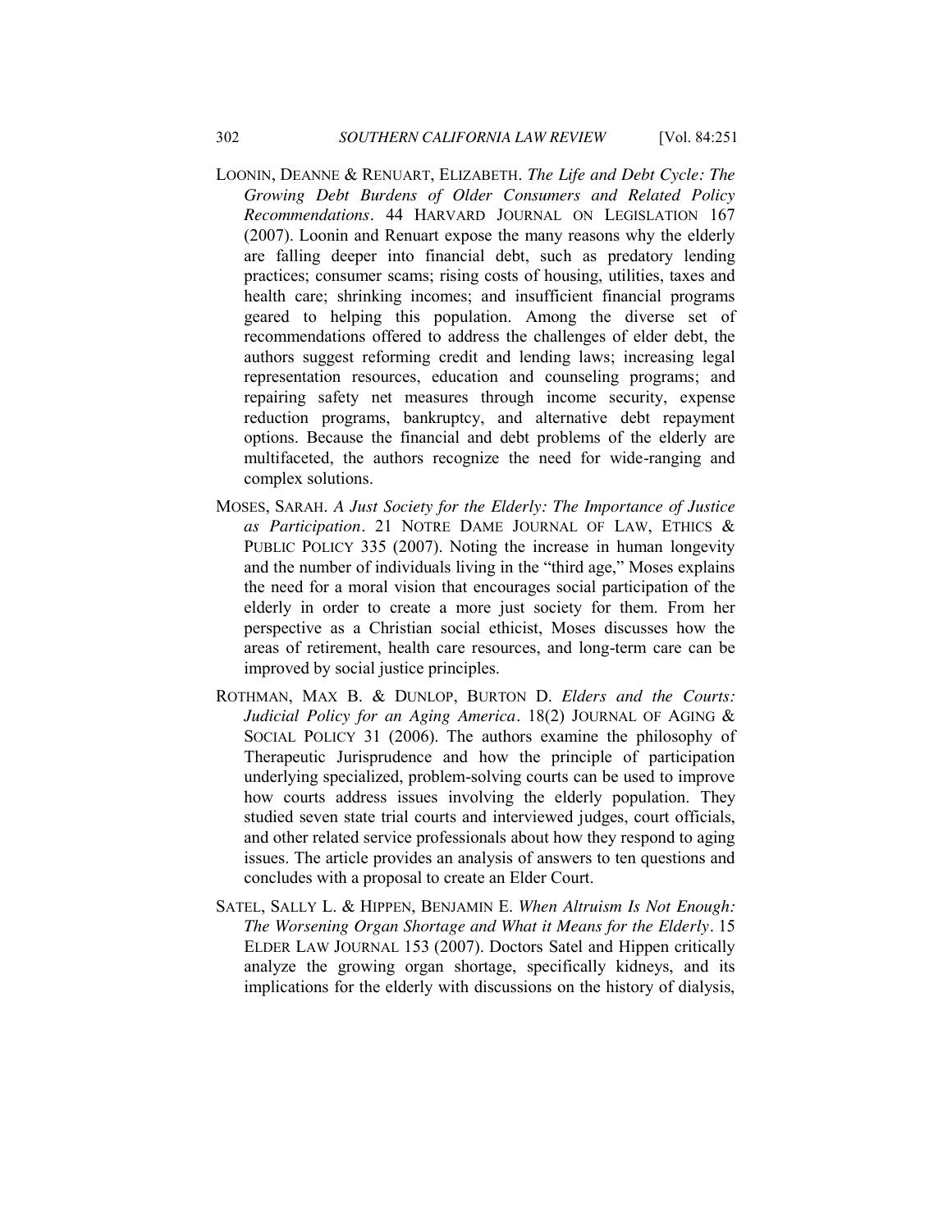LOONIN, DEANNE & RENUART, ELIZABETH. *The Life and Debt Cycle: The Growing Debt Burdens of Older Consumers and Related Policy Recommendations*. 44 HARVARD JOURNAL ON LEGISLATION 167 (2007). Loonin and Renuart expose the many reasons why the elderly are falling deeper into financial debt, such as predatory lending practices; consumer scams; rising costs of housing, utilities, taxes and health care; shrinking incomes; and insufficient financial programs geared to helping this population. Among the diverse set of recommendations offered to address the challenges of elder debt, the authors suggest reforming credit and lending laws; increasing legal representation resources, education and counseling programs; and repairing safety net measures through income security, expense reduction programs, bankruptcy, and alternative debt repayment options. Because the financial and debt problems of the elderly are multifaceted, the authors recognize the need for wide-ranging and complex solutions.

MOSES, SARAH. *A Just Society for the Elderly: The Importance of Justice as Participation*. 21 NOTRE DAME JOURNAL OF LAW, ETHICS & PUBLIC POLICY 335 (2007). Noting the increase in human longevity and the number of individuals living in the "third age," Moses explains the need for a moral vision that encourages social participation of the elderly in order to create a more just society for them. From her perspective as a Christian social ethicist, Moses discusses how the areas of retirement, health care resources, and long-term care can be improved by social justice principles.

ROTHMAN, MAX B. & DUNLOP, BURTON D. *Elders and the Courts: Judicial Policy for an Aging America*. 18(2) JOURNAL OF AGING & SOCIAL POLICY 31 (2006). The authors examine the philosophy of Therapeutic Jurisprudence and how the principle of participation underlying specialized, problem-solving courts can be used to improve how courts address issues involving the elderly population. They studied seven state trial courts and interviewed judges, court officials, and other related service professionals about how they respond to aging issues. The article provides an analysis of answers to ten questions and concludes with a proposal to create an Elder Court.

SATEL, SALLY L. & HIPPEN, BENJAMIN E. *When Altruism Is Not Enough: The Worsening Organ Shortage and What it Means for the Elderly*. 15 ELDER LAW JOURNAL 153 (2007). Doctors Satel and Hippen critically analyze the growing organ shortage, specifically kidneys, and its implications for the elderly with discussions on the history of dialysis,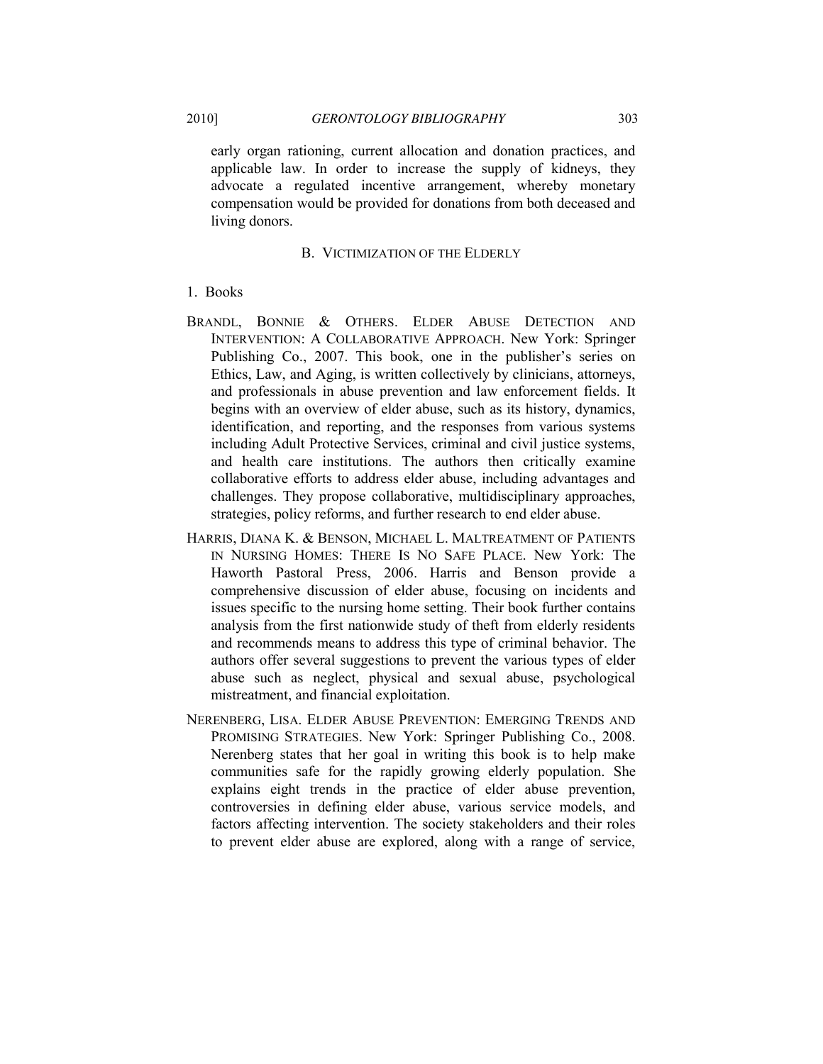early organ rationing, current allocation and donation practices, and applicable law. In order to increase the supply of kidneys, they advocate a regulated incentive arrangement, whereby monetary compensation would be provided for donations from both deceased and living donors.

## B. Victimization of the Elderly

### 1. Books

BRANDL, BONNIE & OTHERS. ELDER ABUSE DETECTION AND INTERVENTION: A COLLABORATIVE APPROACH. New York: Springer Publishing Co., 2007. This book, one in the publisher's series on Ethics, Law, and Aging, is written collectively by clinicians, attorneys, and professionals in abuse prevention and law enforcement fields. It begins with an overview of elder abuse, such as its history, dynamics, identification, and reporting, and the responses from various systems including Adult Protective Services, criminal and civil justice systems, and health care institutions. The authors then critically examine collaborative efforts to address elder abuse, including advantages and challenges. They propose collaborative, multidisciplinary approaches, strategies, policy reforms, and further research to end elder abuse.

HARRIS, DIANA K. & BENSON, MICHAEL L. MALTREATMENT OF PATIENTS IN NURSING HOMES: THERE IS NO SAFE PLACE. New York: The Haworth Pastoral Press, 2006. Harris and Benson provide a comprehensive discussion of elder abuse, focusing on incidents and issues specific to the nursing home setting. Their book further contains analysis from the first nationwide study of theft from elderly residents and recommends means to address this type of criminal behavior. The authors offer several suggestions to prevent the various types of elder abuse such as neglect, physical and sexual abuse, psychological mistreatment, and financial exploitation.

NERENBERG, LISA. ELDER ABUSE PREVENTION: EMERGING TRENDS AND PROMISING STRATEGIES. New York: Springer Publishing Co., 2008. Nerenberg states that her goal in writing this book is to help make communities safe for the rapidly growing elderly population. She explains eight trends in the practice of elder abuse prevention, controversies in defining elder abuse, various service models, and factors affecting intervention. The society stakeholders and their roles to prevent elder abuse are explored, along with a range of service,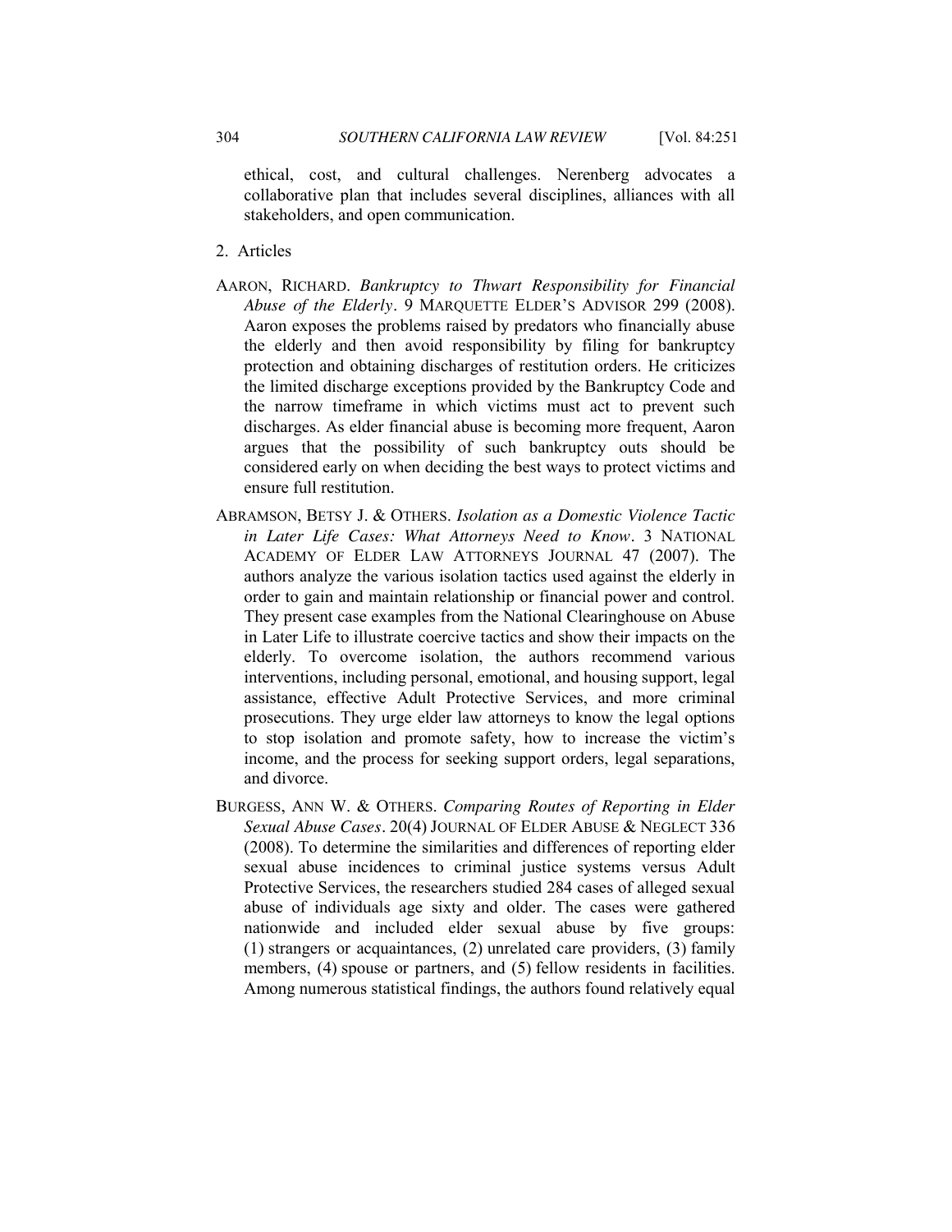ethical, cost, and cultural challenges. Nerenberg advocates a collaborative plan that includes several disciplines, alliances with all stakeholders, and open communication.

2. Articles

AARON, RICHARD. *Bankruptcy to Thwart Responsibility for Financial Abuse of the Elderly*. 9 MARQUETTE ELDER'S ADVISOR 299 (2008). Aaron exposes the problems raised by predators who financially abuse the elderly and then avoid responsibility by filing for bankruptcy protection and obtaining discharges of restitution orders. He criticizes the limited discharge exceptions provided by the Bankruptcy Code and the narrow timeframe in which victims must act to prevent such discharges. As elder financial abuse is becoming more frequent, Aaron argues that the possibility of such bankruptcy outs should be considered early on when deciding the best ways to protect victims and ensure full restitution.

ABRAMSON, BETSY J. & OTHERS. *Isolation as a Domestic Violence Tactic in Later Life Cases: What Attorneys Need to Know*. 3 NATIONAL ACADEMY OF ELDER LAW ATTORNEYS JOURNAL 47 (2007). The authors analyze the various isolation tactics used against the elderly in order to gain and maintain relationship or financial power and control. They present case examples from the National Clearinghouse on Abuse in Later Life to illustrate coercive tactics and show their impacts on the elderly. To overcome isolation, the authors recommend various interventions, including personal, emotional, and housing support, legal assistance, effective Adult Protective Services, and more criminal prosecutions. They urge elder law attorneys to know the legal options to stop isolation and promote safety, how to increase the victim's income, and the process for seeking support orders, legal separations, and divorce.

BURGESS, ANN W. & OTHERS. *Comparing Routes of Reporting in Elder Sexual Abuse Cases*. 20(4) JOURNAL OF ELDER ABUSE & NEGLECT 336 (2008). To determine the similarities and differences of reporting elder sexual abuse incidences to criminal justice systems versus Adult Protective Services, the researchers studied 284 cases of alleged sexual abuse of individuals age sixty and older. The cases were gathered nationwide and included elder sexual abuse by five groups: (1) strangers or acquaintances, (2) unrelated care providers, (3) family members, (4) spouse or partners, and (5) fellow residents in facilities. Among numerous statistical findings, the authors found relatively equal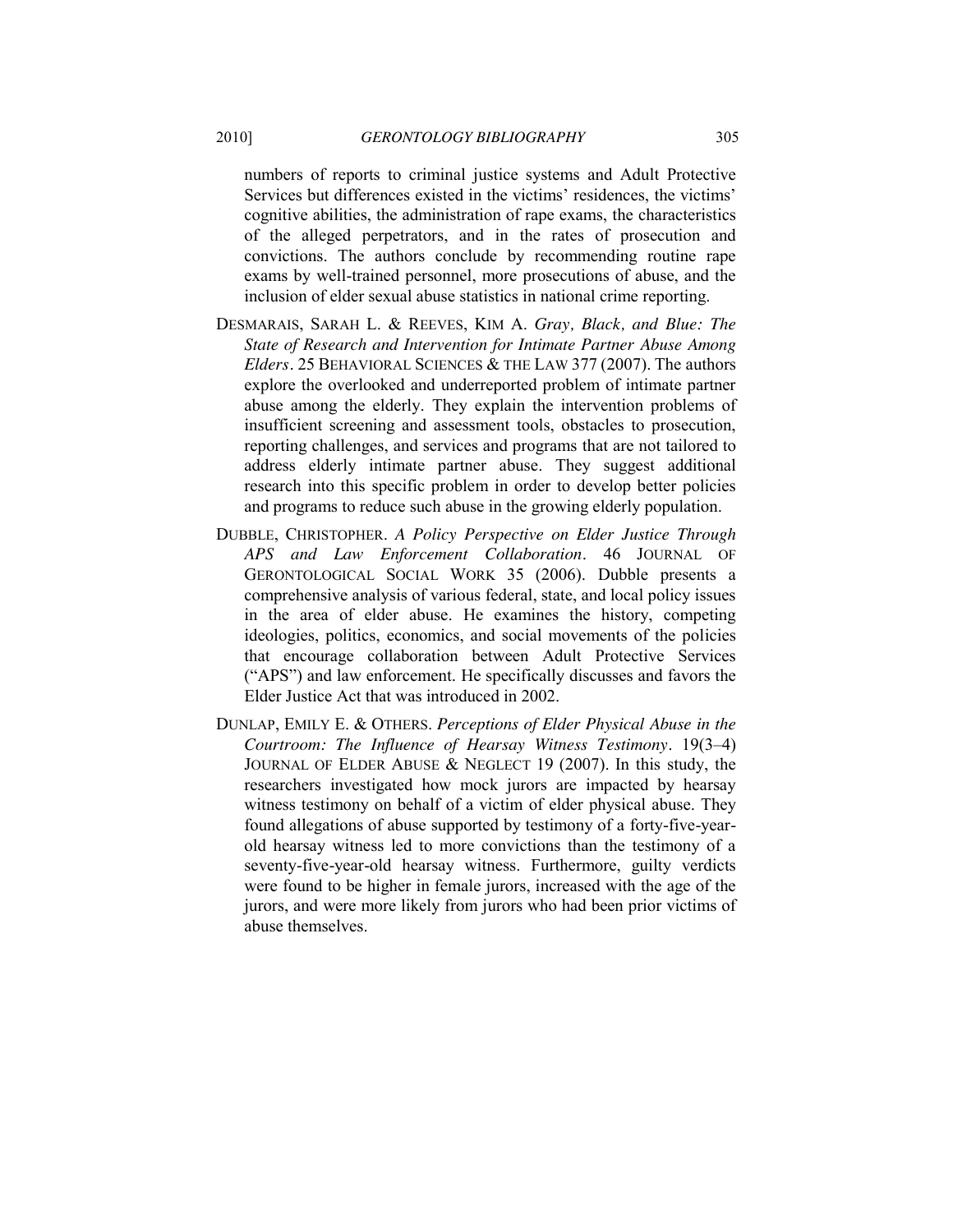numbers of reports to criminal justice systems and Adult Protective Services but differences existed in the victims' residences, the victims' cognitive abilities, the administration of rape exams, the characteristics of the alleged perpetrators, and in the rates of prosecution and convictions. The authors conclude by recommending routine rape exams by well-trained personnel, more prosecutions of abuse, and the inclusion of elder sexual abuse statistics in national crime reporting.

DESMARAIS, SARAH L. & REEVES, KIM A. *Gray, Black, and Blue: The State of Research and Intervention for Intimate Partner Abuse Among Elders*. 25 BEHAVIORAL SCIENCES & THE LAW 377 (2007). The authors explore the overlooked and underreported problem of intimate partner abuse among the elderly. They explain the intervention problems of insufficient screening and assessment tools, obstacles to prosecution, reporting challenges, and services and programs that are not tailored to address elderly intimate partner abuse. They suggest additional research into this specific problem in order to develop better policies and programs to reduce such abuse in the growing elderly population.

DUBBLE, CHRISTOPHER. *A Policy Perspective on Elder Justice Through APS and Law Enforcement Collaboration*. 46 JOURNAL OF GERONTOLOGICAL SOCIAL WORK 35 (2006). Dubble presents a comprehensive analysis of various federal, state, and local policy issues in the area of elder abuse. He examines the history, competing ideologies, politics, economics, and social movements of the policies that encourage collaboration between Adult Protective Services ("APS") and law enforcement. He specifically discusses and favors the Elder Justice Act that was introduced in 2002.

DUNLAP, EMILY E. & OTHERS. *Perceptions of Elder Physical Abuse in the Courtroom: The Influence of Hearsay Witness Testimony*. 19(3–4) JOURNAL OF ELDER ABUSE & NEGLECT 19 (2007). In this study, the researchers investigated how mock jurors are impacted by hearsay witness testimony on behalf of a victim of elder physical abuse. They found allegations of abuse supported by testimony of a forty-five-year-old hearsay witness led to more convictions than the testimony of a seventy-five-year-old hearsay witness. Furthermore, guilty verdicts were found to be higher in female jurors, increased with the age of the jurors, and were more likely from jurors who had been prior victims of abuse themselves.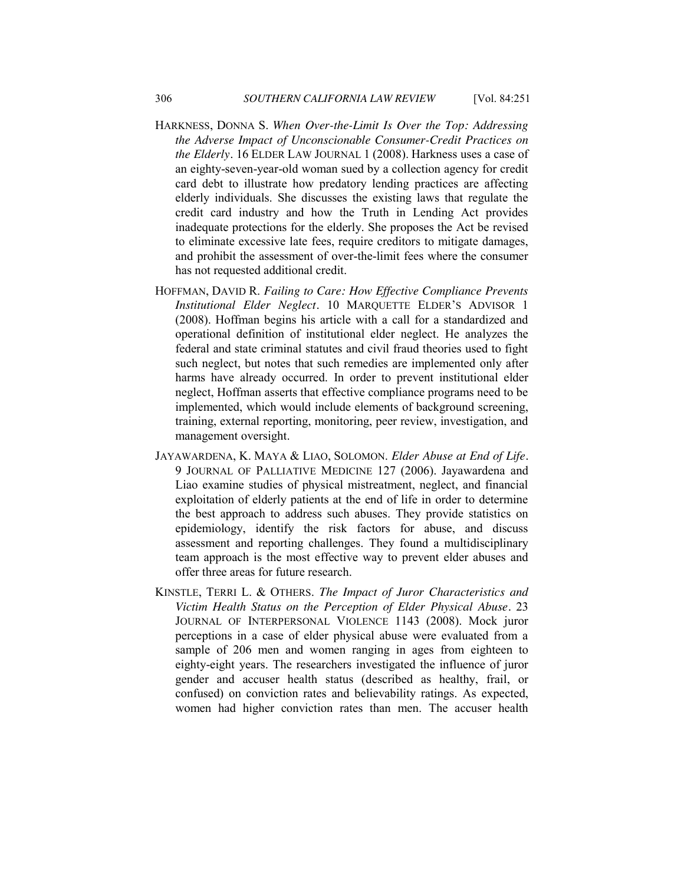HARKNESS, DONNA S. *When Over-the-Limit Is Over the Top: Addressing the Adverse Impact of Unconscionable Consumer-Credit Practices on the Elderly*. 16 ELDER LAW JOURNAL 1 (2008). Harkness uses a case of an eighty-seven-year-old woman sued by a collection agency for credit card debt to illustrate how predatory lending practices are affecting elderly individuals. She discusses the existing laws that regulate the credit card industry and how the Truth in Lending Act provides inadequate protections for the elderly. She proposes the Act be revised to eliminate excessive late fees, require creditors to mitigate damages, and prohibit the assessment of over-the-limit fees where the consumer has not requested additional credit.

HOFFMAN, DAVID R. *Failing to Care: How Effective Compliance Prevents Institutional Elder Neglect*. 10 MARQUETTE ELDER'S ADVISOR 1 (2008). Hoffman begins his article with a call for a standardized and operational definition of institutional elder neglect. He analyzes the federal and state criminal statutes and civil fraud theories used to fight such neglect, but notes that such remedies are implemented only after harms have already occurred. In order to prevent institutional elder neglect, Hoffman asserts that effective compliance programs need to be implemented, which would include elements of background screening, training, external reporting, monitoring, peer review, investigation, and management oversight.

JAYAWARDENA, K. MAYA & LIAO, SOLOMON. *Elder Abuse at End of Life*. 9 JOURNAL OF PALLIATIVE MEDICINE 127 (2006). Jayawardena and Liao examine studies of physical mistreatment, neglect, and financial exploitation of elderly patients at the end of life in order to determine the best approach to address such abuses. They provide statistics on epidemiology, identify the risk factors for abuse, and discuss assessment and reporting challenges. They found a multidisciplinary team approach is the most effective way to prevent elder abuses and offer three areas for future research.

KINSTLE, TERRI L. & OTHERS. *The Impact of Juror Characteristics and Victim Health Status on the Perception of Elder Physical Abuse*. 23 JOURNAL OF INTERPERSONAL VIOLENCE 1143 (2008). Mock juror perceptions in a case of elder physical abuse were evaluated from a sample of 206 men and women ranging in ages from eighteen to eighty-eight years. The researchers investigated the influence of juror gender and accuser health status (described as healthy, frail, or confused) on conviction rates and believability ratings. As expected, women had higher conviction rates than men. The accuser health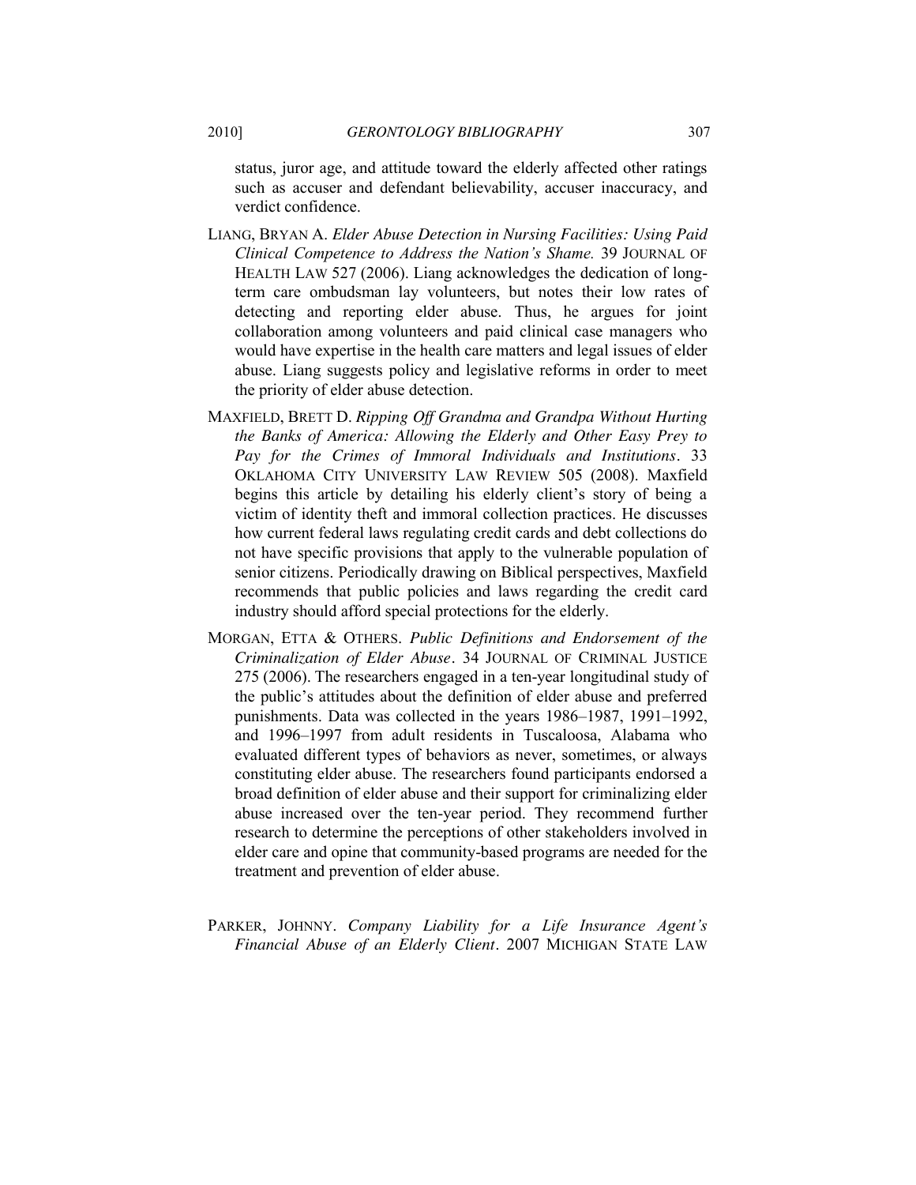status, juror age, and attitude toward the elderly affected other ratings such as accuser and defendant believability, accuser inaccuracy, and verdict confidence.

LIANG, BRYAN A. *Elder Abuse Detection in Nursing Facilities: Using Paid Clinical Competence to Address the Nation's Shame.* 39 JOURNAL OF HEALTH LAW 527 (2006). Liang acknowledges the dedication of long-term care ombudsman lay volunteers, but notes their low rates of detecting and reporting elder abuse. Thus, he argues for joint collaboration among volunteers and paid clinical case managers who would have expertise in the health care matters and legal issues of elder abuse. Liang suggests policy and legislative reforms in order to meet the priority of elder abuse detection.

MAXFIELD, BRETT D. *Ripping Off Grandma and Grandpa Without Hurting the Banks of America: Allowing the Elderly and Other Easy Prey to Pay for the Crimes of Immoral Individuals and Institutions*. 33 OKLAHOMA CITY UNIVERSITY LAW REVIEW 505 (2008). Maxfield begins this article by detailing his elderly client's story of being a victim of identity theft and immoral collection practices. He discusses how current federal laws regulating credit cards and debt collections do not have specific provisions that apply to the vulnerable population of senior citizens. Periodically drawing on Biblical perspectives, Maxfield recommends that public policies and laws regarding the credit card industry should afford special protections for the elderly.

MORGAN, ETTA & OTHERS. *Public Definitions and Endorsement of the Criminalization of Elder Abuse*. 34 JOURNAL OF CRIMINAL JUSTICE 275 (2006). The researchers engaged in a ten-year longitudinal study of the public's attitudes about the definition of elder abuse and preferred punishments. Data was collected in the years 1986–1987, 1991–1992, and 1996–1997 from adult residents in Tuscaloosa, Alabama who evaluated different types of behaviors as never, sometimes, or always constituting elder abuse. The researchers found participants endorsed a broad definition of elder abuse and their support for criminalizing elder abuse increased over the ten-year period. They recommend further research to determine the perceptions of other stakeholders involved in elder care and opine that community-based programs are needed for the treatment and prevention of elder abuse.

PARKER, JOHNNY. *Company Liability for a Life Insurance Agent's Financial Abuse of an Elderly Client*. 2007 MICHIGAN STATE LAW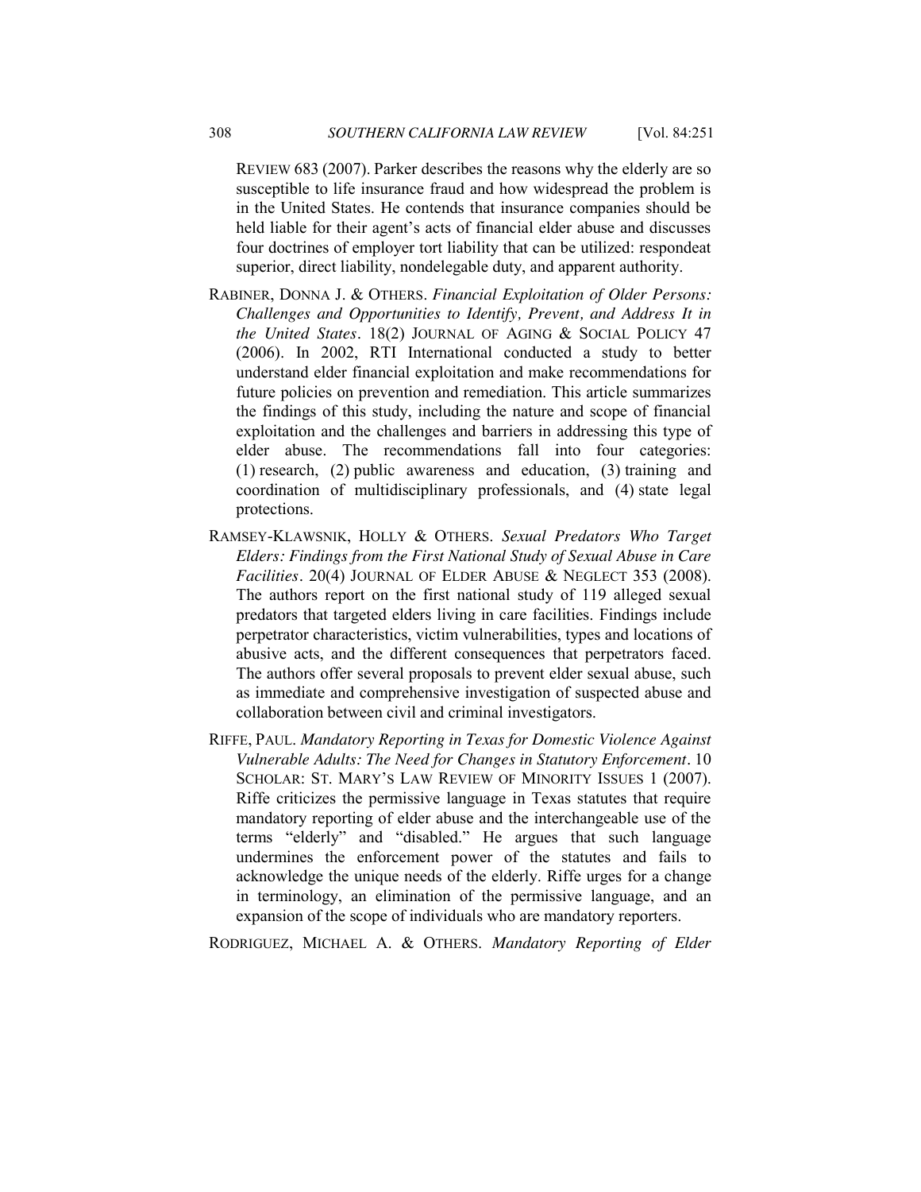REVIEW 683 (2007). Parker describes the reasons why the elderly are so susceptible to life insurance fraud and how widespread the problem is in the United States. He contends that insurance companies should be held liable for their agent's acts of financial elder abuse and discusses four doctrines of employer tort liability that can be utilized: respondeat superior, direct liability, nondelegable duty, and apparent authority.

RABINER, DONNA J. & OTHERS. *Financial Exploitation of Older Persons: Challenges and Opportunities to Identify, Prevent, and Address It in the United States*. 18(2) JOURNAL OF AGING & SOCIAL POLICY 47 (2006). In 2002, RTI International conducted a study to better understand elder financial exploitation and make recommendations for future policies on prevention and remediation. This article summarizes the findings of this study, including the nature and scope of financial exploitation and the challenges and barriers in addressing this type of elder abuse. The recommendations fall into four categories: (1) research, (2) public awareness and education, (3) training and coordination of multidisciplinary professionals, and (4) state legal protections.

RAMSEY-KLAWSNIK, HOLLY & OTHERS. *Sexual Predators Who Target Elders: Findings from the First National Study of Sexual Abuse in Care Facilities*. 20(4) JOURNAL OF ELDER ABUSE & NEGLECT 353 (2008). The authors report on the first national study of 119 alleged sexual predators that targeted elders living in care facilities. Findings include perpetrator characteristics, victim vulnerabilities, types and locations of abusive acts, and the different consequences that perpetrators faced. The authors offer several proposals to prevent elder sexual abuse, such as immediate and comprehensive investigation of suspected abuse and collaboration between civil and criminal investigators.

RIFFE, PAUL. *Mandatory Reporting in Texas for Domestic Violence Against Vulnerable Adults: The Need for Changes in Statutory Enforcement*. 10 SCHOLAR: ST. MARY'S LAW REVIEW OF MINORITY ISSUES 1 (2007). Riffe criticizes the permissive language in Texas statutes that require mandatory reporting of elder abuse and the interchangeable use of the terms "elderly" and "disabled." He argues that such language undermines the enforcement power of the statutes and fails to acknowledge the unique needs of the elderly. Riffe urges for a change in terminology, an elimination of the permissive language, and an expansion of the scope of individuals who are mandatory reporters.

RODRIGUEZ, MICHAEL A. & OTHERS. *Mandatory Reporting of Elder*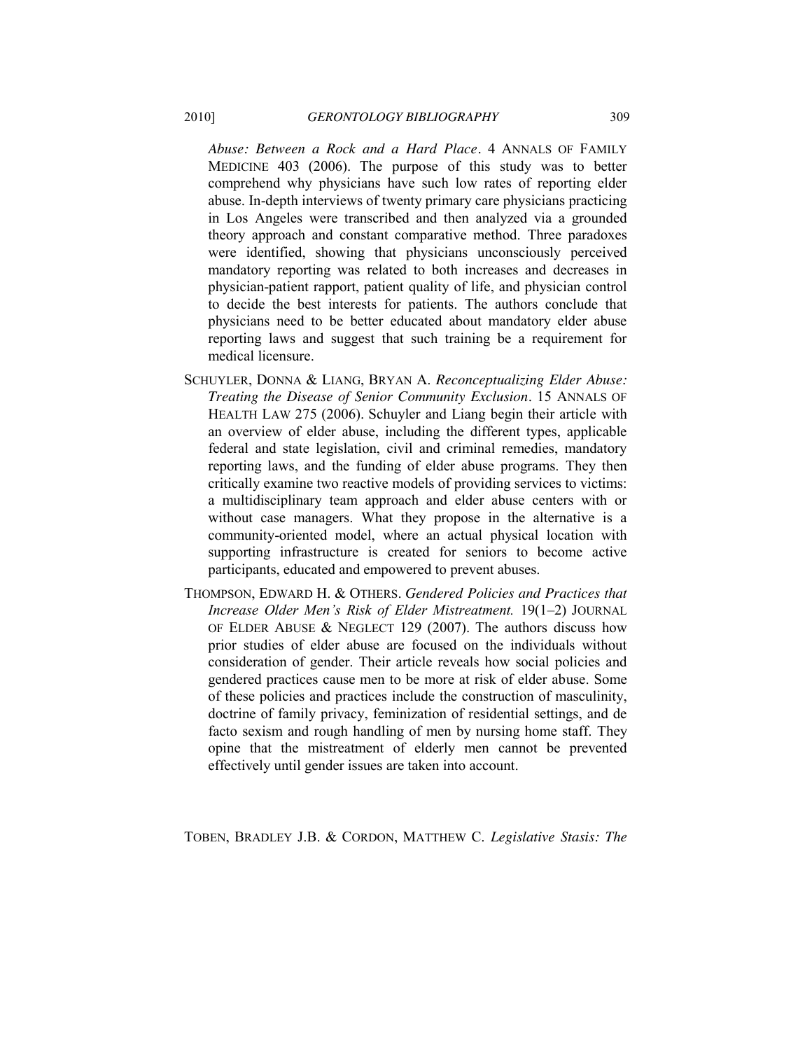*Abuse: Between a Rock and a Hard Place*. 4 ANNALS OF FAMILY MEDICINE 403 (2006). The purpose of this study was to better comprehend why physicians have such low rates of reporting elder abuse. In-depth interviews of twenty primary care physicians practicing in Los Angeles were transcribed and then analyzed via a grounded theory approach and constant comparative method. Three paradoxes were identified, showing that physicians unconsciously perceived mandatory reporting was related to both increases and decreases in physician-patient rapport, patient quality of life, and physician control to decide the best interests for patients. The authors conclude that physicians need to be better educated about mandatory elder abuse reporting laws and suggest that such training be a requirement for medical licensure.

SCHUYLER, DONNA & LIANG, BRYAN A. *Reconceptualizing Elder Abuse: Treating the Disease of Senior Community Exclusion*. 15 ANNALS OF HEALTH LAW 275 (2006). Schuyler and Liang begin their article with an overview of elder abuse, including the different types, applicable federal and state legislation, civil and criminal remedies, mandatory reporting laws, and the funding of elder abuse programs. They then critically examine two reactive models of providing services to victims: a multidisciplinary team approach and elder abuse centers with or without case managers. What they propose in the alternative is a community-oriented model, where an actual physical location with supporting infrastructure is created for seniors to become active participants, educated and empowered to prevent abuses.

THOMPSON, EDWARD H. & OTHERS. *Gendered Policies and Practices that Increase Older Men's Risk of Elder Mistreatment.* 19(1–2) JOURNAL OF ELDER ABUSE & NEGLECT 129 (2007). The authors discuss how prior studies of elder abuse are focused on the individuals without consideration of gender. Their article reveals how social policies and gendered practices cause men to be more at risk of elder abuse. Some of these policies and practices include the construction of masculinity, doctrine of family privacy, feminization of residential settings, and de facto sexism and rough handling of men by nursing home staff. They opine that the mistreatment of elderly men cannot be prevented effectively until gender issues are taken into account.

TOBEN, BRADLEY J.B. & CORDON, MATTHEW C. *Legislative Stasis: The*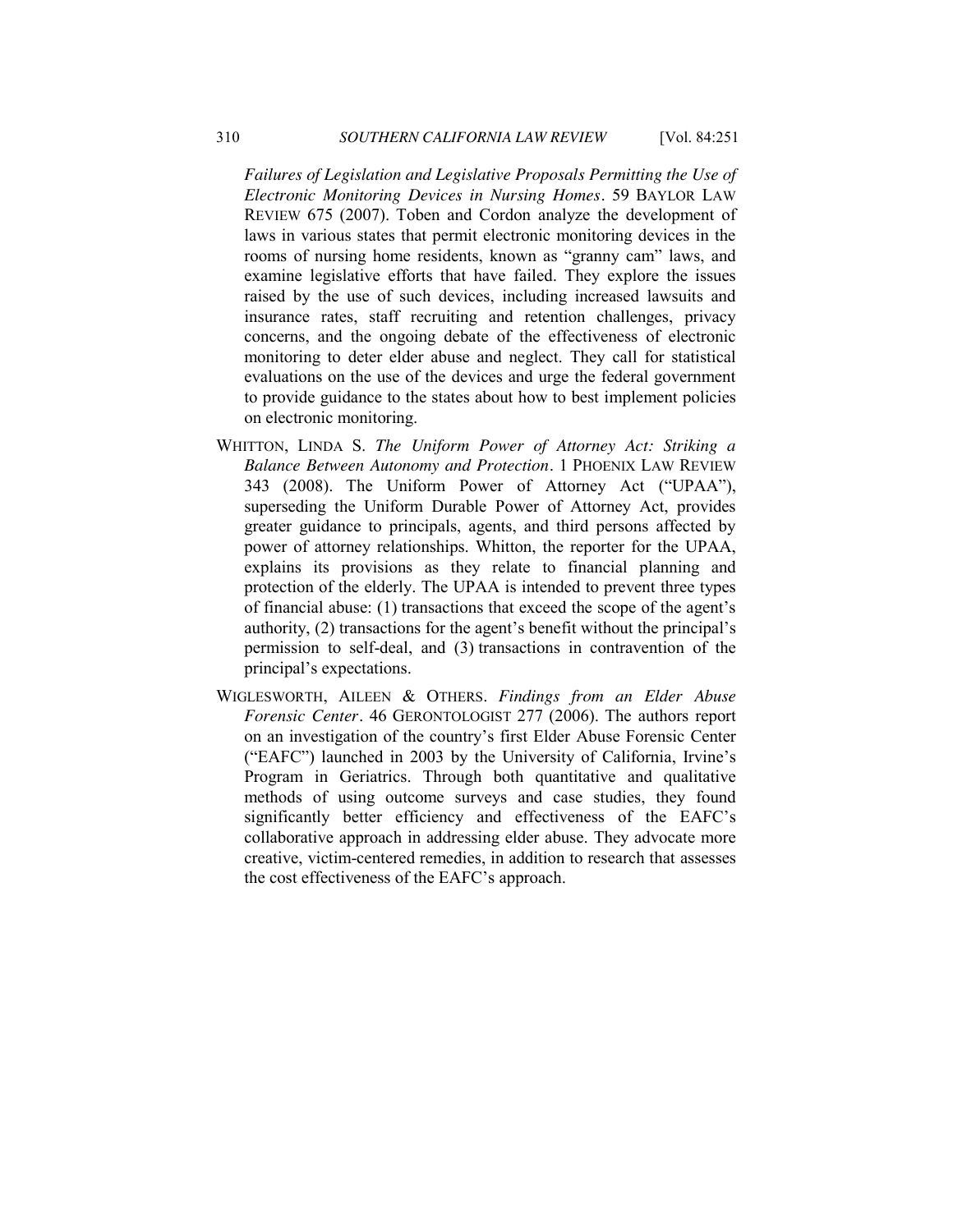*Failures of Legislation and Legislative Proposals Permitting the Use of Electronic Monitoring Devices in Nursing Homes*. 59 BAYLOR LAW REVIEW 675 (2007). Toben and Cordon analyze the development of laws in various states that permit electronic monitoring devices in the rooms of nursing home residents, known as "granny cam" laws, and examine legislative efforts that have failed. They explore the issues raised by the use of such devices, including increased lawsuits and insurance rates, staff recruiting and retention challenges, privacy concerns, and the ongoing debate of the effectiveness of electronic monitoring to deter elder abuse and neglect. They call for statistical evaluations on the use of the devices and urge the federal government to provide guidance to the states about how to best implement policies on electronic monitoring.

WHITTON, LINDA S. *The Uniform Power of Attorney Act: Striking a Balance Between Autonomy and Protection*. 1 PHOENIX LAW REVIEW 343 (2008). The Uniform Power of Attorney Act ("UPAA"), superseding the Uniform Durable Power of Attorney Act, provides greater guidance to principals, agents, and third persons affected by power of attorney relationships. Whitton, the reporter for the UPAA, explains its provisions as they relate to financial planning and protection of the elderly. The UPAA is intended to prevent three types of financial abuse: (1) transactions that exceed the scope of the agent's authority, (2) transactions for the agent's benefit without the principal's permission to self-deal, and (3) transactions in contravention of the principal's expectations.

WIGLESWORTH, AILEEN & OTHERS. *Findings from an Elder Abuse Forensic Center*. 46 GERONTOLOGIST 277 (2006). The authors report on an investigation of the country's first Elder Abuse Forensic Center ("EAFC") launched in 2003 by the University of California, Irvine's Program in Geriatrics. Through both quantitative and qualitative methods of using outcome surveys and case studies, they found significantly better efficiency and effectiveness of the EAFC's collaborative approach in addressing elder abuse. They advocate more creative, victim-centered remedies, in addition to research that assesses the cost effectiveness of the EAFC's approach.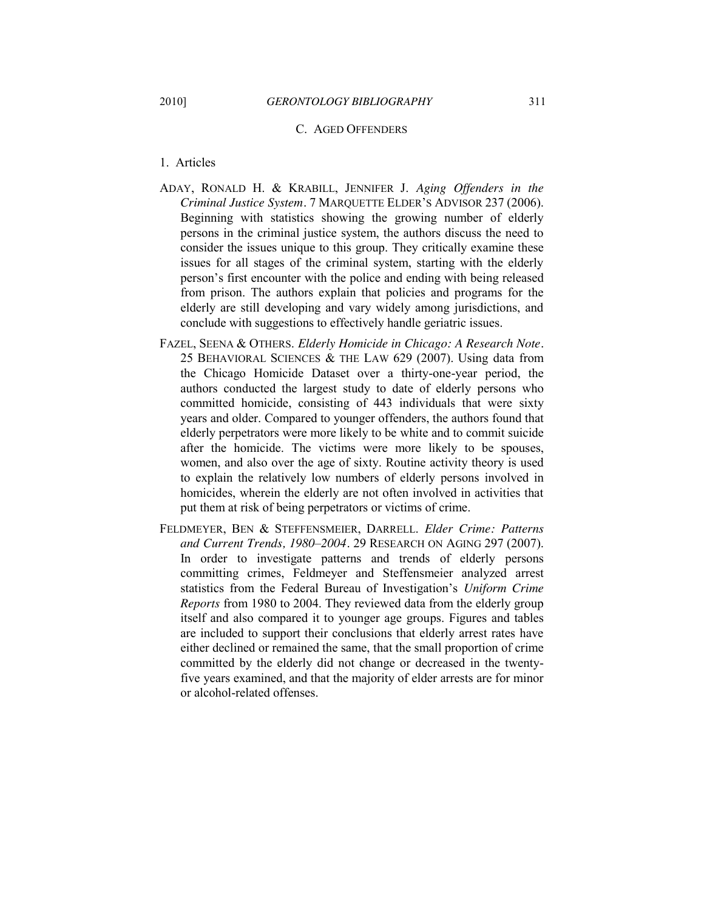### C. Aged Offenders

#### 1. Articles

ADAY, RONALD H. & KRABILL, JENNIFER J. *Aging Offenders in the Criminal Justice System*. 7 MARQUETTE ELDER'S ADVISOR 237 (2006). Beginning with statistics showing the growing number of elderly persons in the criminal justice system, the authors discuss the need to consider the issues unique to this group. They critically examine these issues for all stages of the criminal system, starting with the elderly person's first encounter with the police and ending with being released from prison. The authors explain that policies and programs for the elderly are still developing and vary widely among jurisdictions, and conclude with suggestions to effectively handle geriatric issues.

FAZEL, SEENA & OTHERS. *Elderly Homicide in Chicago: A Research Note*. 25 BEHAVIORAL SCIENCES & THE LAW 629 (2007). Using data from the Chicago Homicide Dataset over a thirty-one-year period, the authors conducted the largest study to date of elderly persons who committed homicide, consisting of 443 individuals that were sixty years and older. Compared to younger offenders, the authors found that elderly perpetrators were more likely to be white and to commit suicide after the homicide. The victims were more likely to be spouses, women, and also over the age of sixty. Routine activity theory is used to explain the relatively low numbers of elderly persons involved in homicides, wherein the elderly are not often involved in activities that put them at risk of being perpetrators or victims of crime.

FELDMEYER, BEN & STEFFENSMEIER, DARRELL. *Elder Crime: Patterns and Current Trends, 1980–2004*. 29 RESEARCH ON AGING 297 (2007). In order to investigate patterns and trends of elderly persons committing crimes, Feldmeyer and Steffensmeier analyzed arrest statistics from the Federal Bureau of Investigation's *Uniform Crime Reports* from 1980 to 2004. They reviewed data from the elderly group itself and also compared it to younger age groups. Figures and tables are included to support their conclusions that elderly arrest rates have either declined or remained the same, that the small proportion of crime committed by the elderly did not change or decreased in the twenty-five years examined, and that the majority of elder arrests are for minor or alcohol-related offenses.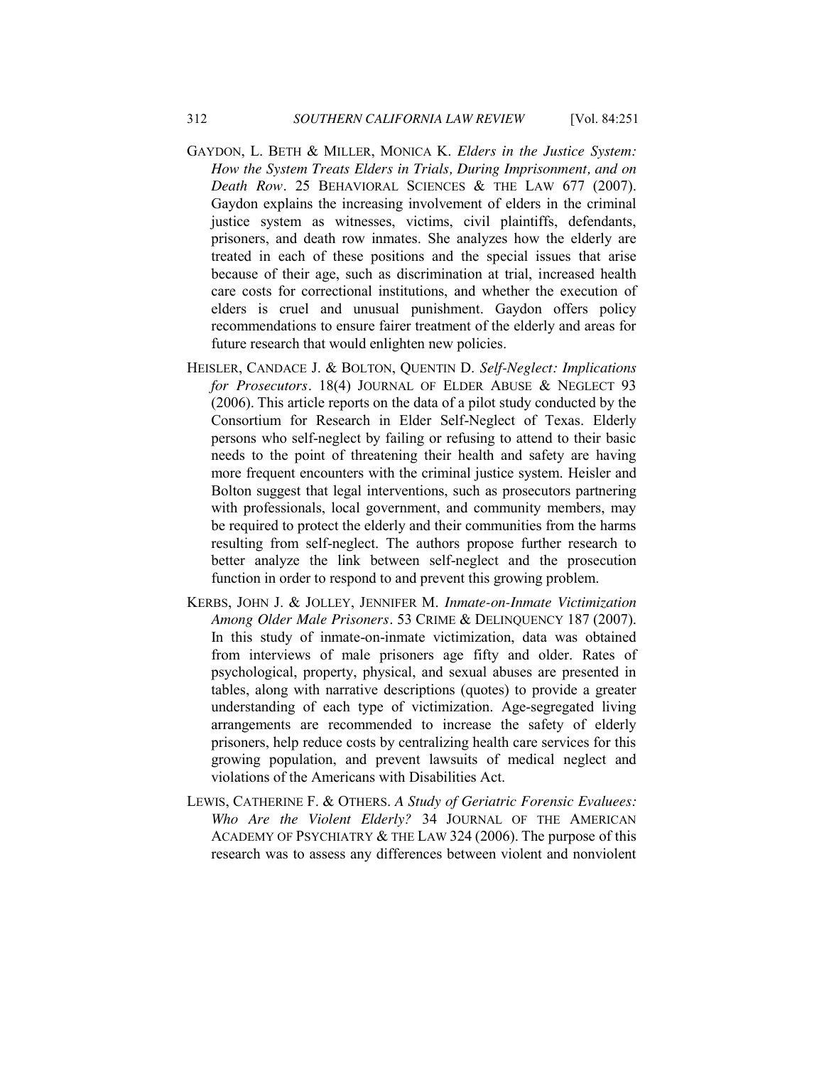GAYDON, L. BETH & MILLER, MONICA K. *Elders in the Justice System: How the System Treats Elders in Trials, During Imprisonment, and on Death Row*. 25 BEHAVIORAL SCIENCES & THE LAW 677 (2007). Gaydon explains the increasing involvement of elders in the criminal justice system as witnesses, victims, civil plaintiffs, defendants, prisoners, and death row inmates. She analyzes how the elderly are treated in each of these positions and the special issues that arise because of their age, such as discrimination at trial, increased health care costs for correctional institutions, and whether the execution of elders is cruel and unusual punishment. Gaydon offers policy recommendations to ensure fairer treatment of the elderly and areas for future research that would enlighten new policies.

HEISLER, CANDACE J. & BOLTON, QUENTIN D. *Self-Neglect: Implications for Prosecutors*. 18(4) JOURNAL OF ELDER ABUSE & NEGLECT 93 (2006). This article reports on the data of a pilot study conducted by the Consortium for Research in Elder Self-Neglect of Texas. Elderly persons who self-neglect by failing or refusing to attend to their basic needs to the point of threatening their health and safety are having more frequent encounters with the criminal justice system. Heisler and Bolton suggest that legal interventions, such as prosecutors partnering with professionals, local government, and community members, may be required to protect the elderly and their communities from the harms resulting from self-neglect. The authors propose further research to better analyze the link between self-neglect and the prosecution function in order to respond to and prevent this growing problem.

KERBS, JOHN J. & JOLLEY, JENNIFER M. *Inmate-on-Inmate Victimization Among Older Male Prisoners*. 53 CRIME & DELINQUENCY 187 (2007). In this study of inmate-on-inmate victimization, data was obtained from interviews of male prisoners age fifty and older. Rates of psychological, property, physical, and sexual abuses are presented in tables, along with narrative descriptions (quotes) to provide a greater understanding of each type of victimization. Age-segregated living arrangements are recommended to increase the safety of elderly prisoners, help reduce costs by centralizing health care services for this growing population, and prevent lawsuits of medical neglect and violations of the Americans with Disabilities Act.

LEWIS, CATHERINE F. & OTHERS. *A Study of Geriatric Forensic Evaluees: Who Are the Violent Elderly?* 34 JOURNAL OF THE AMERICAN ACADEMY OF PSYCHIATRY & THE LAW 324 (2006). The purpose of this research was to assess any differences between violent and nonviolent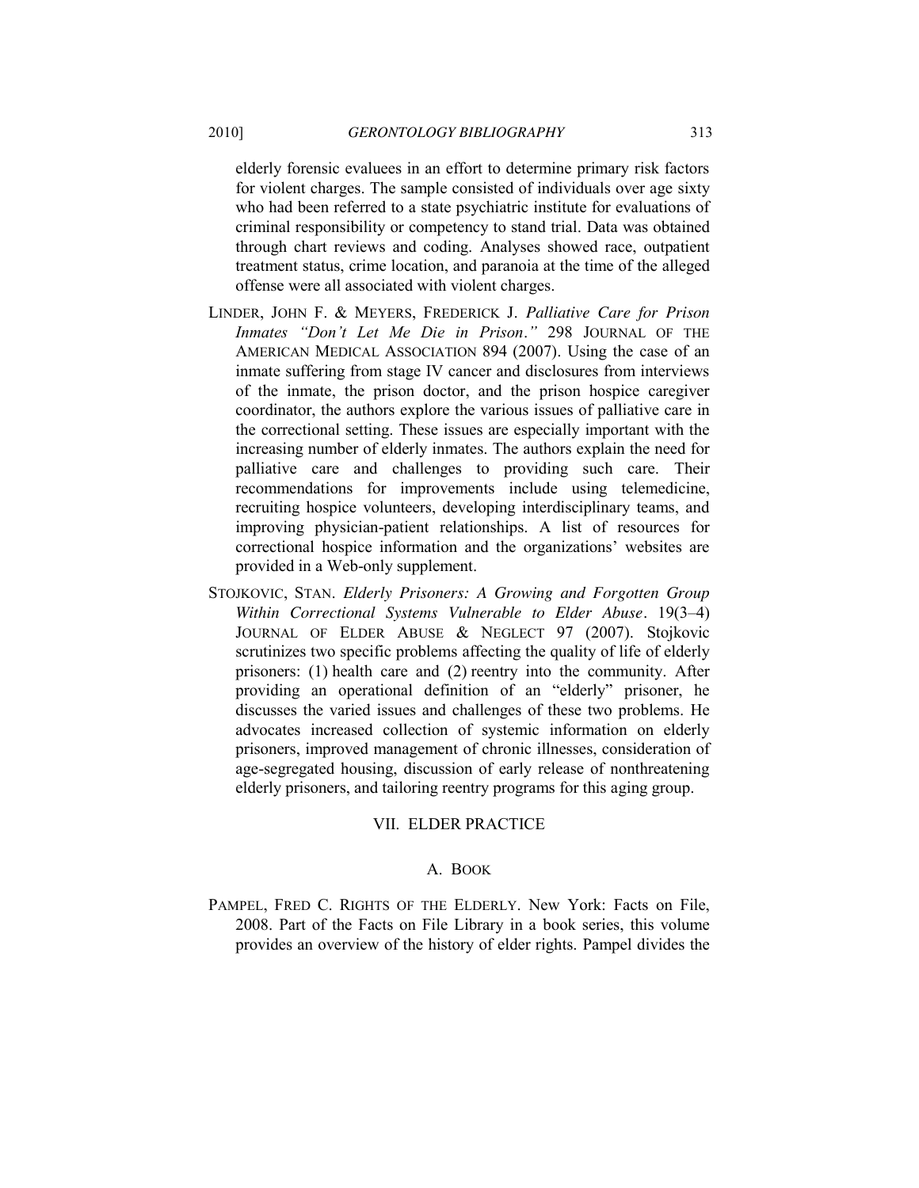elderly forensic evaluees in an effort to determine primary risk factors for violent charges. The sample consisted of individuals over age sixty who had been referred to a state psychiatric institute for evaluations of criminal responsibility or competency to stand trial. Data was obtained through chart reviews and coding. Analyses showed race, outpatient treatment status, crime location, and paranoia at the time of the alleged offense were all associated with violent charges.

LINDER, JOHN F. & MEYERS, FREDERICK J. *Palliative Care for Prison Inmates "Don't Let Me Die in Prison."* 298 JOURNAL OF THE AMERICAN MEDICAL ASSOCIATION 894 (2007). Using the case of an inmate suffering from stage IV cancer and disclosures from interviews of the inmate, the prison doctor, and the prison hospice caregiver coordinator, the authors explore the various issues of palliative care in the correctional setting. These issues are especially important with the increasing number of elderly inmates. The authors explain the need for palliative care and challenges to providing such care. Their recommendations for improvements include using telemedicine, recruiting hospice volunteers, developing interdisciplinary teams, and improving physician-patient relationships. A list of resources for correctional hospice information and the organizations' websites are provided in a Web-only supplement.

STOJKOVIC, STAN. *Elderly Prisoners: A Growing and Forgotten Group Within Correctional Systems Vulnerable to Elder Abuse*. 19(3–4) JOURNAL OF ELDER ABUSE & NEGLECT 97 (2007). Stojkovic scrutinizes two specific problems affecting the quality of life of elderly prisoners: (1) health care and (2) reentry into the community. After providing an operational definition of an "elderly" prisoner, he discusses the varied issues and challenges of these two problems. He advocates increased collection of systemic information on elderly prisoners, improved management of chronic illnesses, consideration of age-segregated housing, discussion of early release of nonthreatening elderly prisoners, and tailoring reentry programs for this aging group.

## VII. ELDER PRACTICE

### A. BOOK

PAMPEL, FRED C. RIGHTS OF THE ELDERLY. New York: Facts on File, 2008. Part of the Facts on File Library in a book series, this volume provides an overview of the history of elder rights. Pampel divides the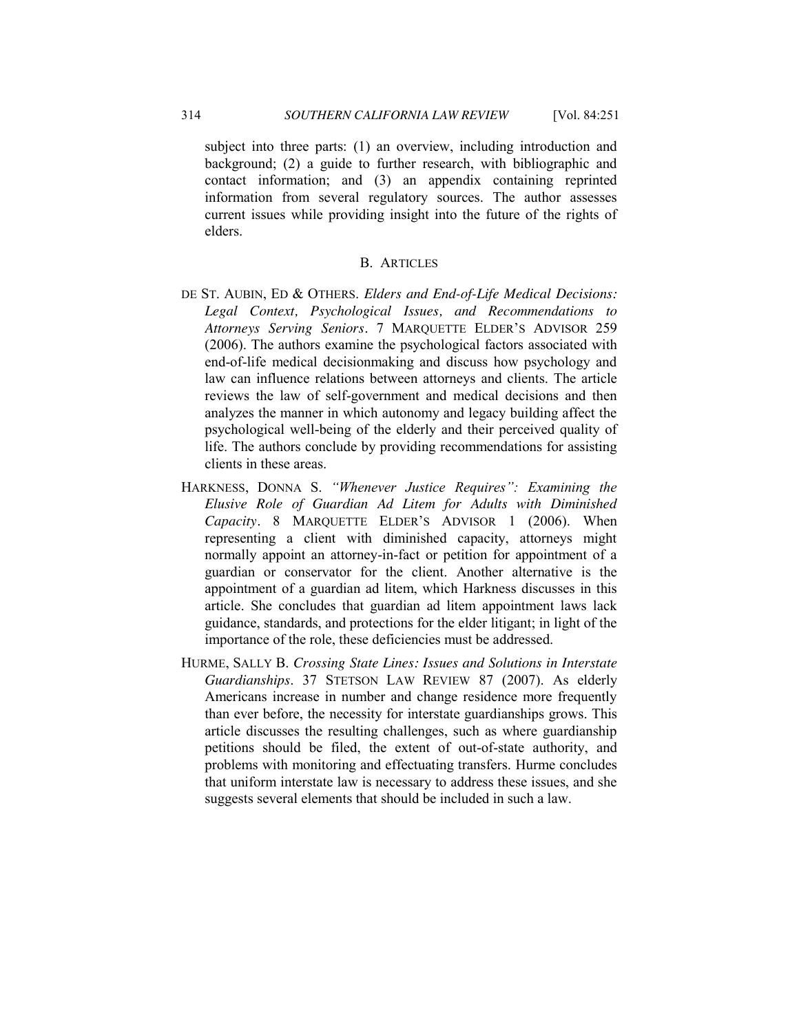subject into three parts: (1) an overview, including introduction and background; (2) a guide to further research, with bibliographic and contact information; and (3) an appendix containing reprinted information from several regulatory sources. The author assesses current issues while providing insight into the future of the rights of elders.

## B. ARTICLES

DE ST. AUBIN, ED & OTHERS. *Elders and End-of-Life Medical Decisions: Legal Context, Psychological Issues, and Recommendations to Attorneys Serving Seniors*. 7 MARQUETTE ELDER'S ADVISOR 259 (2006). The authors examine the psychological factors associated with end-of-life medical decisionmaking and discuss how psychology and law can influence relations between attorneys and clients. The article reviews the law of self-government and medical decisions and then analyzes the manner in which autonomy and legacy building affect the psychological well-being of the elderly and their perceived quality of life. The authors conclude by providing recommendations for assisting clients in these areas.

HARKNESS, DONNA S. *"Whenever Justice Requires": Examining the Elusive Role of Guardian Ad Litem for Adults with Diminished Capacity*. 8 MARQUETTE ELDER'S ADVISOR 1 (2006). When representing a client with diminished capacity, attorneys might normally appoint an attorney-in-fact or petition for appointment of a guardian or conservator for the client. Another alternative is the appointment of a guardian ad litem, which Harkness discusses in this article. She concludes that guardian ad litem appointment laws lack guidance, standards, and protections for the elder litigant; in light of the importance of the role, these deficiencies must be addressed.

HURME, SALLY B. *Crossing State Lines: Issues and Solutions in Interstate Guardianships*. 37 STETSON LAW REVIEW 87 (2007). As elderly Americans increase in number and change residence more frequently than ever before, the necessity for interstate guardianships grows. This article discusses the resulting challenges, such as where guardianship petitions should be filed, the extent of out-of-state authority, and problems with monitoring and effectuating transfers. Hurme concludes that uniform interstate law is necessary to address these issues, and she suggests several elements that should be included in such a law.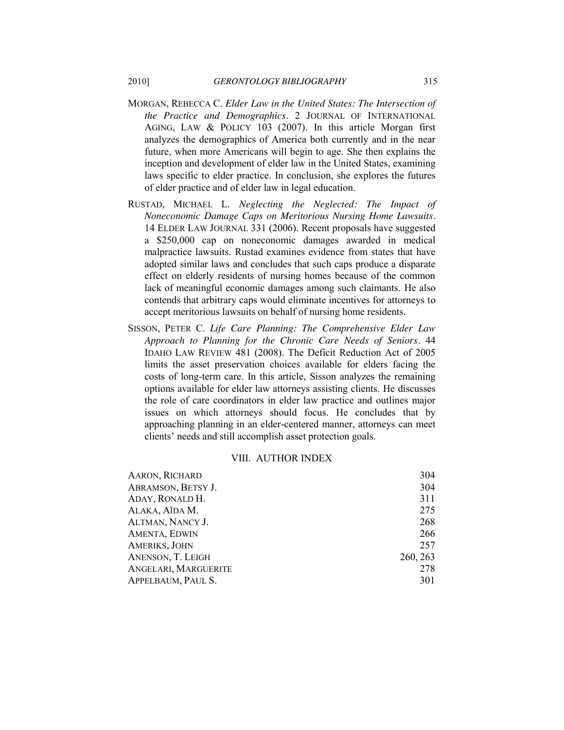MORGAN, REBECCA C. *Elder Law in the United States: The Intersection of the Practice and Demographics*. 2 JOURNAL OF INTERNATIONAL AGING, LAW & POLICY 103 (2007). In this article Morgan first analyzes the demographics of America both currently and in the near future, when more Americans will begin to age. She then explains the inception and development of elder law in the United States, examining laws specific to elder practice. In conclusion, she explores the futures of elder practice and of elder law in legal education.

RUSTAD, MICHAEL L. *Neglecting the Neglected: The Impact of Noneconomic Damage Caps on Meritorious Nursing Home Lawsuits*. 14 ELDER LAW JOURNAL 331 (2006). Recent proposals have suggested a $250,000 cap on noneconomic damages awarded in medical malpractice lawsuits. Rustad examines evidence from states that have adopted similar laws and concludes that such caps produce a disparate effect on elderly residents of nursing homes because of the common lack of meaningful economic damages among such claimants. He also contends that arbitrary caps would eliminate incentives for attorneys to accept meritorious lawsuits on behalf of nursing home residents.

SISSON, PETER C. *Life Care Planning: The Comprehensive Elder Law Approach to Planning for the Chronic Care Needs of Seniors*. 44 IDAHO LAW REVIEW 481 (2008). The Deficit Reduction Act of 2005 limits the asset preservation choices available for elders facing the costs of long-term care. In this article, Sisson analyzes the remaining options available for elder law attorneys assisting clients. He discusses the role of care coordinators in elder law practice and outlines major issues on which attorneys should focus. He concludes that by approaching planning in an elder-centered manner, attorneys can meet clients' needs and still accomplish asset protection goals.

## VIII. AUTHOR INDEX

| | |
|---|---|
| AARON, RICHARD | 304 |
| ABRAMSON, BETSY J. | 304 |
| ADAY, RONALD H. | 311 |
| ALAKA, AÏDA M. | 275 |
| ALTMAN, NANCY J. | 268 |
| AMENTA, EDWIN | 266 |
| AMERIKS, JOHN | 257 |
| ANENSON, T. LEIGH | 260, 263 |
| ANGELARI, MARGUERITE | 278 |
| APPELBAUM, PAUL S. | 301 |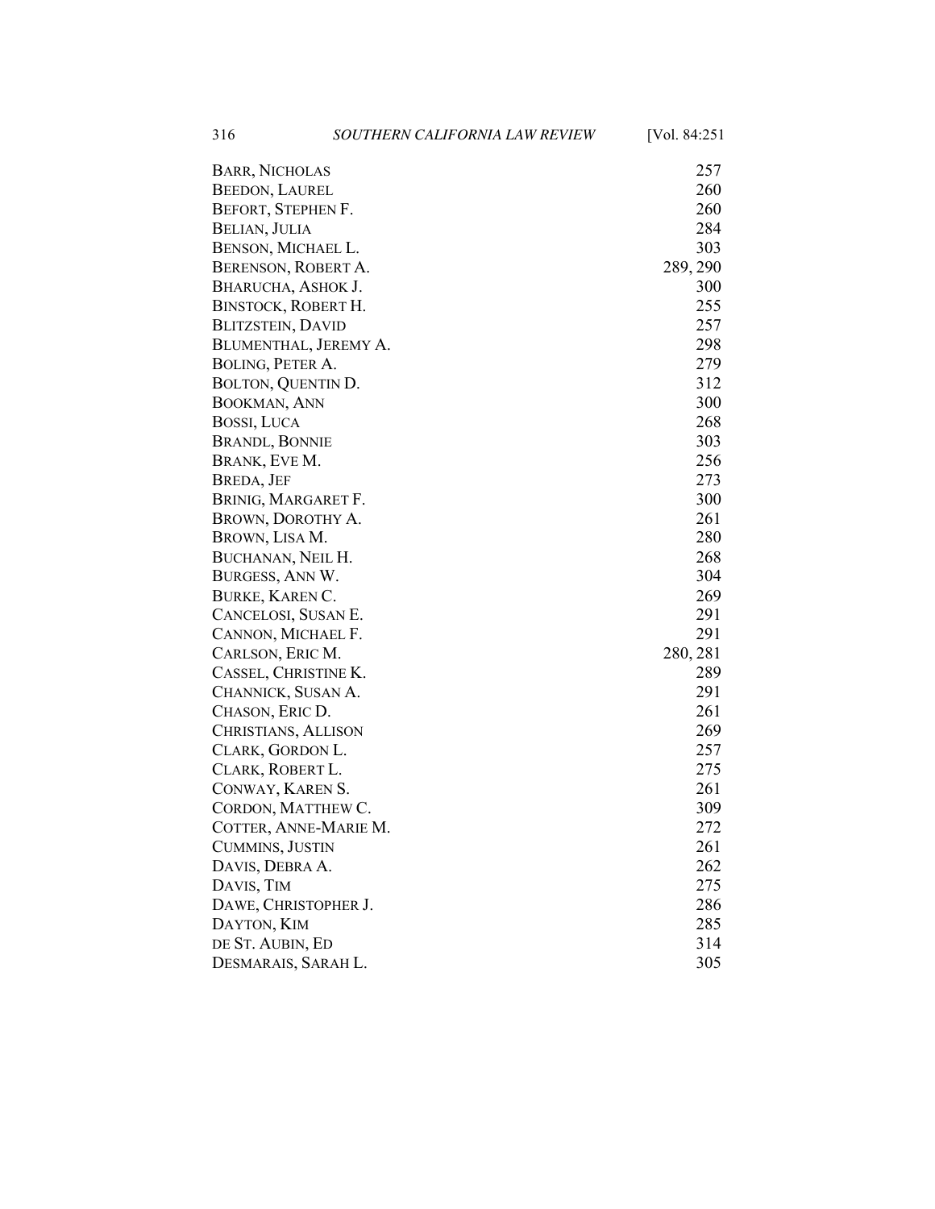| | |
|---|---|
| BARR, NICHOLAS | 257 |
| BEEDON, LAUREL | 260 |
| BEFORT, STEPHEN F. | 260 |
| BELIAN, JULIA | 284 |
| BENSON, MICHAEL L. | 303 |
| BERENSON, ROBERT A. | 289, 290 |
| BHARUCHA, ASHOK J. | 300 |
| BINSTOCK, ROBERT H. | 255 |
| BLITZSTEIN, DAVID | 257 |
| BLUMENTHAL, JEREMY A. | 298 |
| BOLING, PETER A. | 279 |
| BOLTON, QUENTIN D. | 312 |
| BOOKMAN, ANN | 300 |
| BOSSI, LUCA | 268 |
| BRANDL, BONNIE | 303 |
| BRANK, EVE M. | 256 |
| BREDA, JEF | 273 |
| BRINIG, MARGARET F. | 300 |
| BROWN, DOROTHY A. | 261 |
| BROWN, LISA M. | 280 |
| BUCHANAN, NEIL H. | 268 |
| BURGESS, ANN W. | 304 |
| BURKE, KAREN C. | 269 |
| CANCELOSI, SUSAN E. | 291 |
| CANNON, MICHAEL F. | 291 |
| CARLSON, ERIC M. | 280, 281 |
| CASSEL, CHRISTINE K. | 289 |
| CHANNICK, SUSAN A. | 291 |
| CHASON, ERIC D. | 261 |
| CHRISTIANS, ALLISON | 269 |
| CLARK, GORDON L. | 257 |
| CLARK, ROBERT L. | 275 |
| CONWAY, KAREN S. | 261 |
| CORDON, MATTHEW C. | 309 |
| COTTER, ANNE-MARIE M. | 272 |
| CUMMINS, JUSTIN | 261 |
| DAVIS, DEBRA A. | 262 |
| DAVIS, TIM | 275 |
| DAWE, CHRISTOPHER J. | 286 |
| DAYTON, KIM | 285 |
| DE ST. AUBIN, ED | 314 |
| DESMARAIS, SARAH L. | 305 |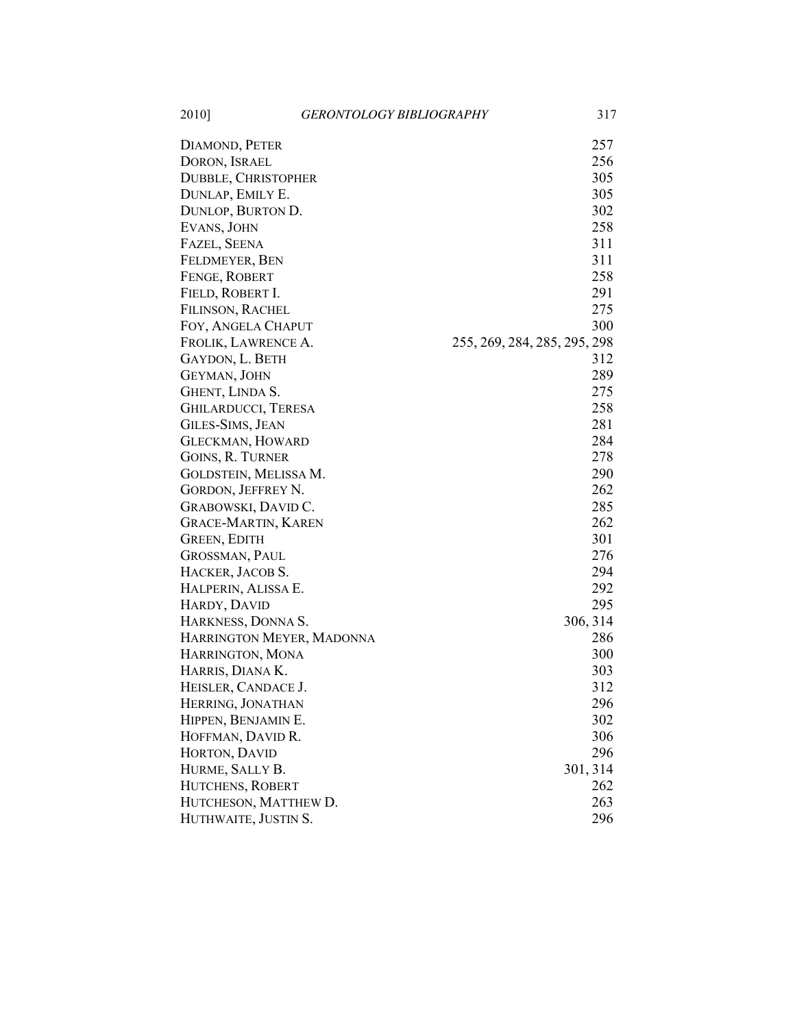| | |
|---|---|
| DIAMOND, PETER | 257 |
| DORON, ISRAEL | 256 |
| DUBBLE, CHRISTOPHER | 305 |
| DUNLAP, EMILY E. | 305 |
| DUNLOP, BURTON D. | 302 |
| EVANS, JOHN | 258 |
| FAZEL, SEENA | 311 |
| FELDMEYER, BEN | 311 |
| FENGE, ROBERT | 258 |
| FIELD, ROBERT I. | 291 |
| FILINSON, RACHEL | 275 |
| FOY, ANGELA CHAPUT | 300 |
| FROLIK, LAWRENCE A. | 255, 269, 284, 285, 295, 298 |
| GAYDON, L. BETH | 312 |
| GEYMAN, JOHN | 289 |
| GHENT, LINDA S. | 275 |
| GHILARDUCCI, TERESA | 258 |
| GILES-SIMS, JEAN | 281 |
| GLECKMAN, HOWARD | 284 |
| GOINS, R. TURNER | 278 |
| GOLDSTEIN, MELISSA M. | 290 |
| GORDON, JEFFREY N. | 262 |
| GRABOWSKI, DAVID C. | 285 |
| GRACE-MARTIN, KAREN | 262 |
| GREEN, EDITH | 301 |
| GROSSMAN, PAUL | 276 |
| HACKER, JACOB S. | 294 |
| HALPERIN, ALISSA E. | 292 |
| HARDY, DAVID | 295 |
| HARKNESS, DONNA S. | 306, 314 |
| HARRINGTON MEYER, MADONNA | 286 |
| HARRINGTON, MONA | 300 |
| HARRIS, DIANA K. | 303 |
| HEISLER, CANDACE J. | 312 |
| HERRING, JONATHAN | 296 |
| HIPPEN, BENJAMIN E. | 302 |
| HOFFMAN, DAVID R. | 306 |
| HORTON, DAVID | 296 |
| HURME, SALLY B. | 301, 314 |
| HUTCHENS, ROBERT | 262 |
| HUTCHESON, MATTHEW D. | 263 |
| HUTHWAITE, JUSTIN S. | 296 |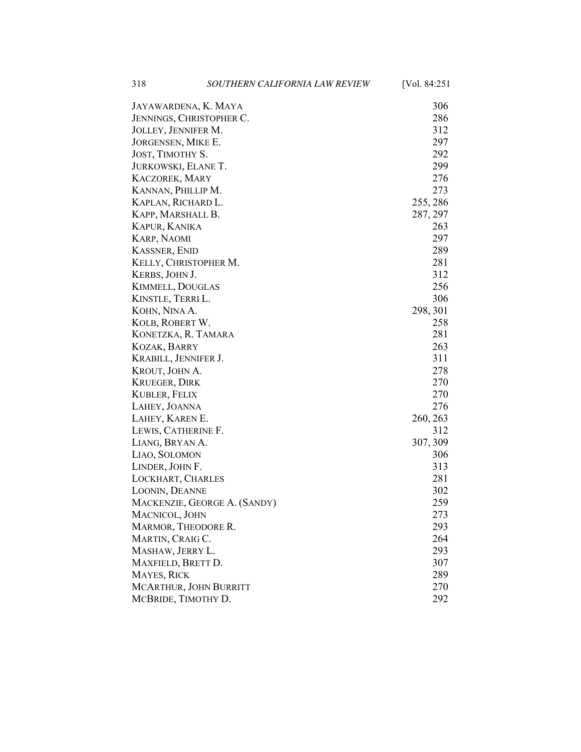| | |
|---|---|
| JAYAWARDENA, K. MAYA | 306 |
| JENNINGS, CHRISTOPHER C. | 286 |
| JOLLEY, JENNIFER M. | 312 |
| JORGENSEN, MIKE E. | 297 |
| JOST, TIMOTHY S. | 292 |
| JURKOWSKI, ELANE T. | 299 |
| KACZOREK, MARY | 276 |
| KANNAN, PHILLIP M. | 273 |
| KAPLAN, RICHARD L. | 255, 286 |
| KAPP, MARSHALL B. | 287, 297 |
| KAPUR, KANIKA | 263 |
| KARP, NAOMI | 297 |
| KASSNER, ENID | 289 |
| KELLY, CHRISTOPHER M. | 281 |
| KERBS, JOHN J. | 312 |
| KIMMELL, DOUGLAS | 256 |
| KINSTLE, TERRI L. | 306 |
| KOHN, NINA A. | 298, 301 |
| KOLB, ROBERT W. | 258 |
| KONETZKA, R. TAMARA | 281 |
| KOZAK, BARRY | 263 |
| KRABILL, JENNIFER J. | 311 |
| KROUT, JOHN A. | 278 |
| KRUEGER, DIRK | 270 |
| KUBLER, FELIX | 270 |
| LAHEY, JOANNA | 276 |
| LAHEY, KAREN E. | 260, 263 |
| LEWIS, CATHERINE F. | 312 |
| LIANG, BRYAN A. | 307, 309 |
| LIAO, SOLOMON | 306 |
| LINDER, JOHN F. | 313 |
| LOCKHART, CHARLES | 281 |
| LOONIN, DEANNE | 302 |
| MACKENZIE, GEORGE A. (SANDY) | 259 |
| MACNICOL, JOHN | 273 |
| MARMOR, THEODORE R. | 293 |
| MARTIN, CRAIG C. | 264 |
| MASHAW, JERRY L. | 293 |
| MAXFIELD, BRETT D. | 307 |
| MAYES, RICK | 289 |
| MCARTHUR, JOHN BURRITT | 270 |
| MCBRIDE, TIMOTHY D. | 292 |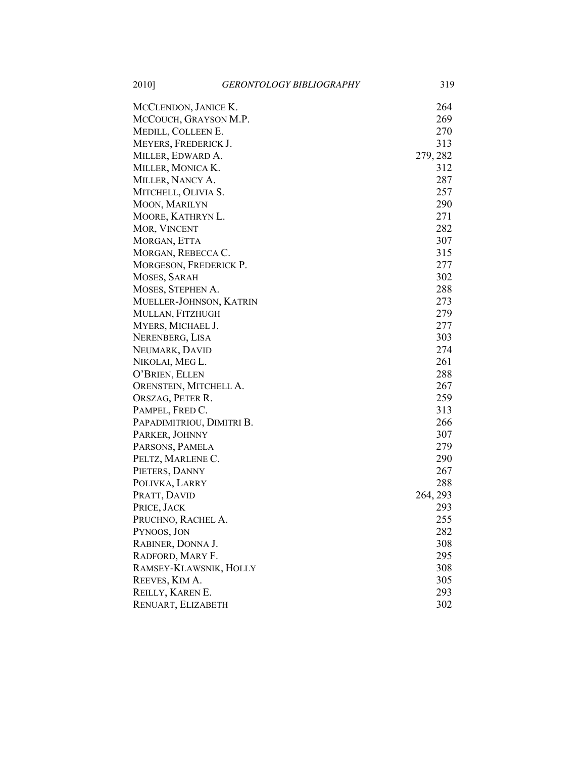| | |
|---|---|
| MCCLENDON, JANICE K. | 264 |
| MCCOUCH, GRAYSON M.P. | 269 |
| MEDILL, COLLEEN E. | 270 |
| MEYERS, FREDERICK J. | 313 |
| MILLER, EDWARD A. | 279, 282 |
| MILLER, MONICA K. | 312 |
| MILLER, NANCY A. | 287 |
| MITCHELL, OLIVIA S. | 257 |
| MOON, MARILYN | 290 |
| MOORE, KATHRYN L. | 271 |
| MOR, VINCENT | 282 |
| MORGAN, ETTA | 307 |
| MORGAN, REBECCA C. | 315 |
| MORGESON, FREDERICK P. | 277 |
| MOSES, SARAH | 302 |
| MOSES, STEPHEN A. | 288 |
| MUELLER-JOHNSON, KATRIN | 273 |
| MULLAN, FITZHUGH | 279 |
| MYERS, MICHAEL J. | 277 |
| NERENBERG, LISA | 303 |
| NEUMARK, DAVID | 274 |
| NIKOLAI, MEG L. | 261 |
| O'BRIEN, ELLEN | 288 |
| ORENSTEIN, MITCHELL A. | 267 |
| ORSZAG, PETER R. | 259 |
| PAMPEL, FRED C. | 313 |
| PAPADIMITRIOU, DIMITRI B. | 266 |
| PARKER, JOHNNY | 307 |
| PARSONS, PAMELA | 279 |
| PELTZ, MARLENE C. | 290 |
| PIETERS, DANNY | 267 |
| POLIVKA, LARRY | 288 |
| PRATT, DAVID | 264, 293 |
| PRICE, JACK | 293 |
| PRUCHNO, RACHEL A. | 255 |
| PYNOOS, JON | 282 |
| RABINER, DONNA J. | 308 |
| RADFORD, MARY F. | 295 |
| RAMSEY-KLAWSNIK, HOLLY | 308 |
| REEVES, KIM A. | 305 |
| REILLY, KAREN E. | 293 |
| RENUART, ELIZABETH | 302 |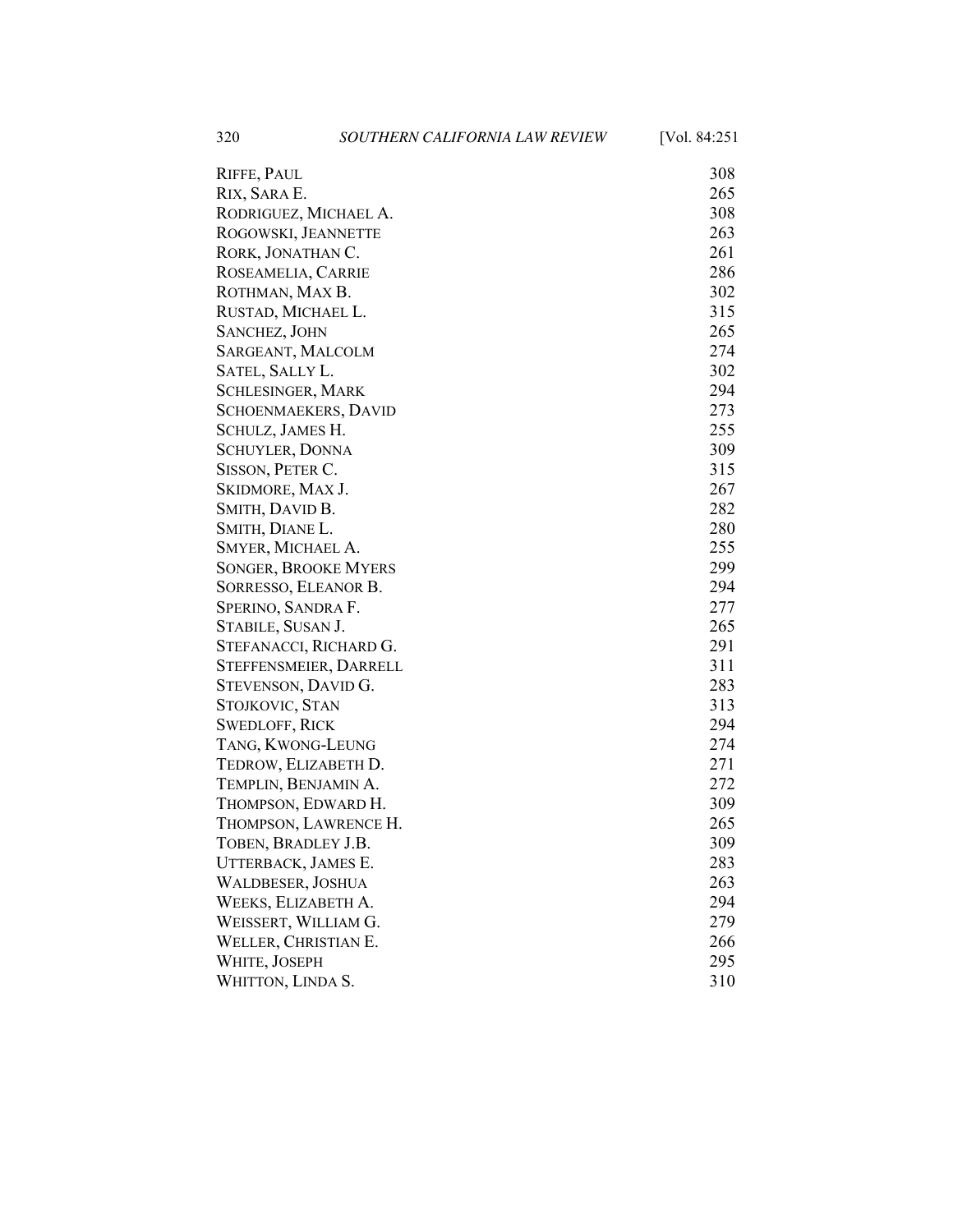| | |
|---|---|
| RIFFE, PAUL | 308 |
| RIX, SARA E. | 265 |
| RODRIGUEZ, MICHAEL A. | 308 |
| ROGOWSKI, JEANNETTE | 263 |
| RORK, JONATHAN C. | 261 |
| ROSEAMELIA, CARRIE | 286 |
| ROTHMAN, MAX B. | 302 |
| RUSTAD, MICHAEL L. | 315 |
| SANCHEZ, JOHN | 265 |
| SARGEANT, MALCOLM | 274 |
| SATEL, SALLY L. | 302 |
| SCHLESINGER, MARK | 294 |
| SCHOENMAEKERS, DAVID | 273 |
| SCHULZ, JAMES H. | 255 |
| SCHUYLER, DONNA | 309 |
| SISSON, PETER C. | 315 |
| SKIDMORE, MAX J. | 267 |
| SMITH, DAVID B. | 282 |
| SMITH, DIANE L. | 280 |
| SMYER, MICHAEL A. | 255 |
| SONGER, BROOKE MYERS | 299 |
| SORRESSO, ELEANOR B. | 294 |
| SPERINO, SANDRA F. | 277 |
| STABILE, SUSAN J. | 265 |
| STEFANACCI, RICHARD G. | 291 |
| STEFFENSMEIER, DARRELL | 311 |
| STEVENSON, DAVID G. | 283 |
| STOJKOVIC, STAN | 313 |
| SWEDLOFF, RICK | 294 |
| TANG, KWONG-LEUNG | 274 |
| TEDROW, ELIZABETH D. | 271 |
| TEMPLIN, BENJAMIN A. | 272 |
| THOMPSON, EDWARD H. | 309 |
| THOMPSON, LAWRENCE H. | 265 |
| TOBEN, BRADLEY J.B. | 309 |
| UTTERBACK, JAMES E. | 283 |
| WALDBESER, JOSHUA | 263 |
| WEEKS, ELIZABETH A. | 294 |
| WEISSERT, WILLIAM G. | 279 |
| WELLER, CHRISTIAN E. | 266 |
| WHITE, JOSEPH | 295 |
| WHITTON, LINDA S. | 310 |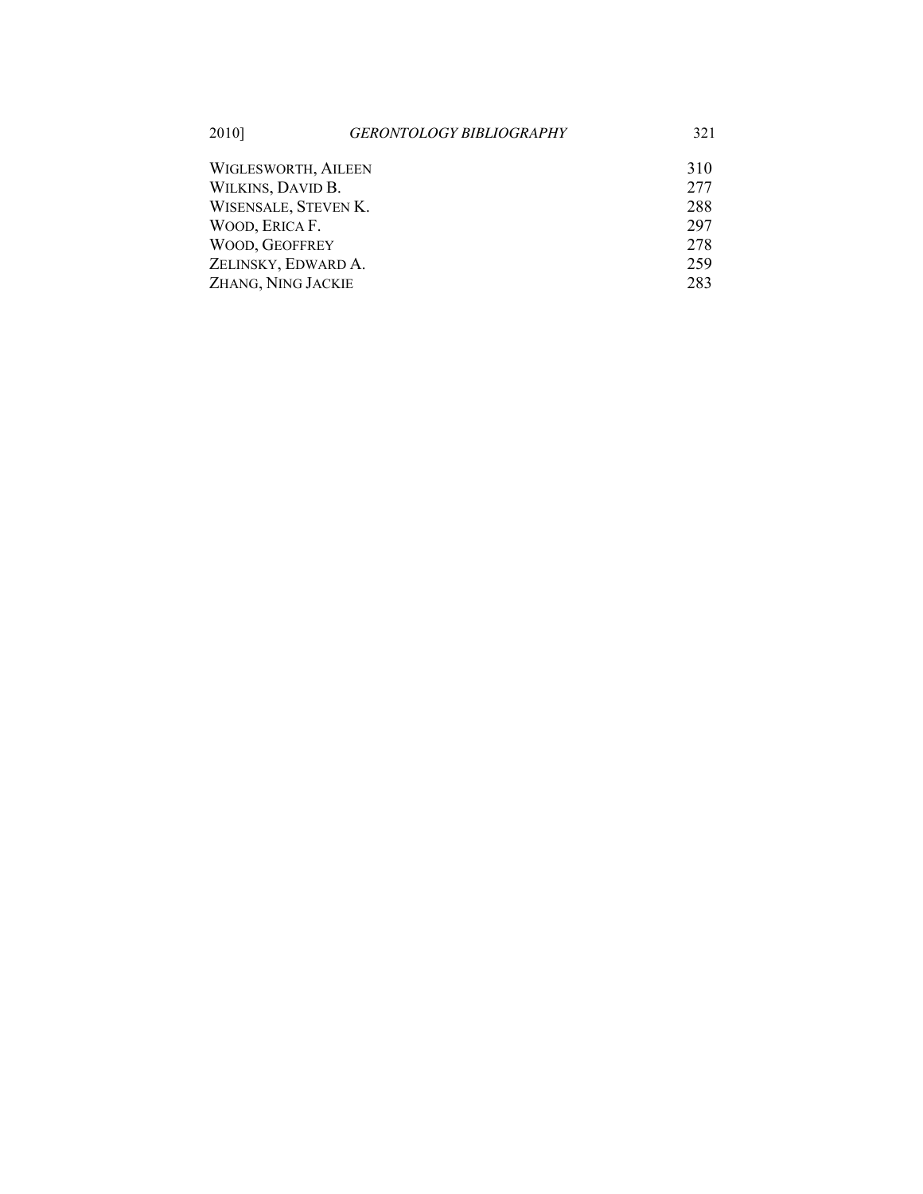| | |
|---|---|
| WIGLESWORTH, AILEEN | 310 |
| WILKINS, DAVID B. | 277 |
| WISENSALE, STEVEN K. | 288 |
| WOOD, ERICA F. | 297 |
| WOOD, GEOFFREY | 278 |
| ZELINSKY, EDWARD A. | 259 |
| ZHANG, NING JACKIE | 283 |